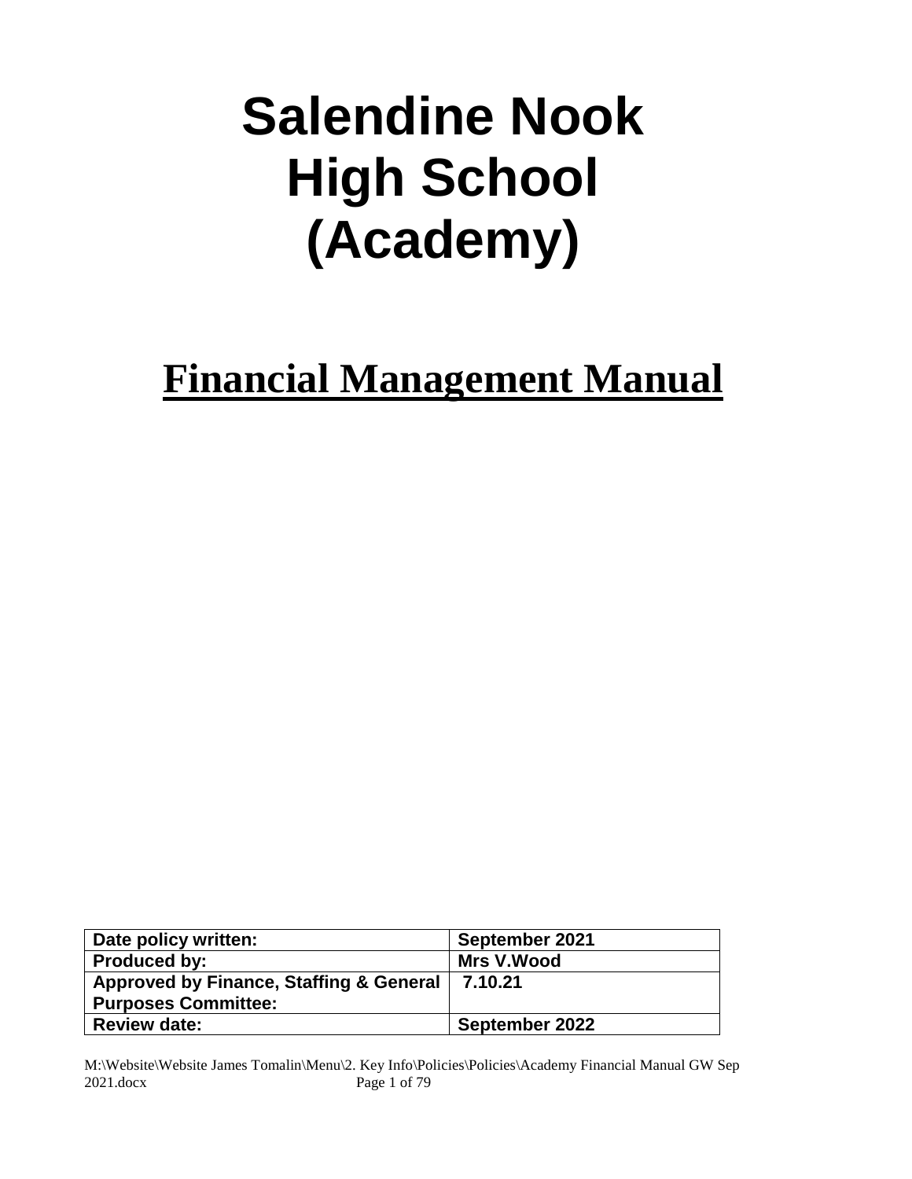# Salendine Nook High School (Academy)

## Financial Management Manual

| Date policy written: | September 2021 |
|---|---|
| Produced by: | Mrs V.Wood |
| Approved by Finance, Staffing & General Purposes Committee: | 7.10.21 |
| Review date: | September 2022 |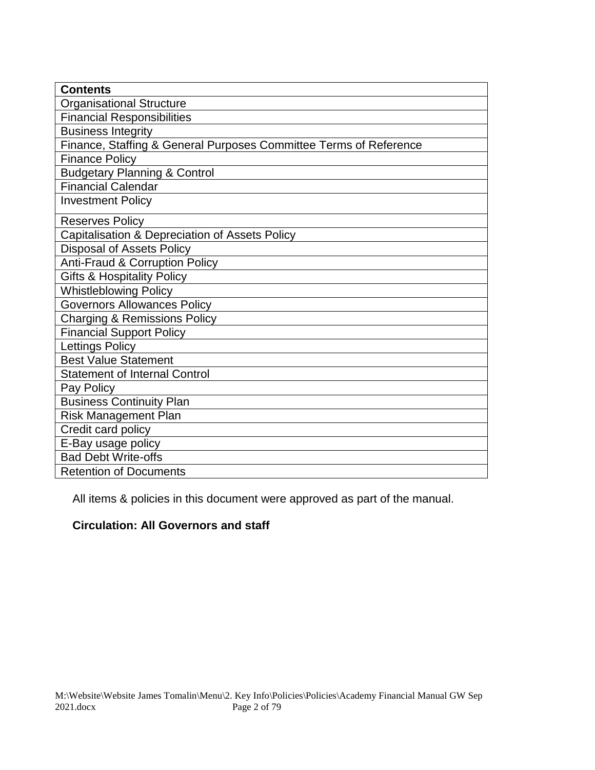| Contents |
|---|
| Organisational Structure |
| Financial Responsibilities |
| Business Integrity |
| Finance, Staffing & General Purposes Committee Terms of Reference |
| Finance Policy |
| Budgetary Planning & Control |
| Financial Calendar |
| Investment Policy |
| Reserves Policy |
| Capitalisation & Depreciation of Assets Policy |
| Disposal of Assets Policy |
| Anti-Fraud & Corruption Policy |
| Gifts & Hospitality Policy |
| Whistleblowing Policy |
| Governors Allowances Policy |
| Charging & Remissions Policy |
| Financial Support Policy |
| Lettings Policy |
| Best Value Statement |
| Statement of Internal Control |
| Pay Policy |
| Business Continuity Plan |
| Risk Management Plan |
| Credit card policy |
| E-Bay usage policy |
| Bad Debt Write-offs |
| Retention of Documents |

All items & policies in this document were approved as part of the manual.

**Circulation: All Governors and staff**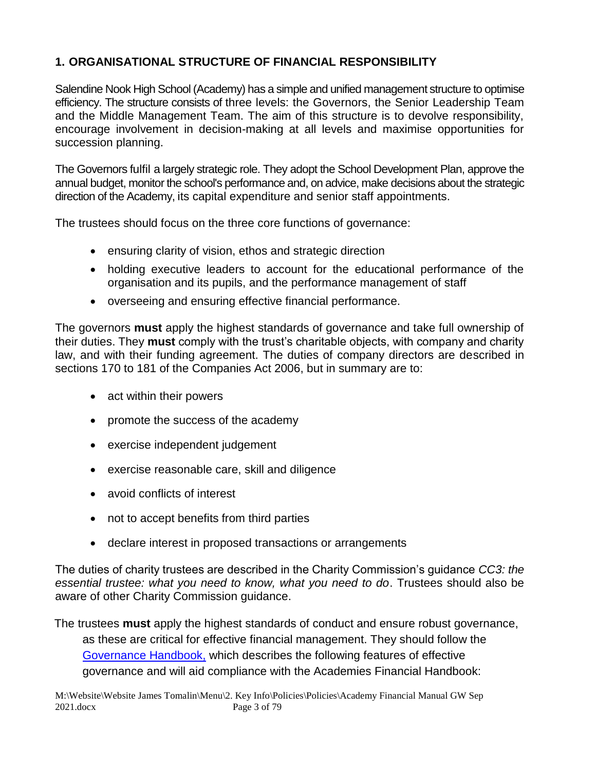## 1. ORGANISATIONAL STRUCTURE OF FINANCIAL RESPONSIBILITY

Salendine Nook High School (Academy) has a simple and unified management structure to optimise efficiency. The structure consists of three levels: the Governors, the Senior Leadership Team and the Middle Management Team. The aim of this structure is to devolve responsibility, encourage involvement in decision-making at all levels and maximise opportunities for succession planning.

The Governors fulfil a largely strategic role. They adopt the School Development Plan, approve the annual budget, monitor the school's performance and, on advice, make decisions about the strategic direction of the Academy, its capital expenditure and senior staff appointments.

The trustees should focus on the three core functions of governance:

- ensuring clarity of vision, ethos and strategic direction
- holding executive leaders to account for the educational performance of the organisation and its pupils, and the performance management of staff
- overseeing and ensuring effective financial performance.

The governors **must** apply the highest standards of governance and take full ownership of their duties. They **must** comply with the trust's charitable objects, with company and charity law, and with their funding agreement. The duties of company directors are described in sections 170 to 181 of the Companies Act 2006, but in summary are to:

- act within their powers
- promote the success of the academy
- exercise independent judgement
- exercise reasonable care, skill and diligence
- avoid conflicts of interest
- not to accept benefits from third parties
- declare interest in proposed transactions or arrangements

The duties of charity trustees are described in the Charity Commission's guidance *CC3: the essential trustee: what you need to know, what you need to do*. Trustees should also be aware of other Charity Commission guidance.

The trustees **must** apply the highest standards of conduct and ensure robust governance, as these are critical for effective financial management. They should follow the Governance Handbook, which describes the following features of effective governance and will aid compliance with the Academies Financial Handbook: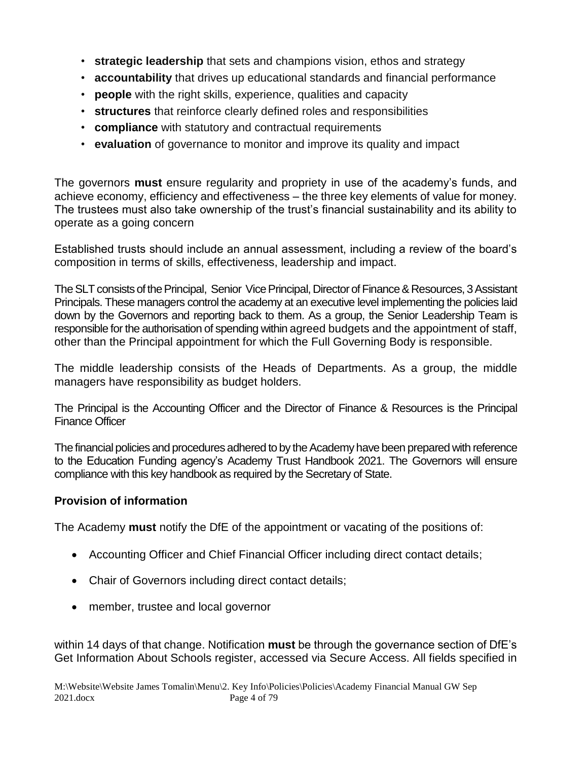- **strategic leadership** that sets and champions vision, ethos and strategy
- **accountability** that drives up educational standards and financial performance
- **people** with the right skills, experience, qualities and capacity
- **structures** that reinforce clearly defined roles and responsibilities
- **compliance** with statutory and contractual requirements
- **evaluation** of governance to monitor and improve its quality and impact

The governors **must** ensure regularity and propriety in use of the academy's funds, and achieve economy, efficiency and effectiveness – the three key elements of value for money. The trustees must also take ownership of the trust's financial sustainability and its ability to operate as a going concern

Established trusts should include an annual assessment, including a review of the board's composition in terms of skills, effectiveness, leadership and impact.

The SLT consists of the Principal, Senior Vice Principal, Director of Finance & Resources, 3 Assistant Principals. These managers control the academy at an executive level implementing the policies laid down by the Governors and reporting back to them. As a group, the Senior Leadership Team is responsible for the authorisation of spending within agreed budgets and the appointment of staff, other than the Principal appointment for which the Full Governing Body is responsible.

The middle leadership consists of the Heads of Departments. As a group, the middle managers have responsibility as budget holders.

The Principal is the Accounting Officer and the Director of Finance & Resources is the Principal Finance Officer

The financial policies and procedures adhered to by the Academy have been prepared with reference to the Education Funding agency's Academy Trust Handbook 2021. The Governors will ensure compliance with this key handbook as required by the Secretary of State.

### Provision of information

The Academy **must** notify the DfE of the appointment or vacating of the positions of:

- Accounting Officer and Chief Financial Officer including direct contact details;
- Chair of Governors including direct contact details;
- member, trustee and local governor

within 14 days of that change. Notification **must** be through the governance section of DfE's Get Information About Schools register, accessed via Secure Access. All fields specified in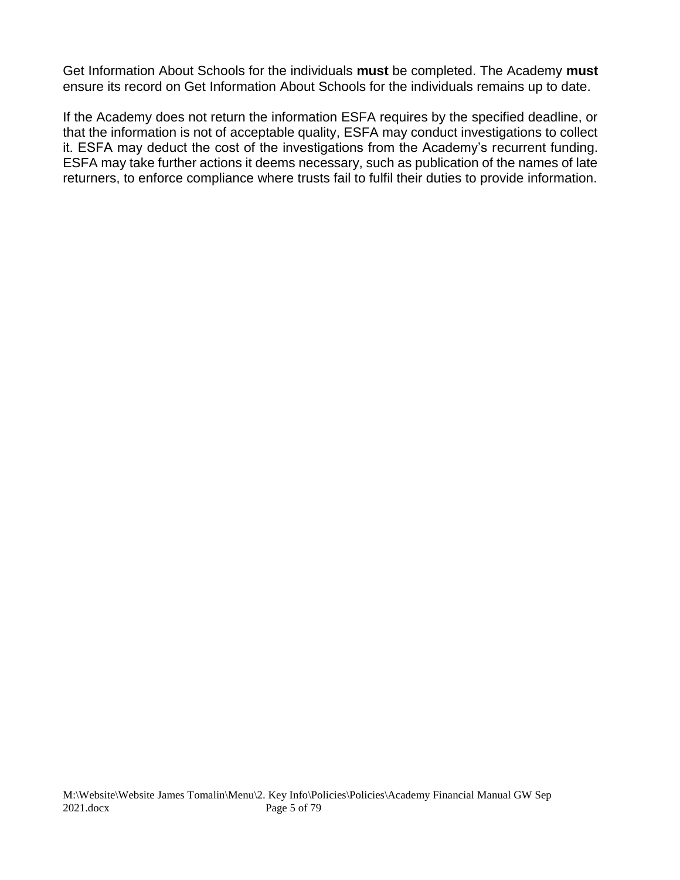Get Information About Schools for the individuals **must** be completed. The Academy **must** ensure its record on Get Information About Schools for the individuals remains up to date.

If the Academy does not return the information ESFA requires by the specified deadline, or that the information is not of acceptable quality, ESFA may conduct investigations to collect it. ESFA may deduct the cost of the investigations from the Academy's recurrent funding. ESFA may take further actions it deems necessary, such as publication of the names of late returners, to enforce compliance where trusts fail to fulfil their duties to provide information.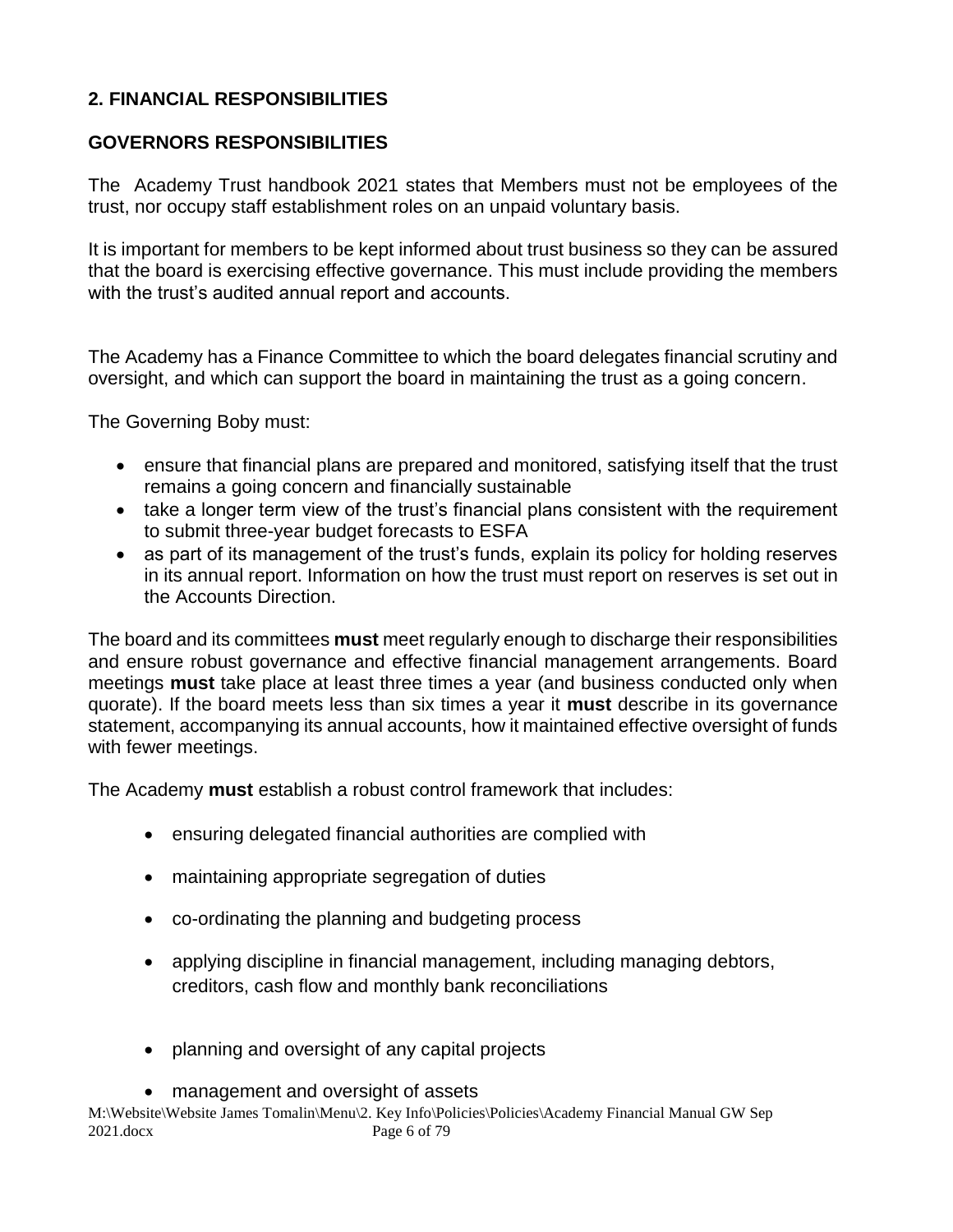## 2. FINANCIAL RESPONSIBILITIES

## GOVERNORS RESPONSIBILITIES

The Academy Trust handbook 2021 states that Members must not be employees of the trust, nor occupy staff establishment roles on an unpaid voluntary basis.

It is important for members to be kept informed about trust business so they can be assured that the board is exercising effective governance. This must include providing the members with the trust's audited annual report and accounts.

The Academy has a Finance Committee to which the board delegates financial scrutiny and oversight, and which can support the board in maintaining the trust as a going concern.

The Governing Boby must:

- ensure that financial plans are prepared and monitored, satisfying itself that the trust remains a going concern and financially sustainable
- take a longer term view of the trust's financial plans consistent with the requirement to submit three-year budget forecasts to ESFA
- as part of its management of the trust's funds, explain its policy for holding reserves in its annual report. Information on how the trust must report on reserves is set out in the Accounts Direction.

The board and its committees **must** meet regularly enough to discharge their responsibilities and ensure robust governance and effective financial management arrangements. Board meetings **must** take place at least three times a year (and business conducted only when quorate). If the board meets less than six times a year it **must** describe in its governance statement, accompanying its annual accounts, how it maintained effective oversight of funds with fewer meetings.

The Academy **must** establish a robust control framework that includes:

- ensuring delegated financial authorities are complied with
- maintaining appropriate segregation of duties
- co-ordinating the planning and budgeting process
- applying discipline in financial management, including managing debtors, creditors, cash flow and monthly bank reconciliations
- planning and oversight of any capital projects
- management and oversight of assets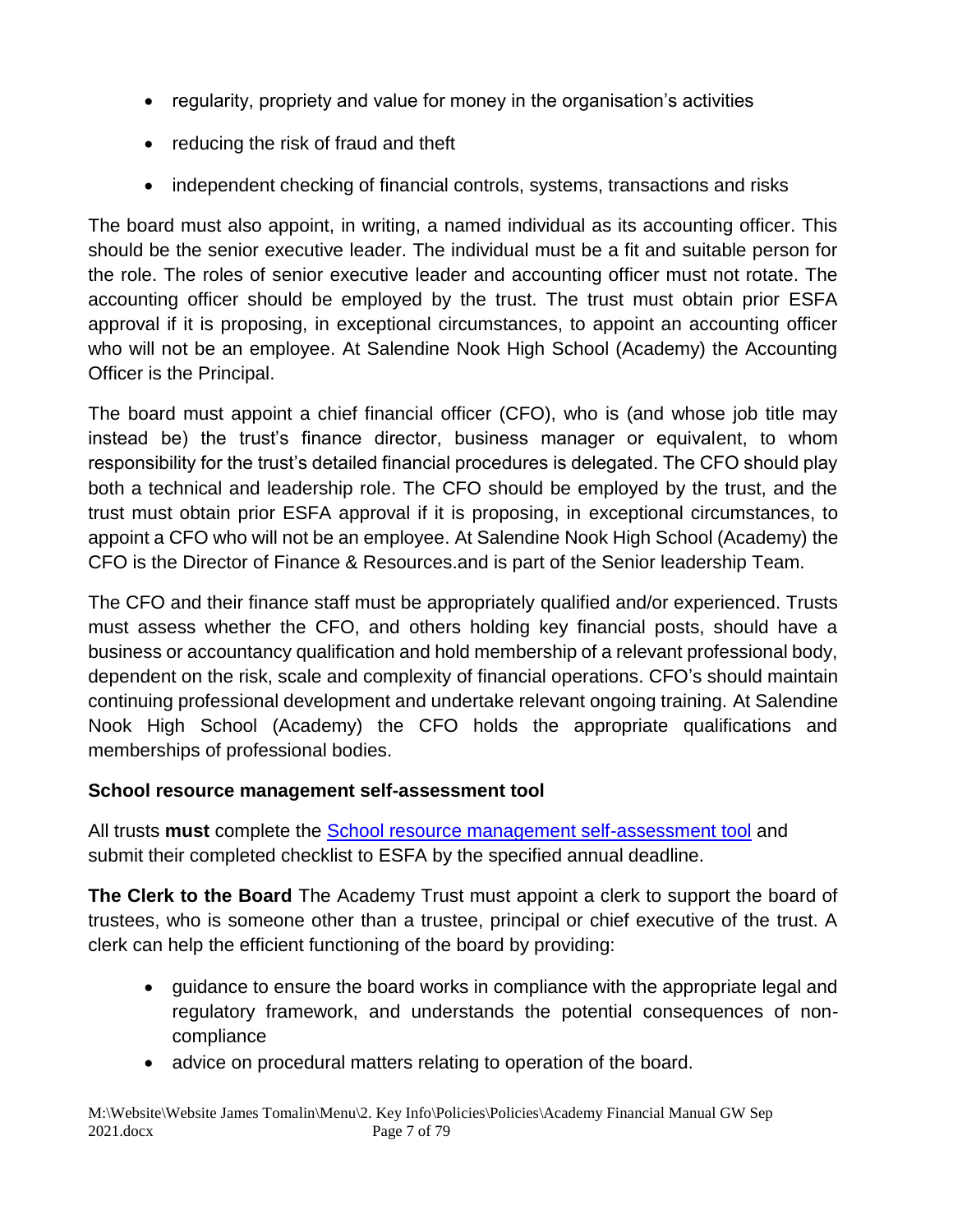- regularity, propriety and value for money in the organisation's activities
- reducing the risk of fraud and theft
- independent checking of financial controls, systems, transactions and risks

The board must also appoint, in writing, a named individual as its accounting officer. This should be the senior executive leader. The individual must be a fit and suitable person for the role. The roles of senior executive leader and accounting officer must not rotate. The accounting officer should be employed by the trust. The trust must obtain prior ESFA approval if it is proposing, in exceptional circumstances, to appoint an accounting officer who will not be an employee. At Salendine Nook High School (Academy) the Accounting Officer is the Principal.

The board must appoint a chief financial officer (CFO), who is (and whose job title may instead be) the trust's finance director, business manager or equivalent, to whom responsibility for the trust's detailed financial procedures is delegated. The CFO should play both a technical and leadership role. The CFO should be employed by the trust, and the trust must obtain prior ESFA approval if it is proposing, in exceptional circumstances, to appoint a CFO who will not be an employee. At Salendine Nook High School (Academy) the CFO is the Director of Finance & Resources.and is part of the Senior leadership Team.

The CFO and their finance staff must be appropriately qualified and/or experienced. Trusts must assess whether the CFO, and others holding key financial posts, should have a business or accountancy qualification and hold membership of a relevant professional body, dependent on the risk, scale and complexity of financial operations. CFO's should maintain continuing professional development and undertake relevant ongoing training. At Salendine Nook High School (Academy) the CFO holds the appropriate qualifications and memberships of professional bodies.

**School resource management self-assessment tool**

All trusts **must** complete the School resource management self-assessment tool and submit their completed checklist to ESFA by the specified annual deadline.

**The Clerk to the Board** The Academy Trust must appoint a clerk to support the board of trustees, who is someone other than a trustee, principal or chief executive of the trust. A clerk can help the efficient functioning of the board by providing:

- guidance to ensure the board works in compliance with the appropriate legal and regulatory framework, and understands the potential consequences of non-compliance
- advice on procedural matters relating to operation of the board.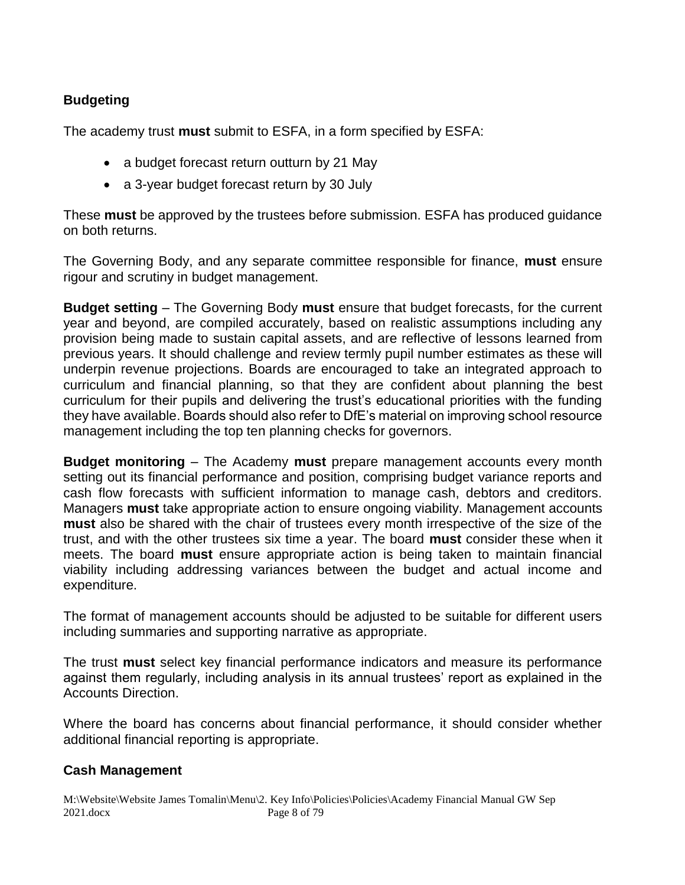## Budgeting

The academy trust **must** submit to ESFA, in a form specified by ESFA:

- a budget forecast return outturn by 21 May
- a 3-year budget forecast return by 30 July

These **must** be approved by the trustees before submission. ESFA has produced guidance on both returns.

The Governing Body, and any separate committee responsible for finance, **must** ensure rigour and scrutiny in budget management.

**Budget setting** – The Governing Body **must** ensure that budget forecasts, for the current year and beyond, are compiled accurately, based on realistic assumptions including any provision being made to sustain capital assets, and are reflective of lessons learned from previous years. It should challenge and review termly pupil number estimates as these will underpin revenue projections. Boards are encouraged to take an integrated approach to curriculum and financial planning, so that they are confident about planning the best curriculum for their pupils and delivering the trust's educational priorities with the funding they have available. Boards should also refer to DfE's material on improving school resource management including the top ten planning checks for governors.

**Budget monitoring** – The Academy **must** prepare management accounts every month setting out its financial performance and position, comprising budget variance reports and cash flow forecasts with sufficient information to manage cash, debtors and creditors. Managers **must** take appropriate action to ensure ongoing viability. Management accounts **must** also be shared with the chair of trustees every month irrespective of the size of the trust, and with the other trustees six time a year. The board **must** consider these when it meets. The board **must** ensure appropriate action is being taken to maintain financial viability including addressing variances between the budget and actual income and expenditure.

The format of management accounts should be adjusted to be suitable for different users including summaries and supporting narrative as appropriate.

The trust **must** select key financial performance indicators and measure its performance against them regularly, including analysis in its annual trustees' report as explained in the Accounts Direction.

Where the board has concerns about financial performance, it should consider whether additional financial reporting is appropriate.

## Cash Management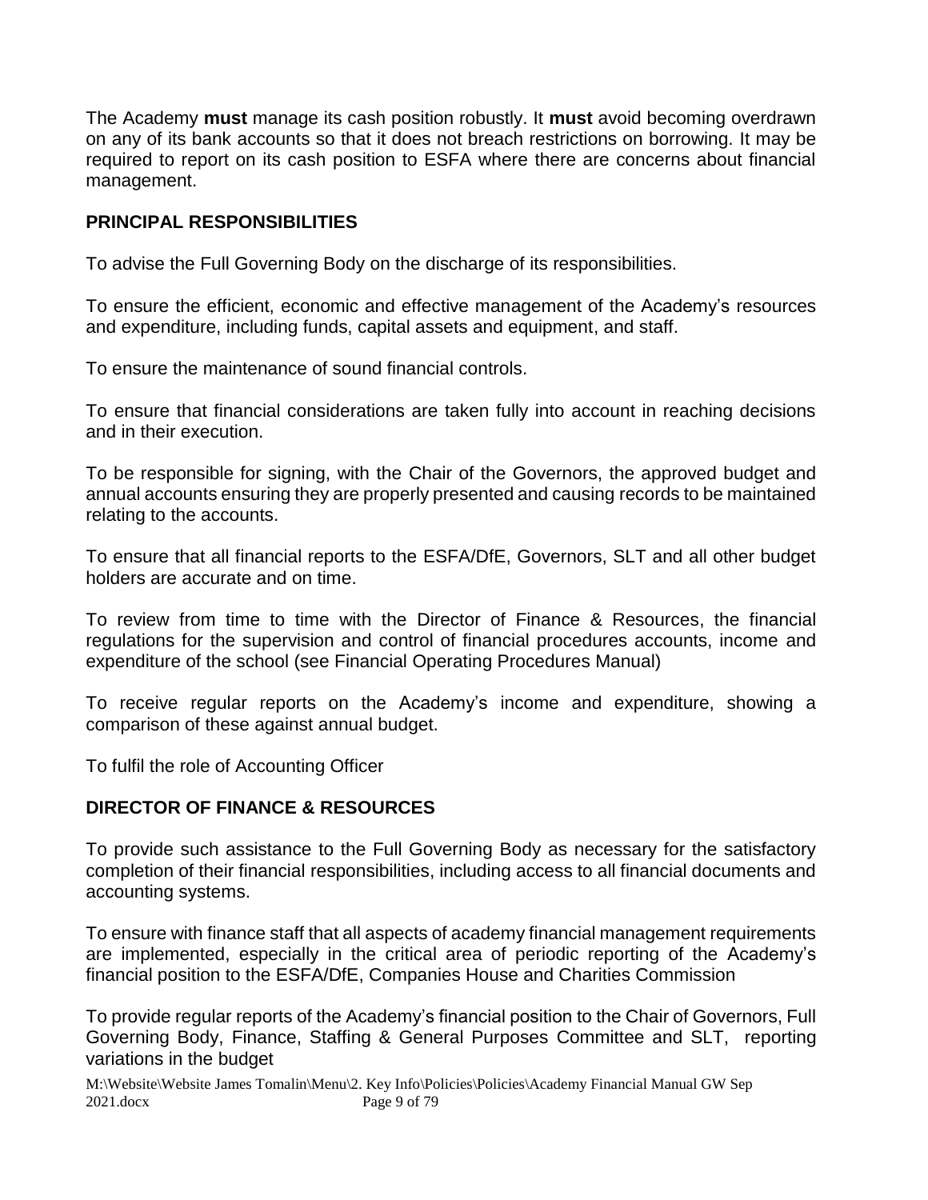The Academy **must** manage its cash position robustly. It **must** avoid becoming overdrawn on any of its bank accounts so that it does not breach restrictions on borrowing. It may be required to report on its cash position to ESFA where there are concerns about financial management.

## PRINCIPAL RESPONSIBILITIES

To advise the Full Governing Body on the discharge of its responsibilities.

To ensure the efficient, economic and effective management of the Academy's resources and expenditure, including funds, capital assets and equipment, and staff.

To ensure the maintenance of sound financial controls.

To ensure that financial considerations are taken fully into account in reaching decisions and in their execution.

To be responsible for signing, with the Chair of the Governors, the approved budget and annual accounts ensuring they are properly presented and causing records to be maintained relating to the accounts.

To ensure that all financial reports to the ESFA/DfE, Governors, SLT and all other budget holders are accurate and on time.

To review from time to time with the Director of Finance & Resources, the financial regulations for the supervision and control of financial procedures accounts, income and expenditure of the school (see Financial Operating Procedures Manual)

To receive regular reports on the Academy's income and expenditure, showing a comparison of these against annual budget.

To fulfil the role of Accounting Officer

## DIRECTOR OF FINANCE & RESOURCES

To provide such assistance to the Full Governing Body as necessary for the satisfactory completion of their financial responsibilities, including access to all financial documents and accounting systems.

To ensure with finance staff that all aspects of academy financial management requirements are implemented, especially in the critical area of periodic reporting of the Academy's financial position to the ESFA/DfE, Companies House and Charities Commission

To provide regular reports of the Academy's financial position to the Chair of Governors, Full Governing Body, Finance, Staffing & General Purposes Committee and SLT, reporting variations in the budget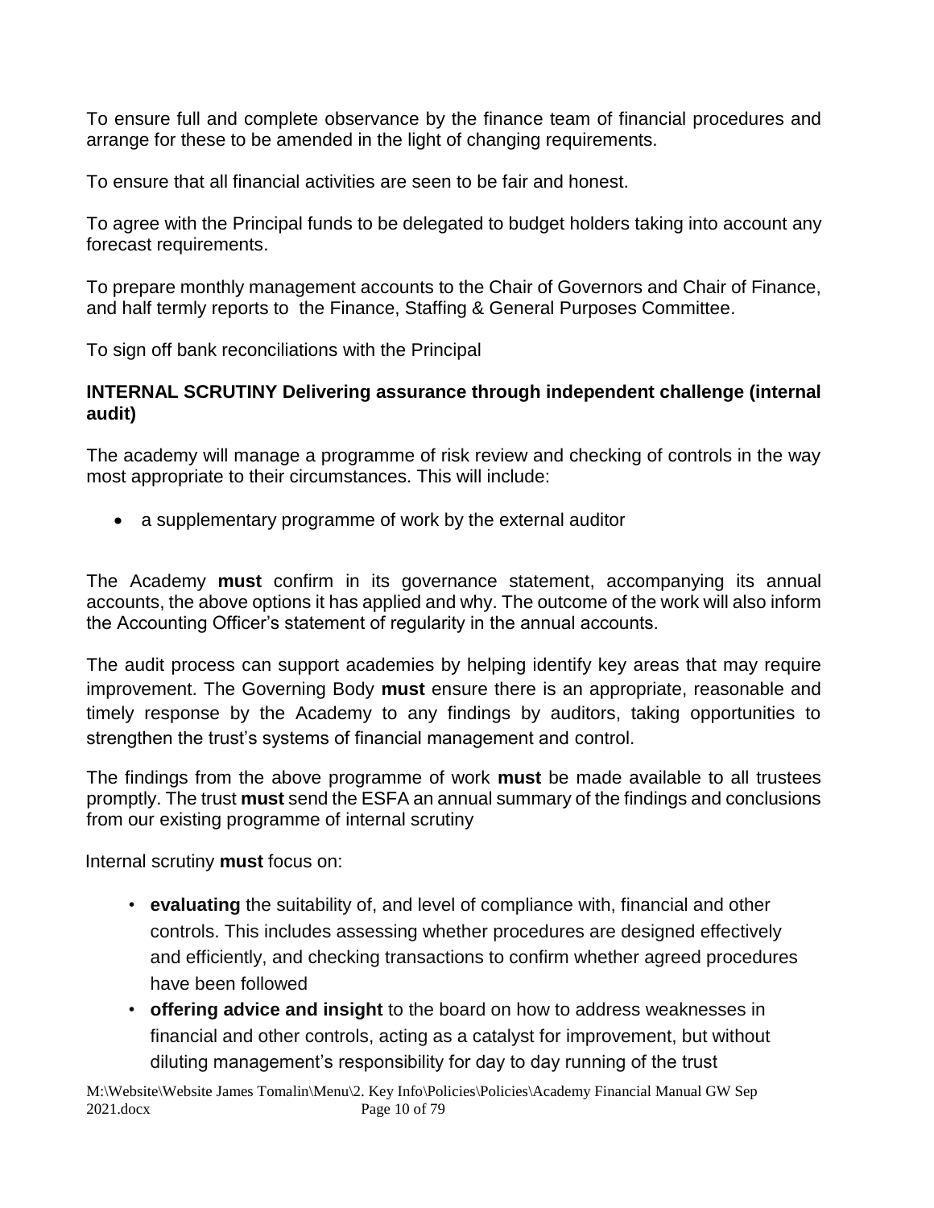To ensure full and complete observance by the finance team of financial procedures and arrange for these to be amended in the light of changing requirements.

To ensure that all financial activities are seen to be fair and honest.

To agree with the Principal funds to be delegated to budget holders taking into account any forecast requirements.

To prepare monthly management accounts to the Chair of Governors and Chair of Finance, and half termly reports to the Finance, Staffing & General Purposes Committee.

To sign off bank reconciliations with the Principal

**INTERNAL SCRUTINY Delivering assurance through independent challenge (internal audit)**

The academy will manage a programme of risk review and checking of controls in the way most appropriate to their circumstances. This will include:

- a supplementary programme of work by the external auditor

The Academy **must** confirm in its governance statement, accompanying its annual accounts, the above options it has applied and why. The outcome of the work will also inform the Accounting Officer's statement of regularity in the annual accounts.

The audit process can support academies by helping identify key areas that may require improvement. The Governing Body **must** ensure there is an appropriate, reasonable and timely response by the Academy to any findings by auditors, taking opportunities to strengthen the trust's systems of financial management and control.

The findings from the above programme of work **must** be made available to all trustees promptly. The trust **must** send the ESFA an annual summary of the findings and conclusions from our existing programme of internal scrutiny

Internal scrutiny **must** focus on:

- **evaluating** the suitability of, and level of compliance with, financial and other controls. This includes assessing whether procedures are designed effectively and efficiently, and checking transactions to confirm whether agreed procedures have been followed
- **offering advice and insight** to the board on how to address weaknesses in financial and other controls, acting as a catalyst for improvement, but without diluting management's responsibility for day to day running of the trust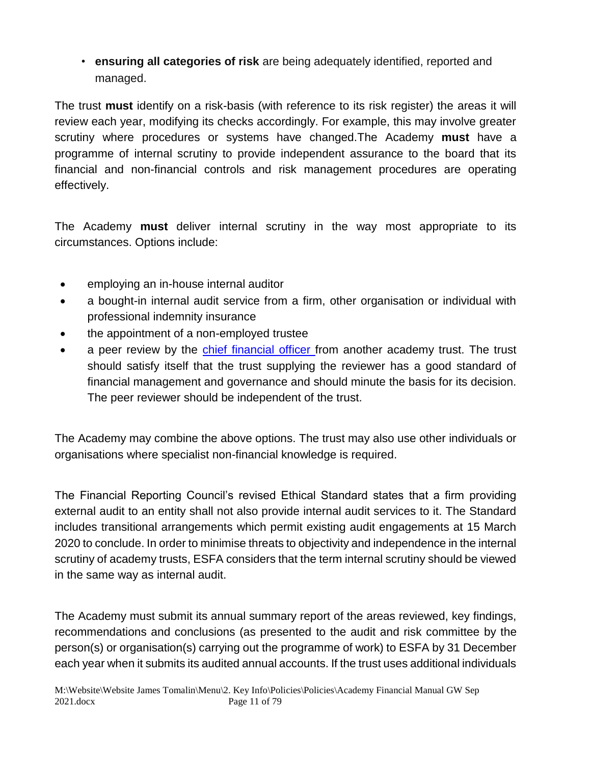- **ensuring all categories of risk** are being adequately identified, reported and managed.

The trust **must** identify on a risk-basis (with reference to its risk register) the areas it will review each year, modifying its checks accordingly. For example, this may involve greater scrutiny where procedures or systems have changed.The Academy **must** have a programme of internal scrutiny to provide independent assurance to the board that its financial and non-financial controls and risk management procedures are operating effectively.

The Academy **must** deliver internal scrutiny in the way most appropriate to its circumstances. Options include:

- employing an in-house internal auditor
- a bought-in internal audit service from a firm, other organisation or individual with professional indemnity insurance
- the appointment of a non-employed trustee
- a peer review by the chief financial officer from another academy trust. The trust should satisfy itself that the trust supplying the reviewer has a good standard of financial management and governance and should minute the basis for its decision. The peer reviewer should be independent of the trust.

The Academy may combine the above options. The trust may also use other individuals or organisations where specialist non-financial knowledge is required.

The Financial Reporting Council's revised Ethical Standard states that a firm providing external audit to an entity shall not also provide internal audit services to it. The Standard includes transitional arrangements which permit existing audit engagements at 15 March 2020 to conclude. In order to minimise threats to objectivity and independence in the internal scrutiny of academy trusts, ESFA considers that the term internal scrutiny should be viewed in the same way as internal audit.

The Academy must submit its annual summary report of the areas reviewed, key findings, recommendations and conclusions (as presented to the audit and risk committee by the person(s) or organisation(s) carrying out the programme of work) to ESFA by 31 December each year when it submits its audited annual accounts. If the trust uses additional individuals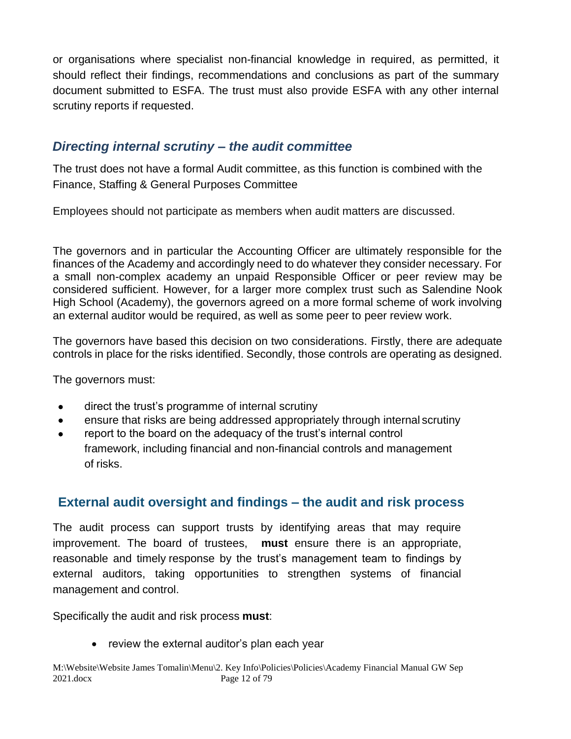or organisations where specialist non-financial knowledge in required, as permitted, it should reflect their findings, recommendations and conclusions as part of the summary document submitted to ESFA. The trust must also provide ESFA with any other internal scrutiny reports if requested.

## *Directing internal scrutiny – the audit committee*

The trust does not have a formal Audit committee, as this function is combined with the Finance, Staffing & General Purposes Committee

Employees should not participate as members when audit matters are discussed.

The governors and in particular the Accounting Officer are ultimately responsible for the finances of the Academy and accordingly need to do whatever they consider necessary. For a small non-complex academy an unpaid Responsible Officer or peer review may be considered sufficient. However, for a larger more complex trust such as Salendine Nook High School (Academy), the governors agreed on a more formal scheme of work involving an external auditor would be required, as well as some peer to peer review work.

The governors have based this decision on two considerations. Firstly, there are adequate controls in place for the risks identified. Secondly, those controls are operating as designed.

The governors must:

- direct the trust's programme of internal scrutiny
- ensure that risks are being addressed appropriately through internal scrutiny
- report to the board on the adequacy of the trust's internal control framework, including financial and non-financial controls and management of risks.

## External audit oversight and findings – the audit and risk process

The audit process can support trusts by identifying areas that may require improvement. The board of trustees, **must** ensure there is an appropriate, reasonable and timely response by the trust's management team to findings by external auditors, taking opportunities to strengthen systems of financial management and control.

Specifically the audit and risk process **must**:

- review the external auditor's plan each year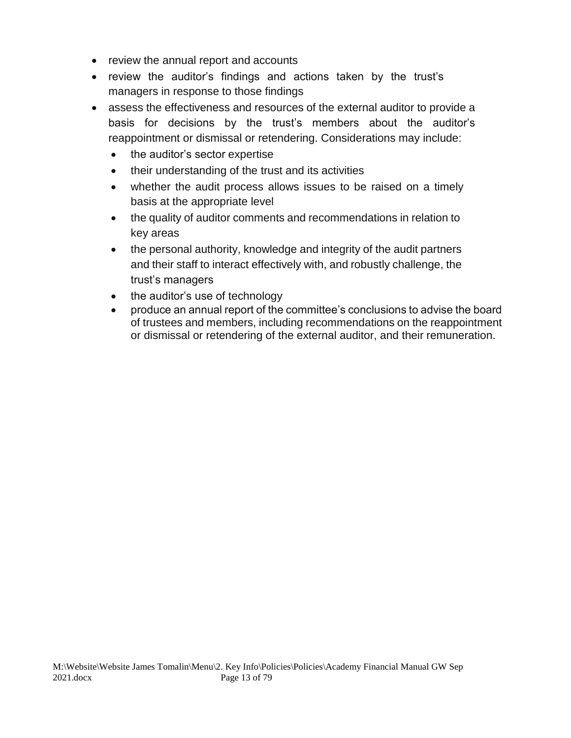- review the annual report and accounts
- review the auditor's findings and actions taken by the trust's managers in response to those findings
- assess the effectiveness and resources of the external auditor to provide a basis for decisions by the trust's members about the auditor's reappointment or dismissal or retendering. Considerations may include:
  - the auditor's sector expertise
  - their understanding of the trust and its activities
  - whether the audit process allows issues to be raised on a timely basis at the appropriate level
  - the quality of auditor comments and recommendations in relation to key areas
  - the personal authority, knowledge and integrity of the audit partners and their staff to interact effectively with, and robustly challenge, the trust's managers
  - the auditor's use of technology
  - produce an annual report of the committee's conclusions to advise the board of trustees and members, including recommendations on the reappointment or dismissal or retendering of the external auditor, and their remuneration.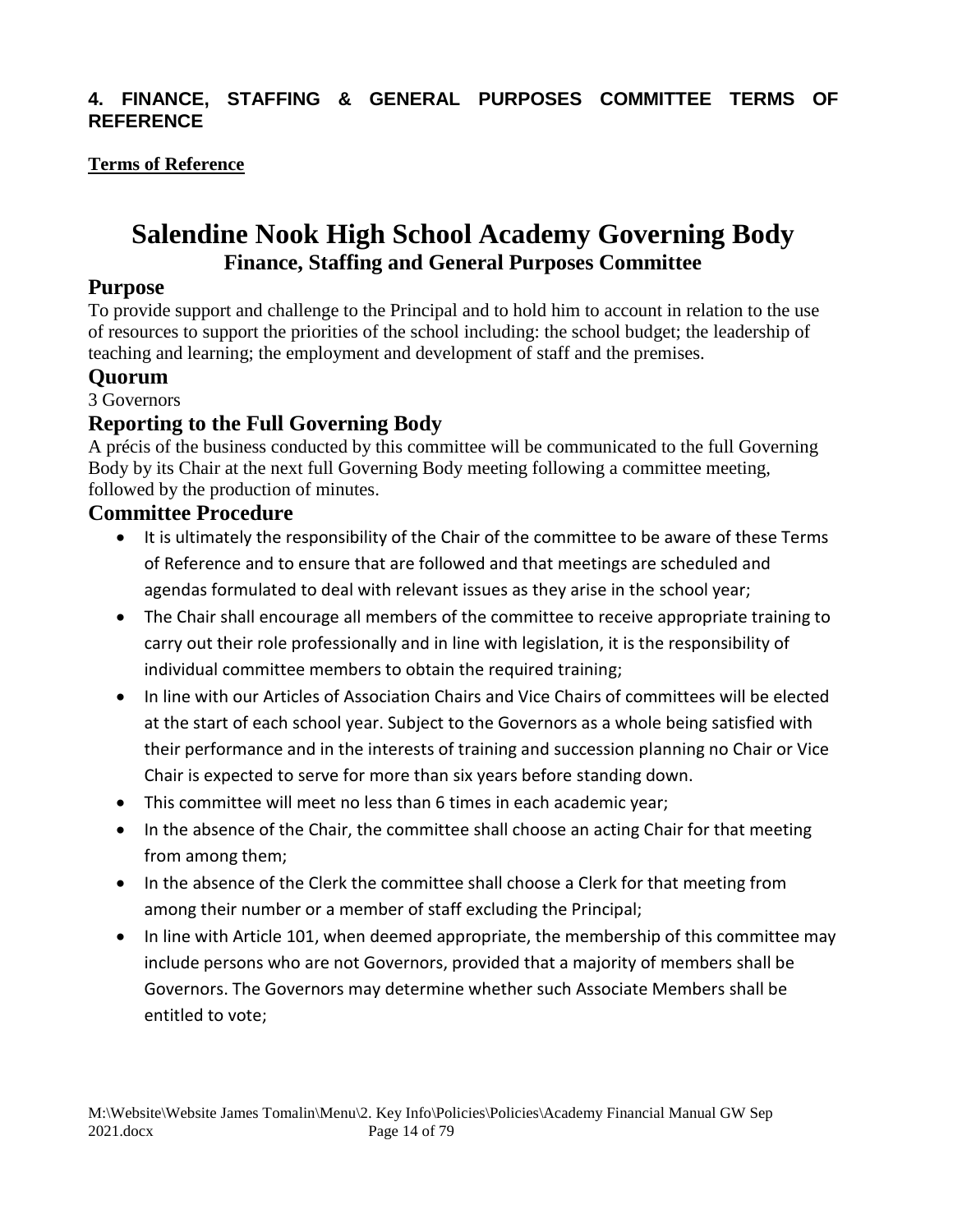## 4. FINANCE, STAFFING & GENERAL PURPOSES COMMITTEE TERMS OF REFERENCE

**Terms of Reference**

# Salendine Nook High School Academy Governing Body

### Finance, Staffing and General Purposes Committee

## Purpose

To provide support and challenge to the Principal and to hold him to account in relation to the use of resources to support the priorities of the school including: the school budget; the leadership of teaching and learning; the employment and development of staff and the premises.

## Quorum

3 Governors

## Reporting to the Full Governing Body

A précis of the business conducted by this committee will be communicated to the full Governing Body by its Chair at the next full Governing Body meeting following a committee meeting, followed by the production of minutes.

## Committee Procedure

- It is ultimately the responsibility of the Chair of the committee to be aware of these Terms of Reference and to ensure that are followed and that meetings are scheduled and agendas formulated to deal with relevant issues as they arise in the school year;
- The Chair shall encourage all members of the committee to receive appropriate training to carry out their role professionally and in line with legislation, it is the responsibility of individual committee members to obtain the required training;
- In line with our Articles of Association Chairs and Vice Chairs of committees will be elected at the start of each school year. Subject to the Governors as a whole being satisfied with their performance and in the interests of training and succession planning no Chair or Vice Chair is expected to serve for more than six years before standing down.
- This committee will meet no less than 6 times in each academic year;
- In the absence of the Chair, the committee shall choose an acting Chair for that meeting from among them;
- In the absence of the Clerk the committee shall choose a Clerk for that meeting from among their number or a member of staff excluding the Principal;
- In line with Article 101, when deemed appropriate, the membership of this committee may include persons who are not Governors, provided that a majority of members shall be Governors. The Governors may determine whether such Associate Members shall be entitled to vote;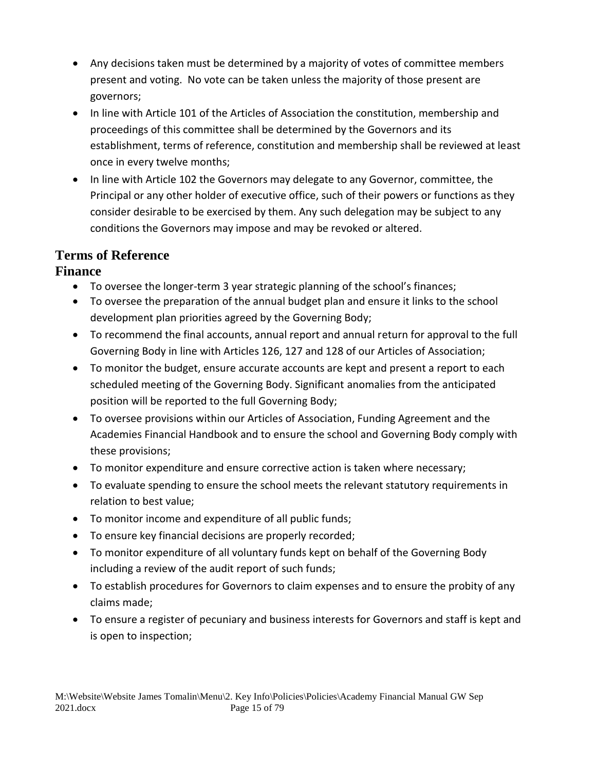- Any decisions taken must be determined by a majority of votes of committee members present and voting. No vote can be taken unless the majority of those present are governors;
- In line with Article 101 of the Articles of Association the constitution, membership and proceedings of this committee shall be determined by the Governors and its establishment, terms of reference, constitution and membership shall be reviewed at least once in every twelve months;
- In line with Article 102 the Governors may delegate to any Governor, committee, the Principal or any other holder of executive office, such of their powers or functions as they consider desirable to be exercised by them. Any such delegation may be subject to any conditions the Governors may impose and may be revoked or altered.

## Terms of Reference

## Finance

- To oversee the longer-term 3 year strategic planning of the school's finances;
- To oversee the preparation of the annual budget plan and ensure it links to the school development plan priorities agreed by the Governing Body;
- To recommend the final accounts, annual report and annual return for approval to the full Governing Body in line with Articles 126, 127 and 128 of our Articles of Association;
- To monitor the budget, ensure accurate accounts are kept and present a report to each scheduled meeting of the Governing Body. Significant anomalies from the anticipated position will be reported to the full Governing Body;
- To oversee provisions within our Articles of Association, Funding Agreement and the Academies Financial Handbook and to ensure the school and Governing Body comply with these provisions;
- To monitor expenditure and ensure corrective action is taken where necessary;
- To evaluate spending to ensure the school meets the relevant statutory requirements in relation to best value;
- To monitor income and expenditure of all public funds;
- To ensure key financial decisions are properly recorded;
- To monitor expenditure of all voluntary funds kept on behalf of the Governing Body including a review of the audit report of such funds;
- To establish procedures for Governors to claim expenses and to ensure the probity of any claims made;
- To ensure a register of pecuniary and business interests for Governors and staff is kept and is open to inspection;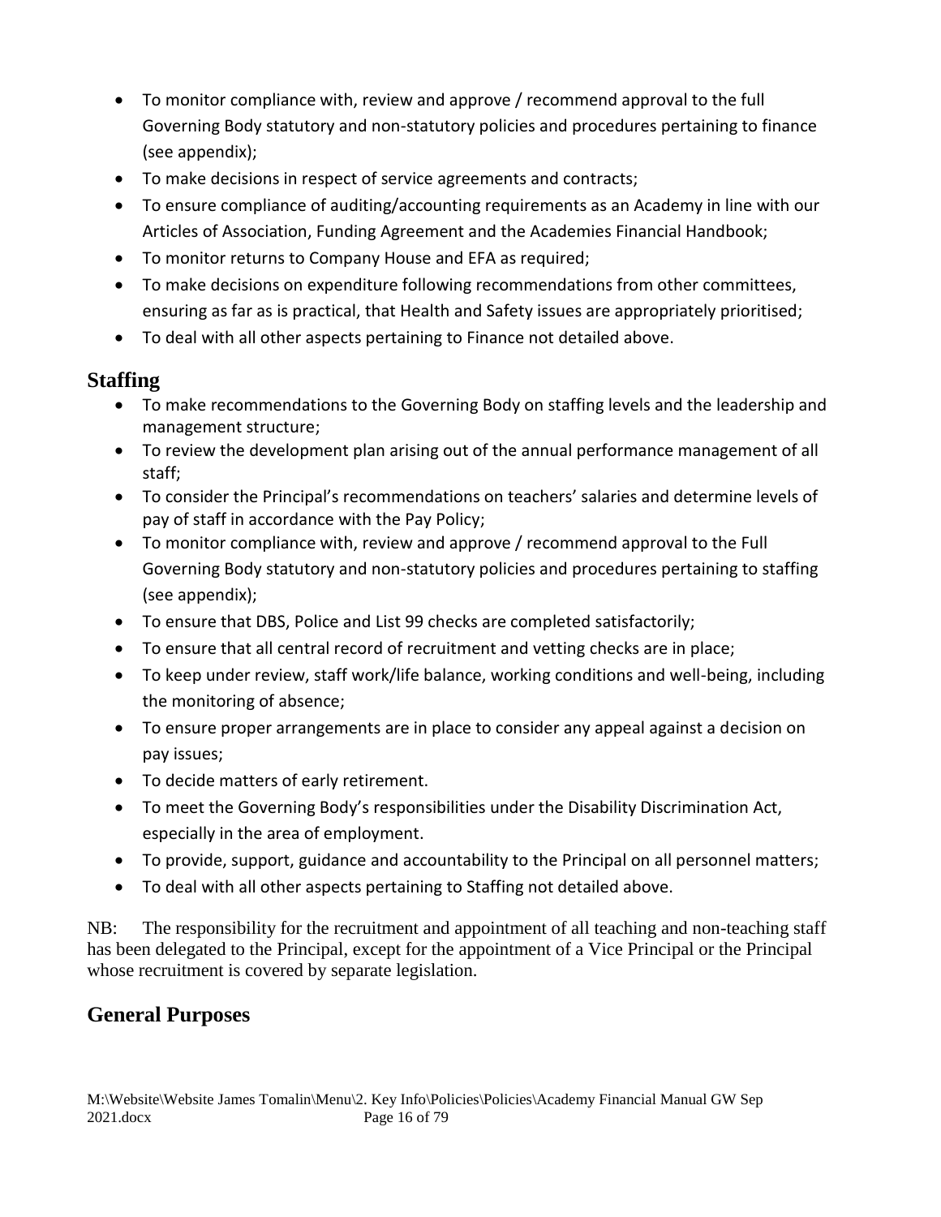- To monitor compliance with, review and approve / recommend approval to the full Governing Body statutory and non-statutory policies and procedures pertaining to finance (see appendix);
- To make decisions in respect of service agreements and contracts;
- To ensure compliance of auditing/accounting requirements as an Academy in line with our Articles of Association, Funding Agreement and the Academies Financial Handbook;
- To monitor returns to Company House and EFA as required;
- To make decisions on expenditure following recommendations from other committees, ensuring as far as is practical, that Health and Safety issues are appropriately prioritised;
- To deal with all other aspects pertaining to Finance not detailed above.

## Staffing

- To make recommendations to the Governing Body on staffing levels and the leadership and management structure;
- To review the development plan arising out of the annual performance management of all staff;
- To consider the Principal's recommendations on teachers' salaries and determine levels of pay of staff in accordance with the Pay Policy;
- To monitor compliance with, review and approve / recommend approval to the Full Governing Body statutory and non-statutory policies and procedures pertaining to staffing (see appendix);
- To ensure that DBS, Police and List 99 checks are completed satisfactorily;
- To ensure that all central record of recruitment and vetting checks are in place;
- To keep under review, staff work/life balance, working conditions and well-being, including the monitoring of absence;
- To ensure proper arrangements are in place to consider any appeal against a decision on pay issues;
- To decide matters of early retirement.
- To meet the Governing Body's responsibilities under the Disability Discrimination Act, especially in the area of employment.
- To provide, support, guidance and accountability to the Principal on all personnel matters;
- To deal with all other aspects pertaining to Staffing not detailed above.

NB: The responsibility for the recruitment and appointment of all teaching and non-teaching staff has been delegated to the Principal, except for the appointment of a Vice Principal or the Principal whose recruitment is covered by separate legislation.

## General Purposes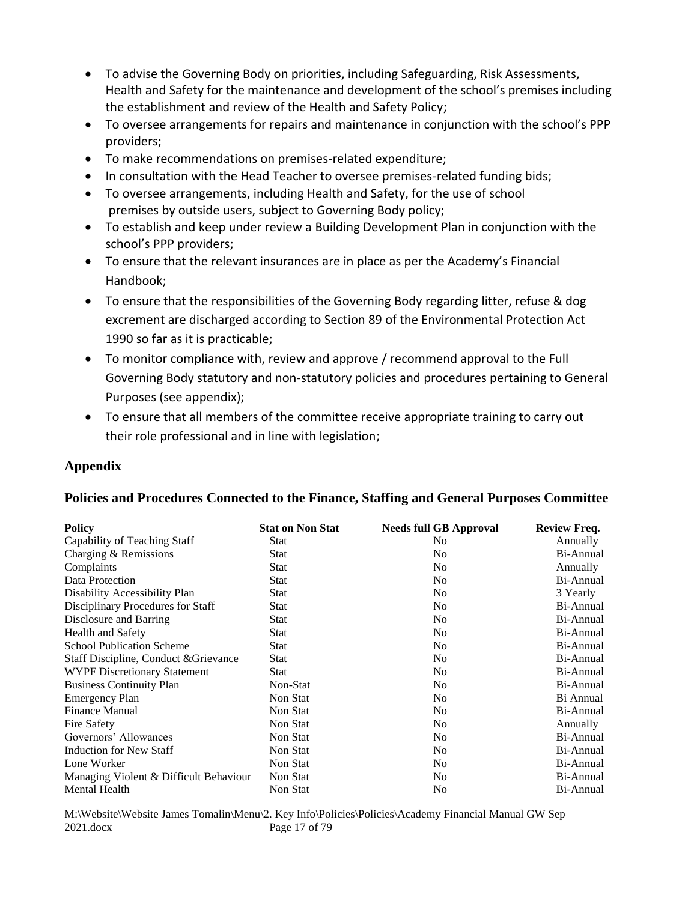- To advise the Governing Body on priorities, including Safeguarding, Risk Assessments, Health and Safety for the maintenance and development of the school's premises including the establishment and review of the Health and Safety Policy;
- To oversee arrangements for repairs and maintenance in conjunction with the school's PPP providers;
- To make recommendations on premises-related expenditure;
- In consultation with the Head Teacher to oversee premises-related funding bids;
- To oversee arrangements, including Health and Safety, for the use of school premises by outside users, subject to Governing Body policy;
- To establish and keep under review a Building Development Plan in conjunction with the school's PPP providers;
- To ensure that the relevant insurances are in place as per the Academy's Financial Handbook;
- To ensure that the responsibilities of the Governing Body regarding litter, refuse & dog excrement are discharged according to Section 89 of the Environmental Protection Act 1990 so far as it is practicable;
- To monitor compliance with, review and approve / recommend approval to the Full Governing Body statutory and non-statutory policies and procedures pertaining to General Purposes (see appendix);
- To ensure that all members of the committee receive appropriate training to carry out their role professional and in line with legislation;

## Appendix

## Policies and Procedures Connected to the Finance, Staffing and General Purposes Committee

| Policy | Stat on Non Stat | Needs full GB Approval | Review Freq. |
|---|---|---|---|
| Capability of Teaching Staff | Stat | No | Annually |
| Charging & Remissions | Stat | No | Bi-Annual |
| Complaints | Stat | No | Annually |
| Data Protection | Stat | No | Bi-Annual |
| Disability Accessibility Plan | Stat | No | 3 Yearly |
| Disciplinary Procedures for Staff | Stat | No | Bi-Annual |
| Disclosure and Barring | Stat | No | Bi-Annual |
| Health and Safety | Stat | No | Bi-Annual |
| School Publication Scheme | Stat | No | Bi-Annual |
| Staff Discipline, Conduct &Grievance | Stat | No | Bi-Annual |
| WYPF Discretionary Statement | Stat | No | Bi-Annual |
| Business Continuity Plan | Non-Stat | No | Bi-Annual |
| Emergency Plan | Non Stat | No | Bi Annual |
| Finance Manual | Non Stat | No | Bi-Annual |
| Fire Safety | Non Stat | No | Annually |
| Governors' Allowances | Non Stat | No | Bi-Annual |
| Induction for New Staff | Non Stat | No | Bi-Annual |
| Lone Worker | Non Stat | No | Bi-Annual |
| Managing Violent & Difficult Behaviour | Non Stat | No | Bi-Annual |
| Mental Health | Non Stat | No | Bi-Annual |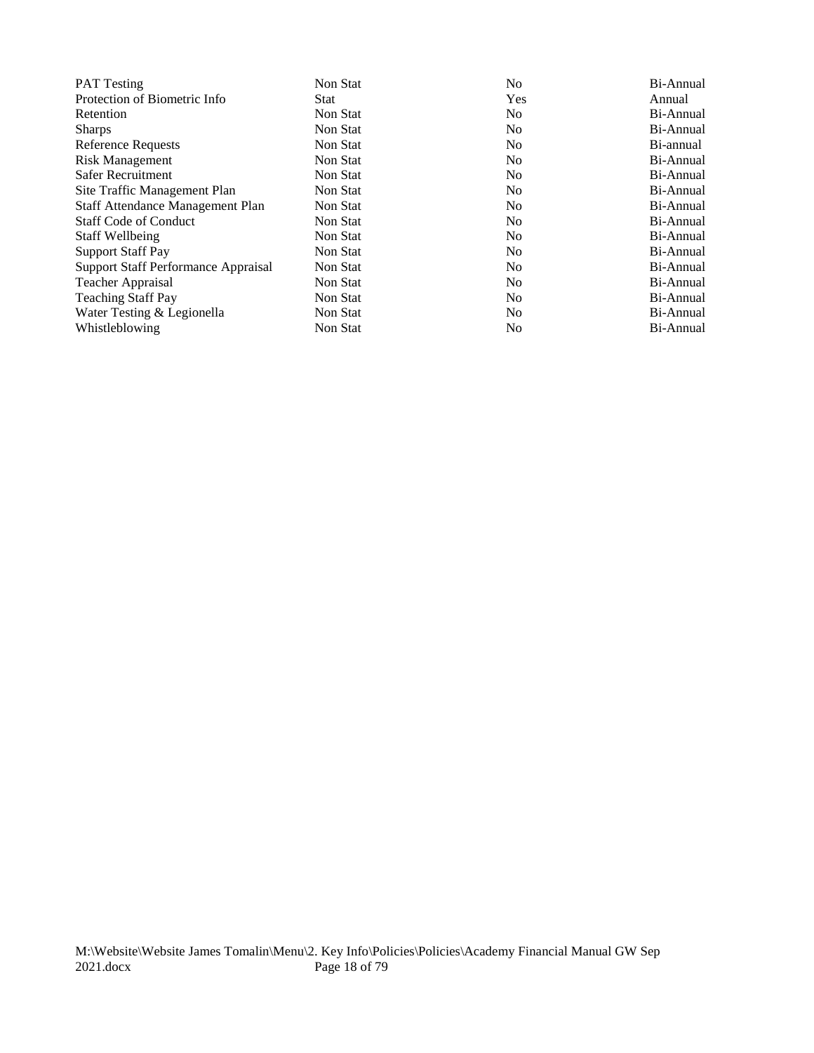| | | | |
|---|---|---|---|
| PAT Testing | Non Stat | No | Bi-Annual |
| Protection of Biometric Info | Stat | Yes | Annual |
| Retention | Non Stat | No | Bi-Annual |
| Sharps | Non Stat | No | Bi-Annual |
| Reference Requests | Non Stat | No | Bi-annual |
| Risk Management | Non Stat | No | Bi-Annual |
| Safer Recruitment | Non Stat | No | Bi-Annual |
| Site Traffic Management Plan | Non Stat | No | Bi-Annual |
| Staff Attendance Management Plan | Non Stat | No | Bi-Annual |
| Staff Code of Conduct | Non Stat | No | Bi-Annual |
| Staff Wellbeing | Non Stat | No | Bi-Annual |
| Support Staff Pay | Non Stat | No | Bi-Annual |
| Support Staff Performance Appraisal | Non Stat | No | Bi-Annual |
| Teacher Appraisal | Non Stat | No | Bi-Annual |
| Teaching Staff Pay | Non Stat | No | Bi-Annual |
| Water Testing & Legionella | Non Stat | No | Bi-Annual |
| Whistleblowing | Non Stat | No | Bi-Annual |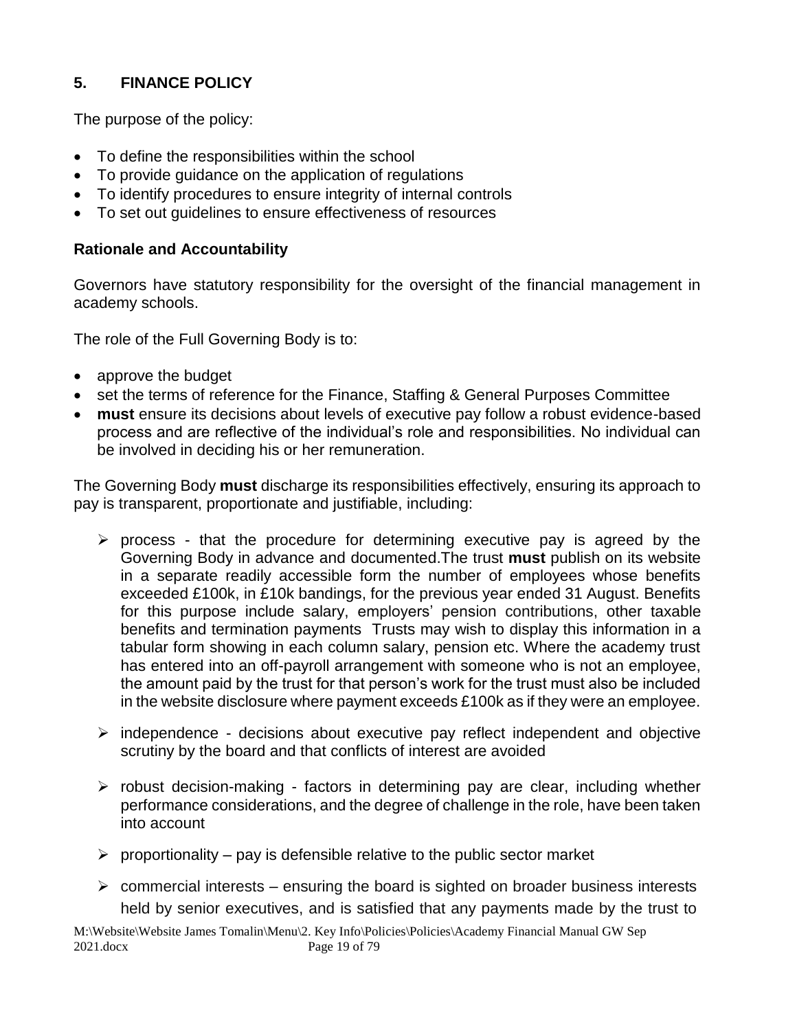## 5. FINANCE POLICY

The purpose of the policy:

- To define the responsibilities within the school
- To provide guidance on the application of regulations
- To identify procedures to ensure integrity of internal controls
- To set out guidelines to ensure effectiveness of resources

### Rationale and Accountability

Governors have statutory responsibility for the oversight of the financial management in academy schools.

The role of the Full Governing Body is to:

- approve the budget
- set the terms of reference for the Finance, Staffing & General Purposes Committee
- **must** ensure its decisions about levels of executive pay follow a robust evidence-based process and are reflective of the individual's role and responsibilities. No individual can be involved in deciding his or her remuneration.

The Governing Body **must** discharge its responsibilities effectively, ensuring its approach to pay is transparent, proportionate and justifiable, including:

- process - that the procedure for determining executive pay is agreed by the Governing Body in advance and documented.The trust **must** publish on its website in a separate readily accessible form the number of employees whose benefits exceeded £100k, in £10k bandings, for the previous year ended 31 August. Benefits for this purpose include salary, employers' pension contributions, other taxable benefits and termination payments Trusts may wish to display this information in a tabular form showing in each column salary, pension etc. Where the academy trust has entered into an off-payroll arrangement with someone who is not an employee, the amount paid by the trust for that person's work for the trust must also be included in the website disclosure where payment exceeds £100k as if they were an employee.

- independence - decisions about executive pay reflect independent and objective scrutiny by the board and that conflicts of interest are avoided

- robust decision-making - factors in determining pay are clear, including whether performance considerations, and the degree of challenge in the role, have been taken into account

- proportionality – pay is defensible relative to the public sector market

- commercial interests – ensuring the board is sighted on broader business interests held by senior executives, and is satisfied that any payments made by the trust to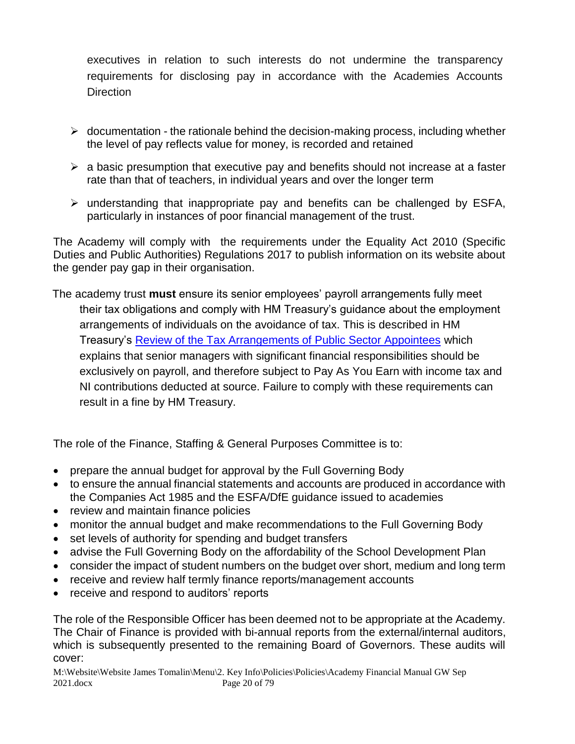executives in relation to such interests do not undermine the transparency requirements for disclosing pay in accordance with the Academies Accounts Direction

- documentation - the rationale behind the decision-making process, including whether the level of pay reflects value for money, is recorded and retained
- a basic presumption that executive pay and benefits should not increase at a faster rate than that of teachers, in individual years and over the longer term
- understanding that inappropriate pay and benefits can be challenged by ESFA, particularly in instances of poor financial management of the trust.

The Academy will comply with the requirements under the Equality Act 2010 (Specific Duties and Public Authorities) Regulations 2017 to publish information on its website about the gender pay gap in their organisation.

The academy trust **must** ensure its senior employees' payroll arrangements fully meet their tax obligations and comply with HM Treasury's guidance about the employment arrangements of individuals on the avoidance of tax. This is described in HM Treasury's Review of the Tax Arrangements of Public Sector Appointees which explains that senior managers with significant financial responsibilities should be exclusively on payroll, and therefore subject to Pay As You Earn with income tax and NI contributions deducted at source. Failure to comply with these requirements can result in a fine by HM Treasury.

The role of the Finance, Staffing & General Purposes Committee is to:

- prepare the annual budget for approval by the Full Governing Body
- to ensure the annual financial statements and accounts are produced in accordance with the Companies Act 1985 and the ESFA/DfE guidance issued to academies
- review and maintain finance policies
- monitor the annual budget and make recommendations to the Full Governing Body
- set levels of authority for spending and budget transfers
- advise the Full Governing Body on the affordability of the School Development Plan
- consider the impact of student numbers on the budget over short, medium and long term
- receive and review half termly finance reports/management accounts
- receive and respond to auditors' reports

The role of the Responsible Officer has been deemed not to be appropriate at the Academy. The Chair of Finance is provided with bi-annual reports from the external/internal auditors, which is subsequently presented to the remaining Board of Governors. These audits will cover: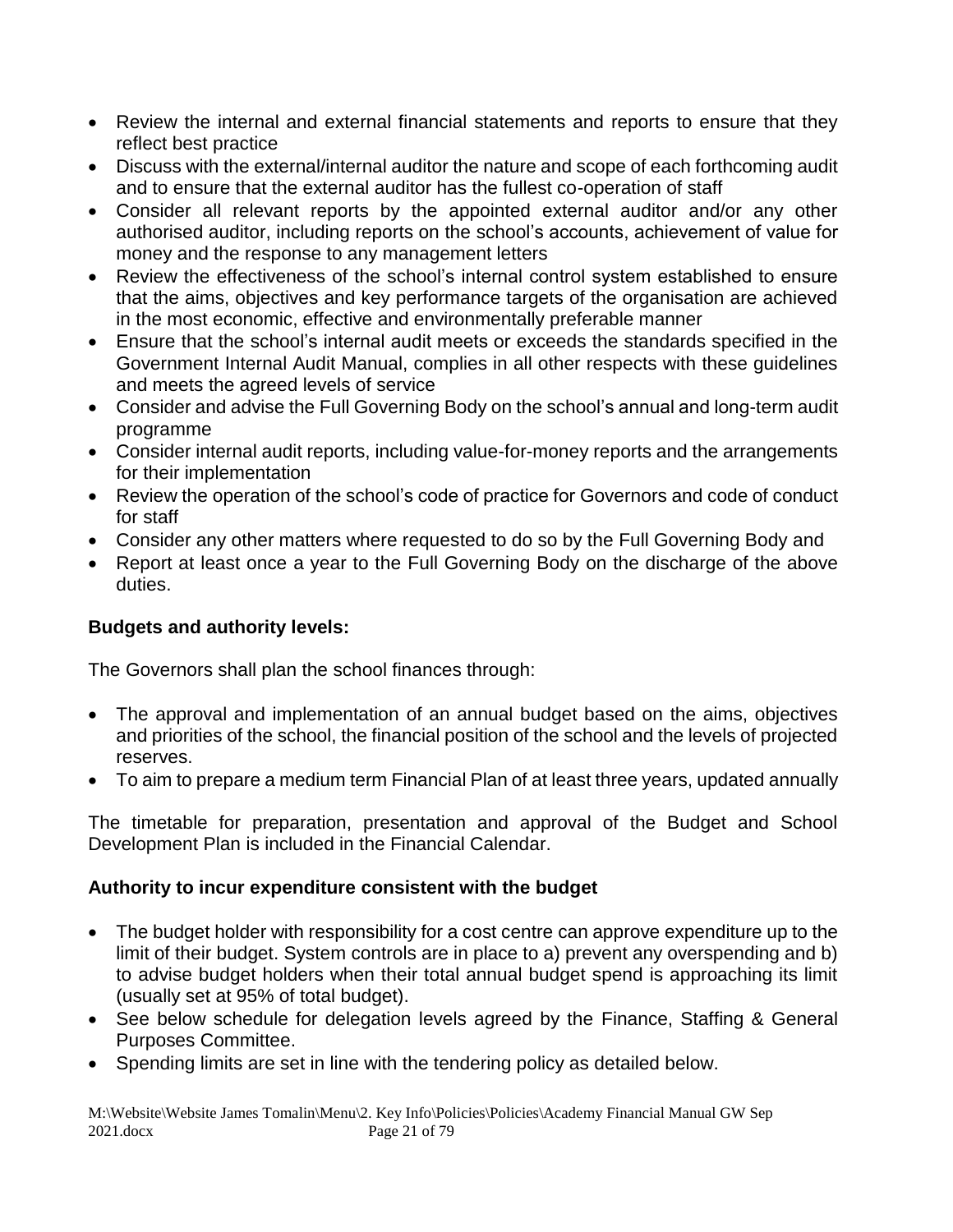- Review the internal and external financial statements and reports to ensure that they reflect best practice
- Discuss with the external/internal auditor the nature and scope of each forthcoming audit and to ensure that the external auditor has the fullest co-operation of staff
- Consider all relevant reports by the appointed external auditor and/or any other authorised auditor, including reports on the school's accounts, achievement of value for money and the response to any management letters
- Review the effectiveness of the school's internal control system established to ensure that the aims, objectives and key performance targets of the organisation are achieved in the most economic, effective and environmentally preferable manner
- Ensure that the school's internal audit meets or exceeds the standards specified in the Government Internal Audit Manual, complies in all other respects with these guidelines and meets the agreed levels of service
- Consider and advise the Full Governing Body on the school's annual and long-term audit programme
- Consider internal audit reports, including value-for-money reports and the arrangements for their implementation
- Review the operation of the school's code of practice for Governors and code of conduct for staff
- Consider any other matters where requested to do so by the Full Governing Body and
- Report at least once a year to the Full Governing Body on the discharge of the above duties.

**Budgets and authority levels:**

The Governors shall plan the school finances through:

- The approval and implementation of an annual budget based on the aims, objectives and priorities of the school, the financial position of the school and the levels of projected reserves.
- To aim to prepare a medium term Financial Plan of at least three years, updated annually

The timetable for preparation, presentation and approval of the Budget and School Development Plan is included in the Financial Calendar.

**Authority to incur expenditure consistent with the budget**

- The budget holder with responsibility for a cost centre can approve expenditure up to the limit of their budget. System controls are in place to a) prevent any overspending and b) to advise budget holders when their total annual budget spend is approaching its limit (usually set at 95% of total budget).
- See below schedule for delegation levels agreed by the Finance, Staffing & General Purposes Committee.
- Spending limits are set in line with the tendering policy as detailed below.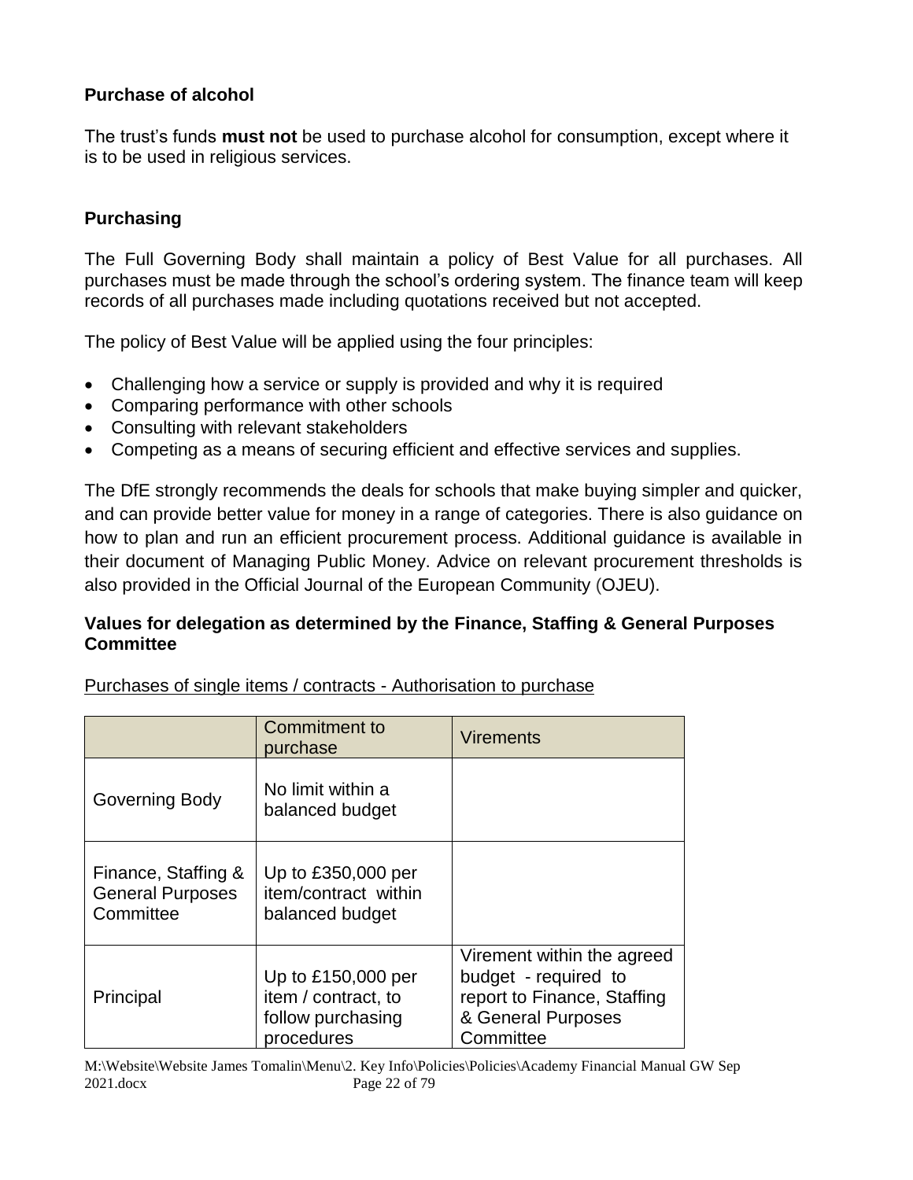### Purchase of alcohol

The trust's funds **must not** be used to purchase alcohol for consumption, except where it is to be used in religious services.

### Purchasing

The Full Governing Body shall maintain a policy of Best Value for all purchases. All purchases must be made through the school's ordering system. The finance team will keep records of all purchases made including quotations received but not accepted.

The policy of Best Value will be applied using the four principles:

- Challenging how a service or supply is provided and why it is required
- Comparing performance with other schools
- Consulting with relevant stakeholders
- Competing as a means of securing efficient and effective services and supplies.

The DfE strongly recommends the deals for schools that make buying simpler and quicker, and can provide better value for money in a range of categories. There is also guidance on how to plan and run an efficient procurement process. Additional guidance is available in their document of Managing Public Money. Advice on relevant procurement thresholds is also provided in the Official Journal of the European Community (OJEU).

### Values for delegation as determined by the Finance, Staffing & General Purposes Committee

Purchases of single items / contracts - Authorisation to purchase

| | Commitment to purchase | Virements |
|---|---|---|
| Governing Body | No limit within a balanced budget | |
| Finance, Staffing & General Purposes Committee | Up to £350,000 per item/contract within balanced budget | |
| Principal | Up to £150,000 per item / contract, to follow purchasing procedures | Virement within the agreed budget - required to report to Finance, Staffing & General Purposes Committee |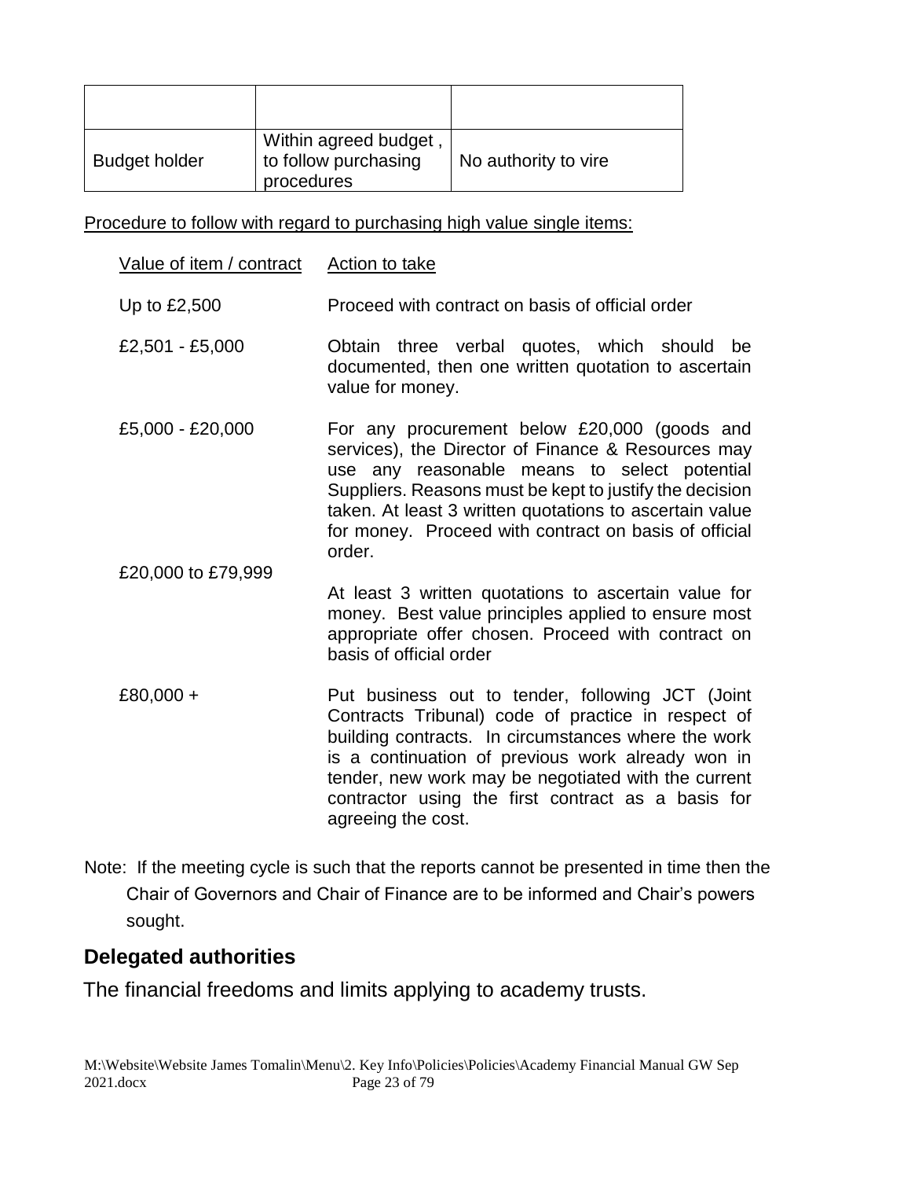| | | |
|---|---|---|
| Budget holder | Within agreed budget , to follow purchasing procedures | No authority to vire |

Procedure to follow with regard to purchasing high value single items:

| Value of item / contract | Action to take |
|---|---|
| Up to £2,500 | Proceed with contract on basis of official order |
| £2,501 - £5,000 | Obtain three verbal quotes, which should be documented, then one written quotation to ascertain value for money. |
| £5,000 - £20,000 | For any procurement below £20,000 (goods and services), the Director of Finance & Resources may use any reasonable means to select potential Suppliers. Reasons must be kept to justify the decision taken. At least 3 written quotations to ascertain value for money. Proceed with contract on basis of official order. |
| £20,000 to £79,999 | At least 3 written quotations to ascertain value for money. Best value principles applied to ensure most appropriate offer chosen. Proceed with contract on basis of official order |
| £80,000 + | Put business out to tender, following JCT (Joint Contracts Tribunal) code of practice in respect of building contracts. In circumstances where the work is a continuation of previous work already won in tender, new work may be negotiated with the current contractor using the first contract as a basis for agreeing the cost. |

Note: If the meeting cycle is such that the reports cannot be presented in time then the Chair of Governors and Chair of Finance are to be informed and Chair's powers sought.

## Delegated authorities

The financial freedoms and limits applying to academy trusts.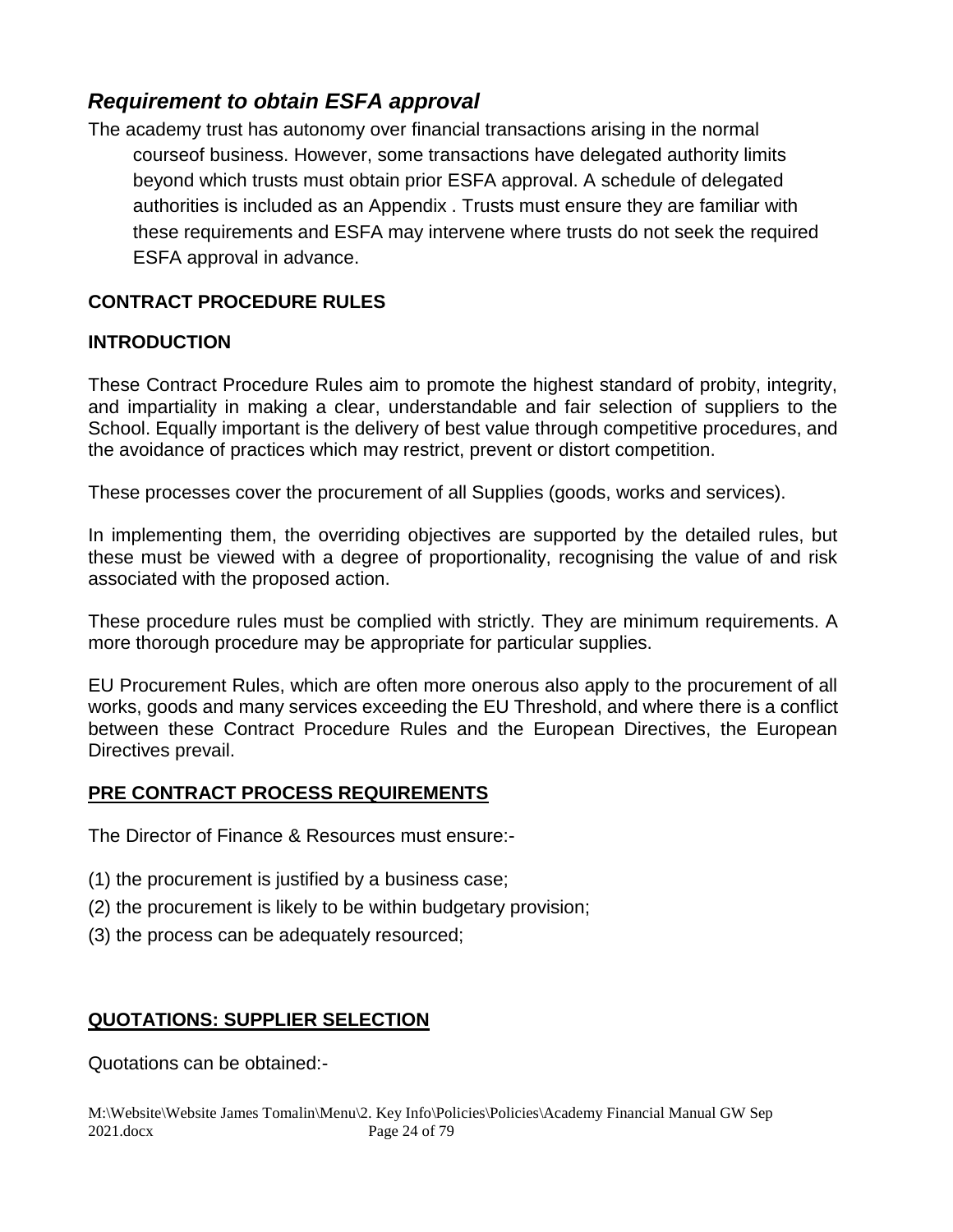## *Requirement to obtain ESFA approval*

The academy trust has autonomy over financial transactions arising in the normal courseof business. However, some transactions have delegated authority limits beyond which trusts must obtain prior ESFA approval. A schedule of delegated authorities is included as an Appendix . Trusts must ensure they are familiar with these requirements and ESFA may intervene where trusts do not seek the required ESFA approval in advance.

**CONTRACT PROCEDURE RULES**

**INTRODUCTION**

These Contract Procedure Rules aim to promote the highest standard of probity, integrity, and impartiality in making a clear, understandable and fair selection of suppliers to the School. Equally important is the delivery of best value through competitive procedures, and the avoidance of practices which may restrict, prevent or distort competition.

These processes cover the procurement of all Supplies (goods, works and services).

In implementing them, the overriding objectives are supported by the detailed rules, but these must be viewed with a degree of proportionality, recognising the value of and risk associated with the proposed action.

These procedure rules must be complied with strictly. They are minimum requirements. A more thorough procedure may be appropriate for particular supplies.

EU Procurement Rules, which are often more onerous also apply to the procurement of all works, goods and many services exceeding the EU Threshold, and where there is a conflict between these Contract Procedure Rules and the European Directives, the European Directives prevail.

**PRE CONTRACT PROCESS REQUIREMENTS**

The Director of Finance & Resources must ensure:-

(1) the procurement is justified by a business case;
(2) the procurement is likely to be within budgetary provision;
(3) the process can be adequately resourced;

**QUOTATIONS: SUPPLIER SELECTION**

Quotations can be obtained:-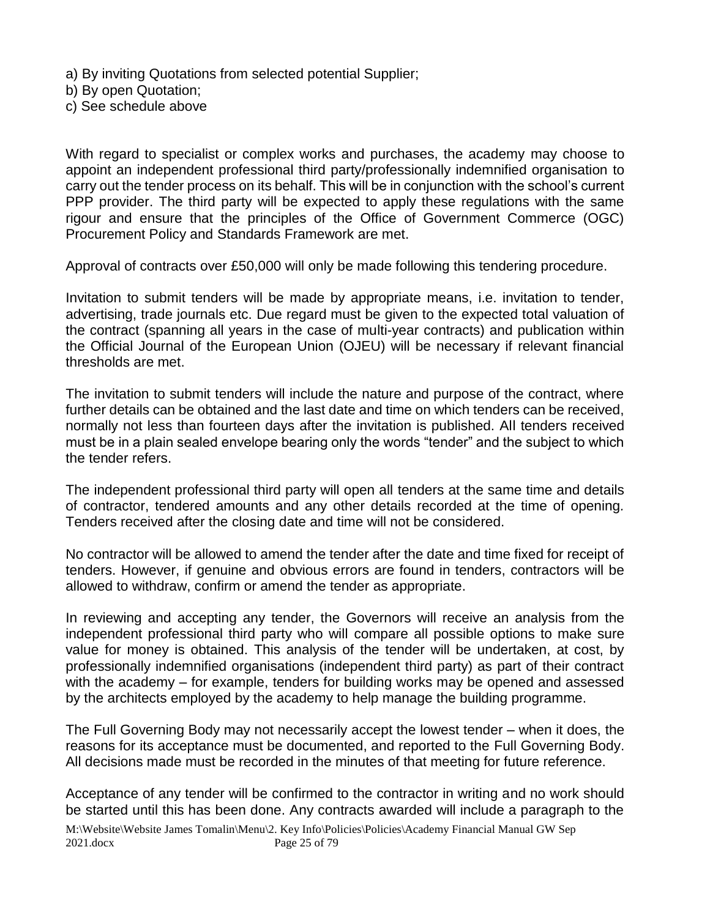a) By inviting Quotations from selected potential Supplier;  
b) By open Quotation;  
c) See schedule above

With regard to specialist or complex works and purchases, the academy may choose to appoint an independent professional third party/professionally indemnified organisation to carry out the tender process on its behalf. This will be in conjunction with the school's current PPP provider. The third party will be expected to apply these regulations with the same rigour and ensure that the principles of the Office of Government Commerce (OGC) Procurement Policy and Standards Framework are met.

Approval of contracts over £50,000 will only be made following this tendering procedure.

Invitation to submit tenders will be made by appropriate means, i.e. invitation to tender, advertising, trade journals etc. Due regard must be given to the expected total valuation of the contract (spanning all years in the case of multi-year contracts) and publication within the Official Journal of the European Union (OJEU) will be necessary if relevant financial thresholds are met.

The invitation to submit tenders will include the nature and purpose of the contract, where further details can be obtained and the last date and time on which tenders can be received, normally not less than fourteen days after the invitation is published. All tenders received must be in a plain sealed envelope bearing only the words "tender" and the subject to which the tender refers.

The independent professional third party will open all tenders at the same time and details of contractor, tendered amounts and any other details recorded at the time of opening. Tenders received after the closing date and time will not be considered.

No contractor will be allowed to amend the tender after the date and time fixed for receipt of tenders. However, if genuine and obvious errors are found in tenders, contractors will be allowed to withdraw, confirm or amend the tender as appropriate.

In reviewing and accepting any tender, the Governors will receive an analysis from the independent professional third party who will compare all possible options to make sure value for money is obtained. This analysis of the tender will be undertaken, at cost, by professionally indemnified organisations (independent third party) as part of their contract with the academy – for example, tenders for building works may be opened and assessed by the architects employed by the academy to help manage the building programme.

The Full Governing Body may not necessarily accept the lowest tender – when it does, the reasons for its acceptance must be documented, and reported to the Full Governing Body. All decisions made must be recorded in the minutes of that meeting for future reference.

Acceptance of any tender will be confirmed to the contractor in writing and no work should be started until this has been done. Any contracts awarded will include a paragraph to the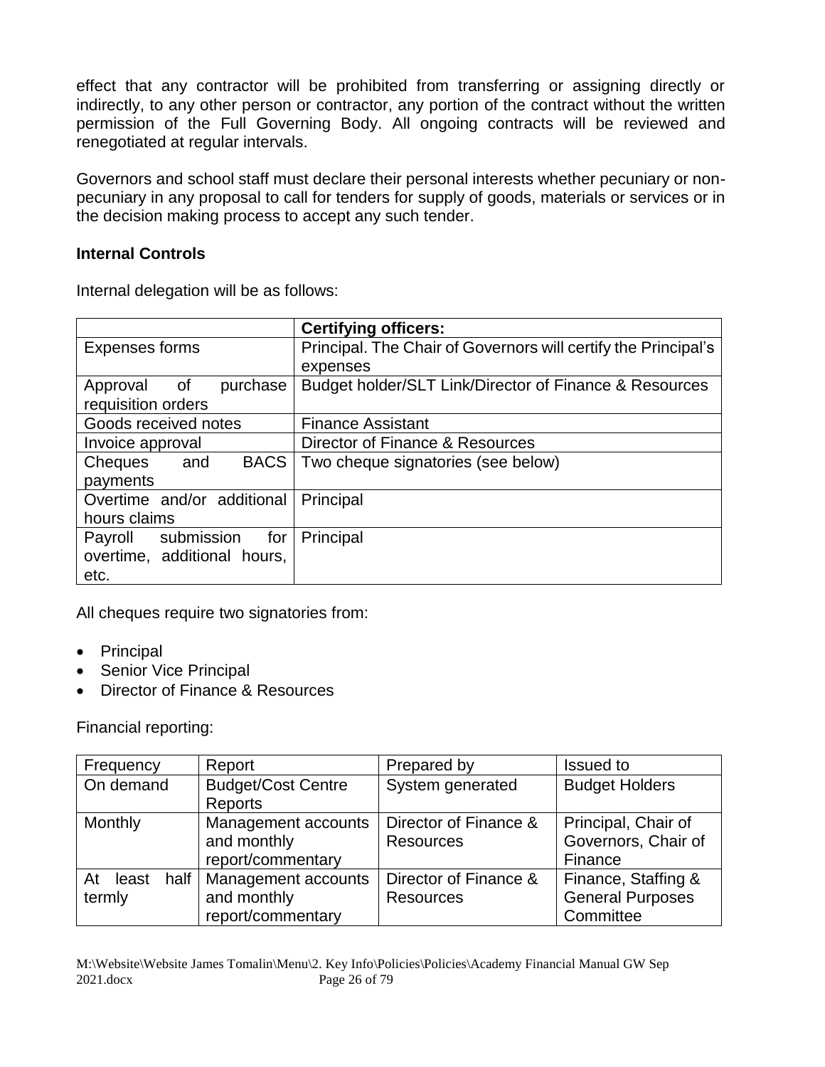effect that any contractor will be prohibited from transferring or assigning directly or indirectly, to any other person or contractor, any portion of the contract without the written permission of the Full Governing Body. All ongoing contracts will be reviewed and renegotiated at regular intervals.

Governors and school staff must declare their personal interests whether pecuniary or non-pecuniary in any proposal to call for tenders for supply of goods, materials or services or in the decision making process to accept any such tender.

**Internal Controls**

Internal delegation will be as follows:

| | **Certifying officers:** |
|---|---|
| Expenses forms | Principal. The Chair of Governors will certify the Principal's expenses |
| Approval of purchase requisition orders | Budget holder/SLT Link/Director of Finance & Resources |
| Goods received notes | Finance Assistant |
| Invoice approval | Director of Finance & Resources |
| Cheques and BACS payments | Two cheque signatories (see below) |
| Overtime and/or additional hours claims | Principal |
| Payroll submission for overtime, additional hours, etc. | Principal |

All cheques require two signatories from:

- Principal
- Senior Vice Principal
- Director of Finance & Resources

Financial reporting:

| Frequency | Report | Prepared by | Issued to |
|---|---|---|---|
| On demand | Budget/Cost Centre Reports | System generated | Budget Holders |
| Monthly | Management accounts and monthly report/commentary | Director of Finance & Resources | Principal, Chair of Governors, Chair of Finance |
| At least half termly | Management accounts and monthly report/commentary | Director of Finance & Resources | Finance, Staffing & General Purposes Committee |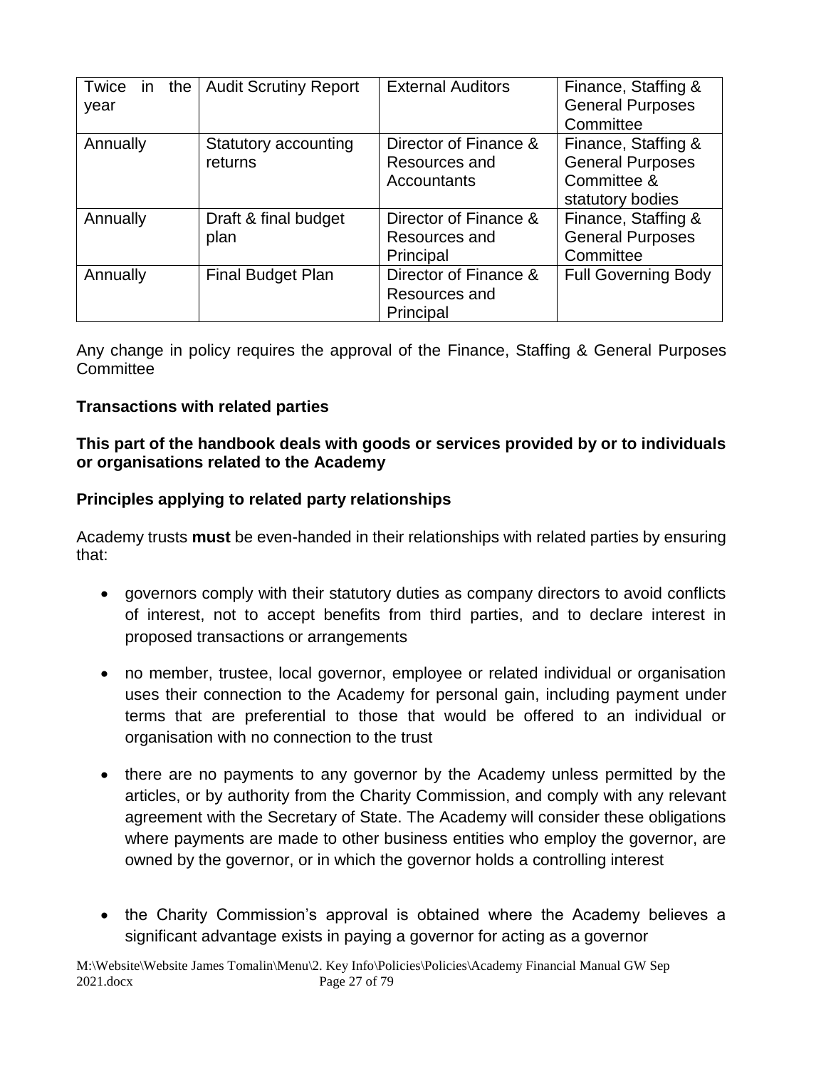| Twice in the year | Audit Scrutiny Report | External Auditors | Finance, Staffing & General Purposes Committee |
|---|---|---|---|
| Annually | Statutory accounting returns | Director of Finance & Resources and Accountants | Finance, Staffing & General Purposes Committee & statutory bodies |
| Annually | Draft & final budget plan | Director of Finance & Resources and Principal | Finance, Staffing & General Purposes Committee |
| Annually | Final Budget Plan | Director of Finance & Resources and Principal | Full Governing Body |

Any change in policy requires the approval of the Finance, Staffing & General Purposes Committee

**Transactions with related parties**

**This part of the handbook deals with goods or services provided by or to individuals or organisations related to the Academy**

**Principles applying to related party relationships**

Academy trusts **must** be even-handed in their relationships with related parties by ensuring that:

- governors comply with their statutory duties as company directors to avoid conflicts of interest, not to accept benefits from third parties, and to declare interest in proposed transactions or arrangements
- no member, trustee, local governor, employee or related individual or organisation uses their connection to the Academy for personal gain, including payment under terms that are preferential to those that would be offered to an individual or organisation with no connection to the trust
- there are no payments to any governor by the Academy unless permitted by the articles, or by authority from the Charity Commission, and comply with any relevant agreement with the Secretary of State. The Academy will consider these obligations where payments are made to other business entities who employ the governor, are owned by the governor, or in which the governor holds a controlling interest
- the Charity Commission's approval is obtained where the Academy believes a significant advantage exists in paying a governor for acting as a governor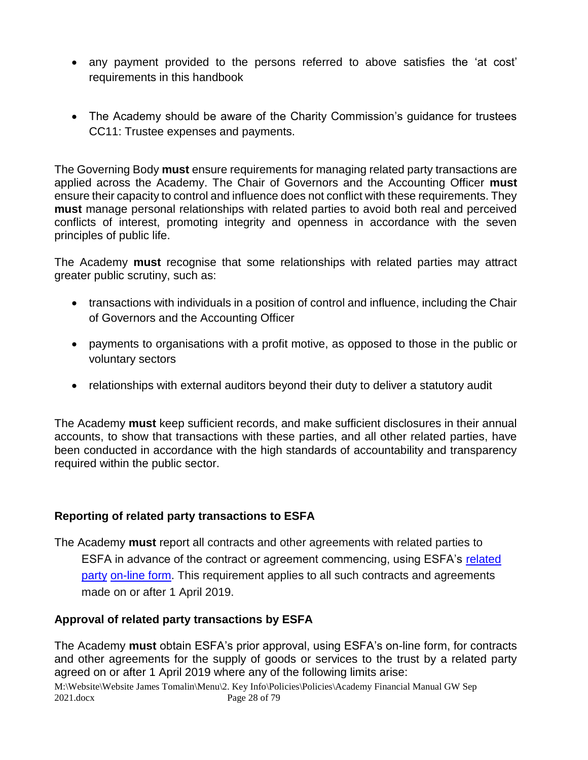- any payment provided to the persons referred to above satisfies the 'at cost' requirements in this handbook

- The Academy should be aware of the Charity Commission's guidance for trustees CC11: Trustee expenses and payments.

The Governing Body **must** ensure requirements for managing related party transactions are applied across the Academy. The Chair of Governors and the Accounting Officer **must** ensure their capacity to control and influence does not conflict with these requirements. They **must** manage personal relationships with related parties to avoid both real and perceived conflicts of interest, promoting integrity and openness in accordance with the seven principles of public life.

The Academy **must** recognise that some relationships with related parties may attract greater public scrutiny, such as:

- transactions with individuals in a position of control and influence, including the Chair of Governors and the Accounting Officer

- payments to organisations with a profit motive, as opposed to those in the public or voluntary sectors

- relationships with external auditors beyond their duty to deliver a statutory audit

The Academy **must** keep sufficient records, and make sufficient disclosures in their annual accounts, to show that transactions with these parties, and all other related parties, have been conducted in accordance with the high standards of accountability and transparency required within the public sector.

### Reporting of related party transactions to ESFA

The Academy **must** report all contracts and other agreements with related parties to ESFA in advance of the contract or agreement commencing, using ESFA's related party on-line form. This requirement applies to all such contracts and agreements made on or after 1 April 2019.

### Approval of related party transactions by ESFA

The Academy **must** obtain ESFA's prior approval, using ESFA's on-line form, for contracts and other agreements for the supply of goods or services to the trust by a related party agreed on or after 1 April 2019 where any of the following limits arise: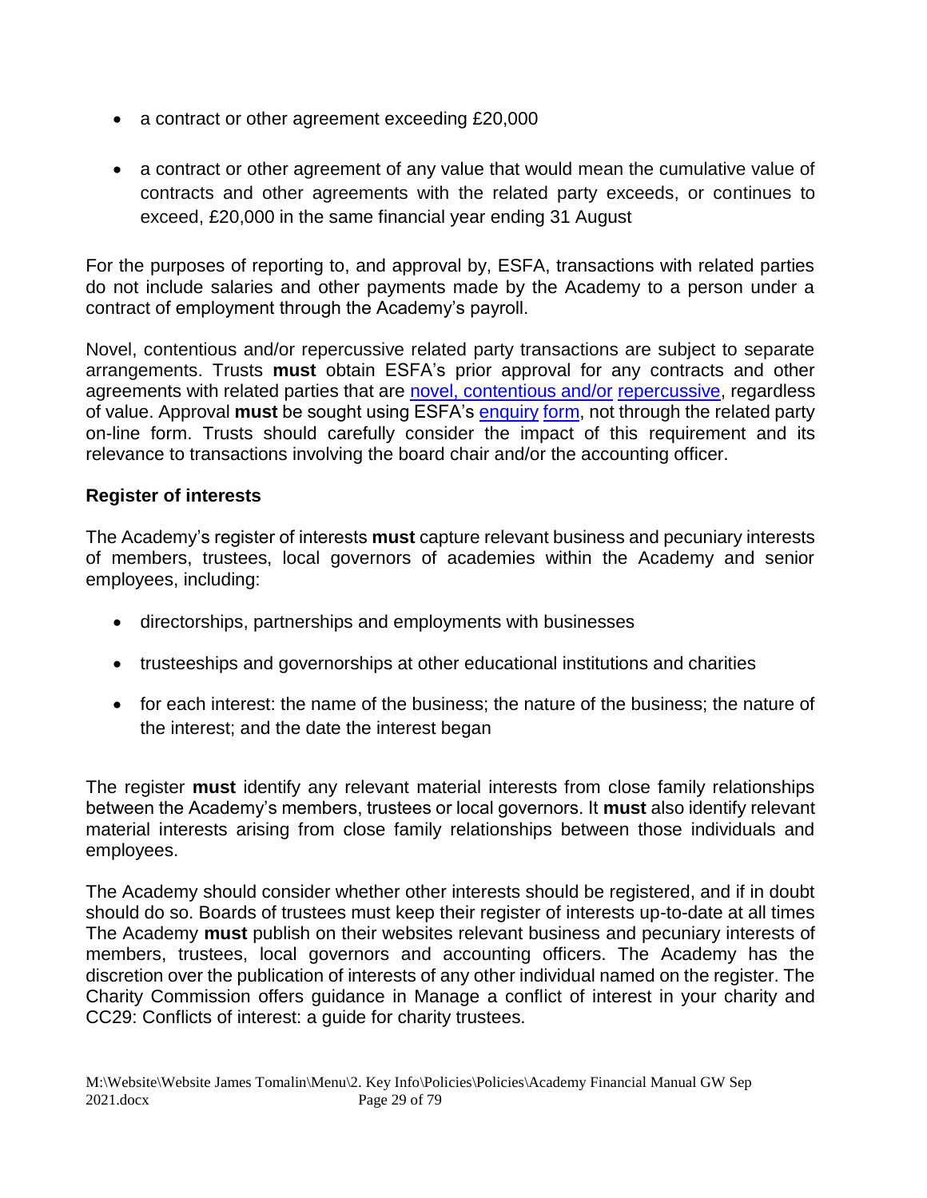- a contract or other agreement exceeding £20,000
- a contract or other agreement of any value that would mean the cumulative value of contracts and other agreements with the related party exceeds, or continues to exceed, £20,000 in the same financial year ending 31 August

For the purposes of reporting to, and approval by, ESFA, transactions with related parties do not include salaries and other payments made by the Academy to a person under a contract of employment through the Academy's payroll.

Novel, contentious and/or repercussive related party transactions are subject to separate arrangements. Trusts **must** obtain ESFA's prior approval for any contracts and other agreements with related parties that are novel, contentious and/or repercussive, regardless of value. Approval **must** be sought using ESFA's enquiry form, not through the related party on-line form. Trusts should carefully consider the impact of this requirement and its relevance to transactions involving the board chair and/or the accounting officer.

**Register of interests**

The Academy's register of interests **must** capture relevant business and pecuniary interests of members, trustees, local governors of academies within the Academy and senior employees, including:

- directorships, partnerships and employments with businesses
- trusteeships and governorships at other educational institutions and charities
- for each interest: the name of the business; the nature of the business; the nature of the interest; and the date the interest began

The register **must** identify any relevant material interests from close family relationships between the Academy's members, trustees or local governors. It **must** also identify relevant material interests arising from close family relationships between those individuals and employees.

The Academy should consider whether other interests should be registered, and if in doubt should do so. Boards of trustees must keep their register of interests up-to-date at all times The Academy **must** publish on their websites relevant business and pecuniary interests of members, trustees, local governors and accounting officers. The Academy has the discretion over the publication of interests of any other individual named on the register. The Charity Commission offers guidance in Manage a conflict of interest in your charity and CC29: Conflicts of interest: a guide for charity trustees.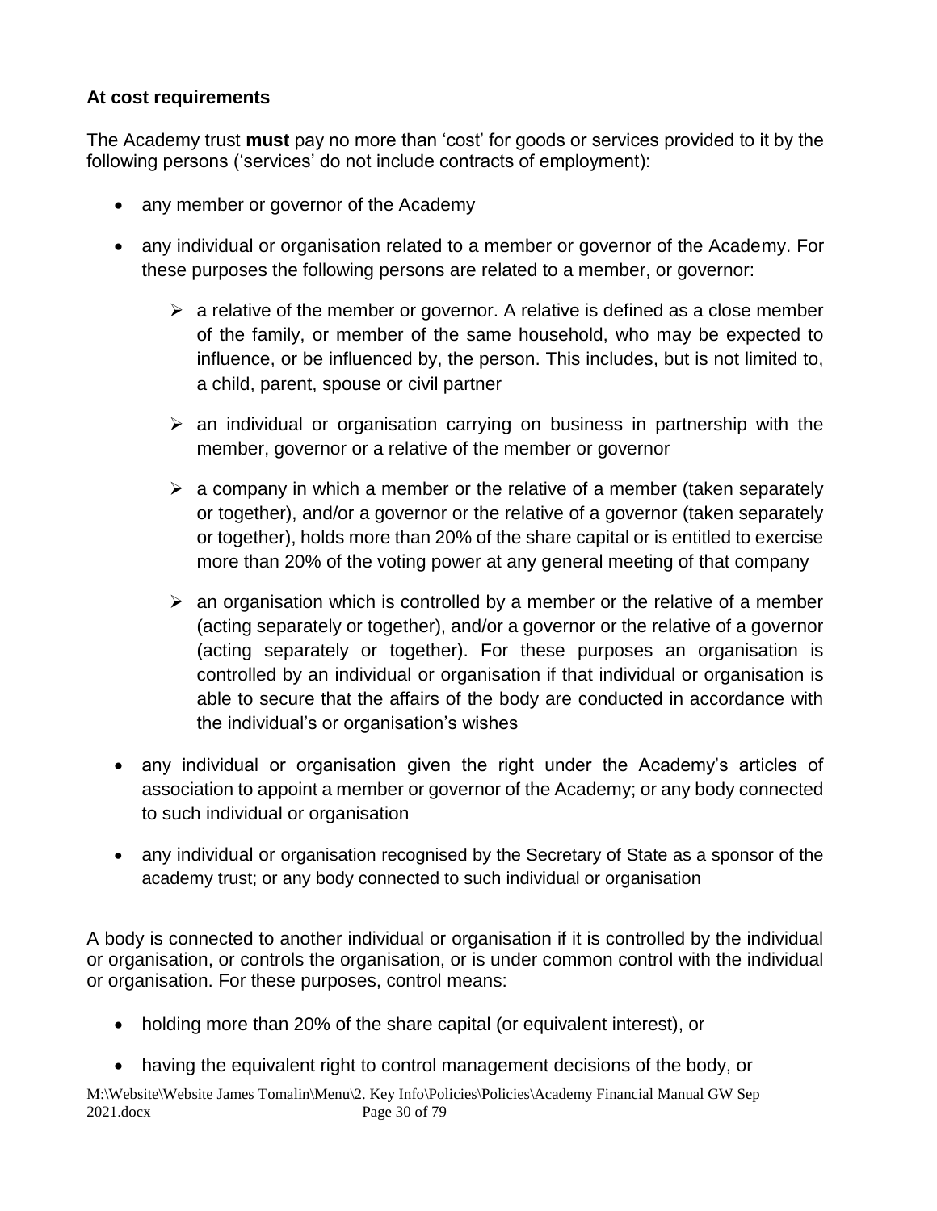### At cost requirements

The Academy trust **must** pay no more than 'cost' for goods or services provided to it by the following persons ('services' do not include contracts of employment):

- any member or governor of the Academy
- any individual or organisation related to a member or governor of the Academy. For these purposes the following persons are related to a member, or governor:
  - a relative of the member or governor. A relative is defined as a close member of the family, or member of the same household, who may be expected to influence, or be influenced by, the person. This includes, but is not limited to, a child, parent, spouse or civil partner
  - an individual or organisation carrying on business in partnership with the member, governor or a relative of the member or governor
  - a company in which a member or the relative of a member (taken separately or together), and/or a governor or the relative of a governor (taken separately or together), holds more than 20% of the share capital or is entitled to exercise more than 20% of the voting power at any general meeting of that company
  - an organisation which is controlled by a member or the relative of a member (acting separately or together), and/or a governor or the relative of a governor (acting separately or together). For these purposes an organisation is controlled by an individual or organisation if that individual or organisation is able to secure that the affairs of the body are conducted in accordance with the individual's or organisation's wishes
- any individual or organisation given the right under the Academy's articles of association to appoint a member or governor of the Academy; or any body connected to such individual or organisation
- any individual or organisation recognised by the Secretary of State as a sponsor of the academy trust; or any body connected to such individual or organisation

A body is connected to another individual or organisation if it is controlled by the individual or organisation, or controls the organisation, or is under common control with the individual or organisation. For these purposes, control means:

- holding more than 20% of the share capital (or equivalent interest), or
- having the equivalent right to control management decisions of the body, or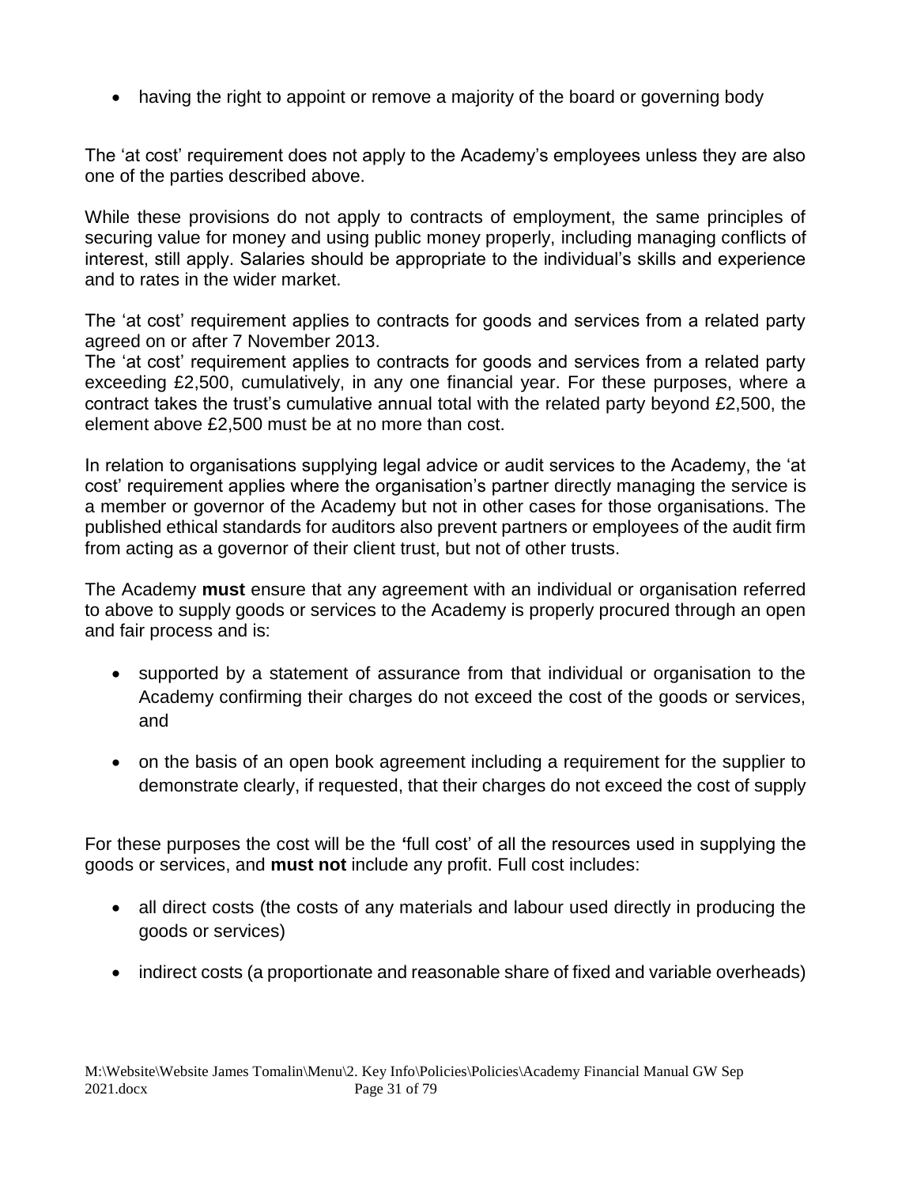- having the right to appoint or remove a majority of the board or governing body

The 'at cost' requirement does not apply to the Academy's employees unless they are also one of the parties described above.

While these provisions do not apply to contracts of employment, the same principles of securing value for money and using public money properly, including managing conflicts of interest, still apply. Salaries should be appropriate to the individual's skills and experience and to rates in the wider market.

The 'at cost' requirement applies to contracts for goods and services from a related party agreed on or after 7 November 2013.
The 'at cost' requirement applies to contracts for goods and services from a related party exceeding £2,500, cumulatively, in any one financial year. For these purposes, where a contract takes the trust's cumulative annual total with the related party beyond £2,500, the element above £2,500 must be at no more than cost.

In relation to organisations supplying legal advice or audit services to the Academy, the 'at cost' requirement applies where the organisation's partner directly managing the service is a member or governor of the Academy but not in other cases for those organisations. The published ethical standards for auditors also prevent partners or employees of the audit firm from acting as a governor of their client trust, but not of other trusts.

The Academy **must** ensure that any agreement with an individual or organisation referred to above to supply goods or services to the Academy is properly procured through an open and fair process and is:

- supported by a statement of assurance from that individual or organisation to the Academy confirming their charges do not exceed the cost of the goods or services, and
- on the basis of an open book agreement including a requirement for the supplier to demonstrate clearly, if requested, that their charges do not exceed the cost of supply

For these purposes the cost will be the 'full cost' of all the resources used in supplying the goods or services, and **must not** include any profit. Full cost includes:

- all direct costs (the costs of any materials and labour used directly in producing the goods or services)
- indirect costs (a proportionate and reasonable share of fixed and variable overheads)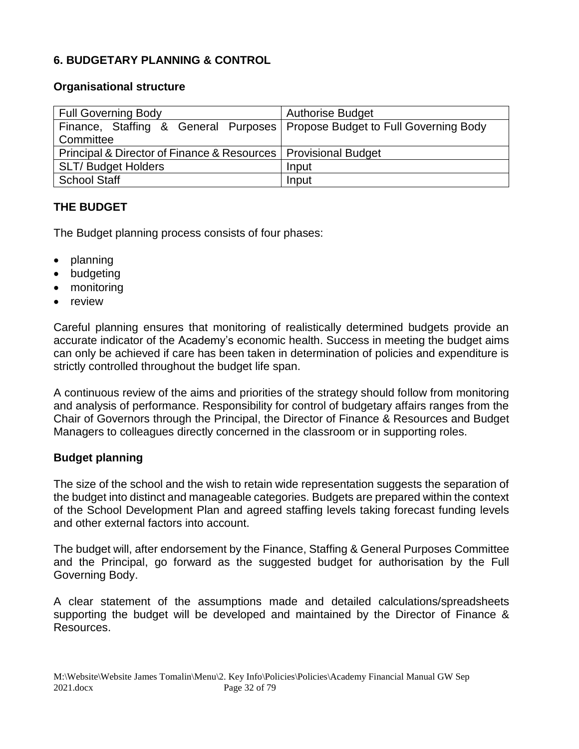## 6. BUDGETARY PLANNING & CONTROL

### Organisational structure

| Full Governing Body | Authorise Budget |
|---|---|
| Finance, Staffing & General Purposes Committee | Propose Budget to Full Governing Body |
| Principal & Director of Finance & Resources | Provisional Budget |
| SLT/ Budget Holders | Input |
| School Staff | Input |

### THE BUDGET

The Budget planning process consists of four phases:

- planning
- budgeting
- monitoring
- review

Careful planning ensures that monitoring of realistically determined budgets provide an accurate indicator of the Academy's economic health. Success in meeting the budget aims can only be achieved if care has been taken in determination of policies and expenditure is strictly controlled throughout the budget life span.

A continuous review of the aims and priorities of the strategy should follow from monitoring and analysis of performance. Responsibility for control of budgetary affairs ranges from the Chair of Governors through the Principal, the Director of Finance & Resources and Budget Managers to colleagues directly concerned in the classroom or in supporting roles.

### Budget planning

The size of the school and the wish to retain wide representation suggests the separation of the budget into distinct and manageable categories. Budgets are prepared within the context of the School Development Plan and agreed staffing levels taking forecast funding levels and other external factors into account.

The budget will, after endorsement by the Finance, Staffing & General Purposes Committee and the Principal, go forward as the suggested budget for authorisation by the Full Governing Body.

A clear statement of the assumptions made and detailed calculations/spreadsheets supporting the budget will be developed and maintained by the Director of Finance & Resources.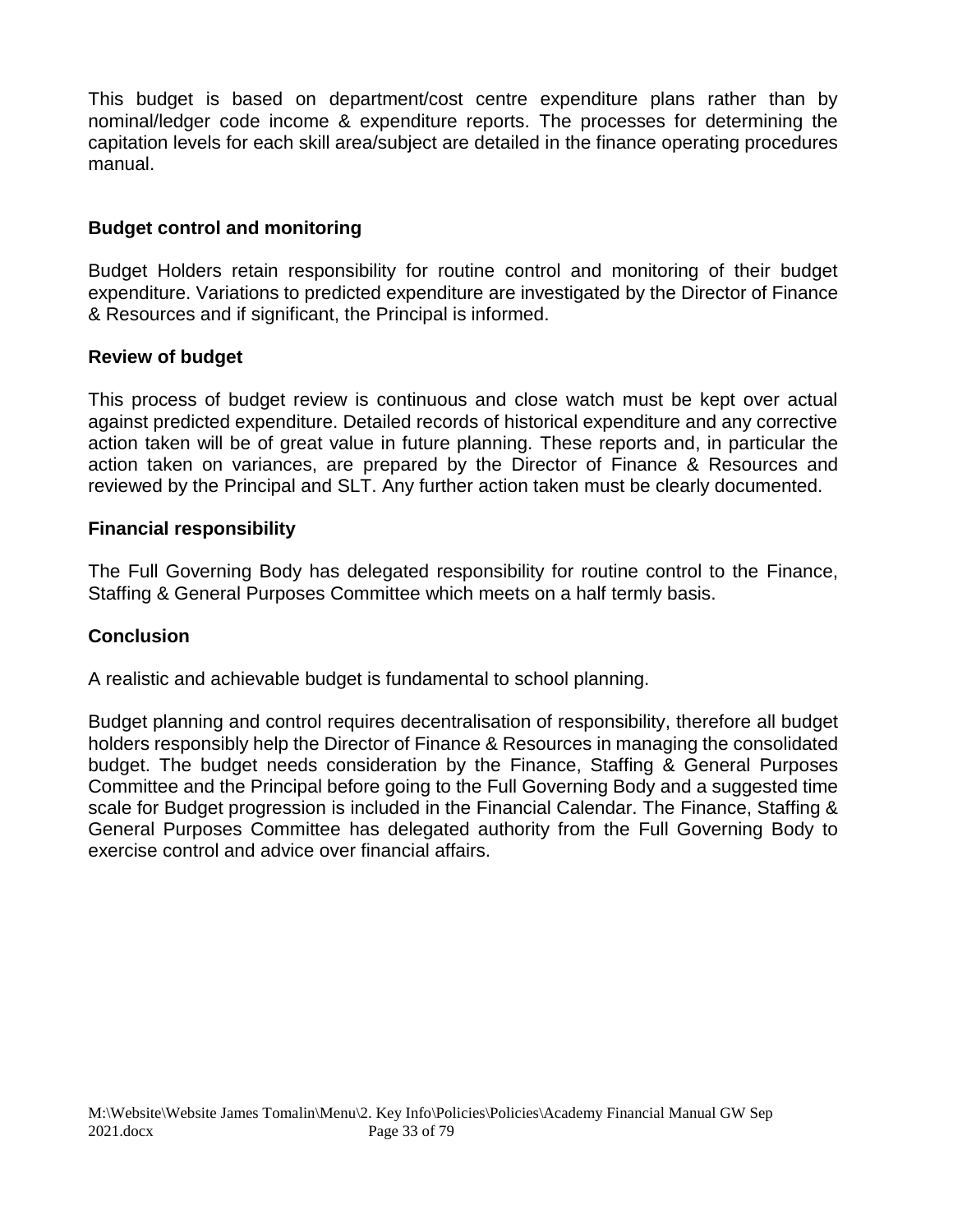This budget is based on department/cost centre expenditure plans rather than by nominal/ledger code income & expenditure reports. The processes for determining the capitation levels for each skill area/subject are detailed in the finance operating procedures manual.

### Budget control and monitoring

Budget Holders retain responsibility for routine control and monitoring of their budget expenditure. Variations to predicted expenditure are investigated by the Director of Finance & Resources and if significant, the Principal is informed.

### Review of budget

This process of budget review is continuous and close watch must be kept over actual against predicted expenditure. Detailed records of historical expenditure and any corrective action taken will be of great value in future planning. These reports and, in particular the action taken on variances, are prepared by the Director of Finance & Resources and reviewed by the Principal and SLT. Any further action taken must be clearly documented.

### Financial responsibility

The Full Governing Body has delegated responsibility for routine control to the Finance, Staffing & General Purposes Committee which meets on a half termly basis.

### Conclusion

A realistic and achievable budget is fundamental to school planning.

Budget planning and control requires decentralisation of responsibility, therefore all budget holders responsibly help the Director of Finance & Resources in managing the consolidated budget. The budget needs consideration by the Finance, Staffing & General Purposes Committee and the Principal before going to the Full Governing Body and a suggested time scale for Budget progression is included in the Financial Calendar. The Finance, Staffing & General Purposes Committee has delegated authority from the Full Governing Body to exercise control and advice over financial affairs.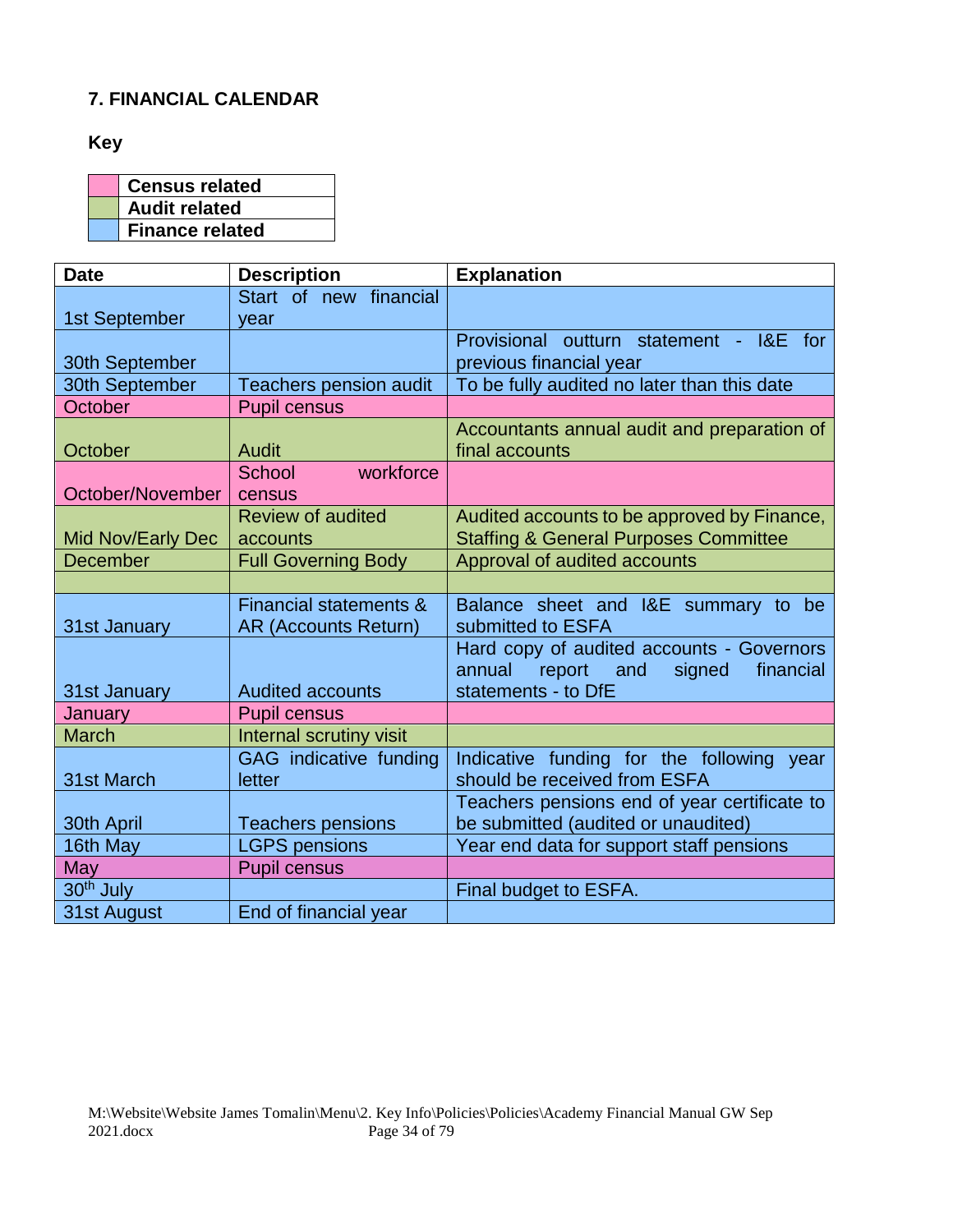## 7. FINANCIAL CALENDAR

**Key**

| | |
|---|---|
| | **Census related** |
| | **Audit related** |
| | **Finance related** |

| Date | Description | Explanation |
|---|---|---|
| 1st September | Start of new financial year | |
| 30th September | | Provisional outturn statement - I&E for previous financial year |
| 30th September | Teachers pension audit | To be fully audited no later than this date |
| October | Pupil census | |
| October | Audit | Accountants annual audit and preparation of final accounts |
| October/November | School workforce census | |
| Mid Nov/Early Dec | Review of audited accounts | Audited accounts to be approved by Finance, Staffing & General Purposes Committee |
| December | Full Governing Body | Approval of audited accounts |
| | | |
| 31st January | Financial statements & AR (Accounts Return) | Balance sheet and I&E summary to be submitted to ESFA |
| 31st January | Audited accounts | Hard copy of audited accounts - Governors annual report and signed financial statements - to DfE |
| January | Pupil census | |
| March | Internal scrutiny visit | |
| 31st March | GAG indicative funding letter | Indicative funding for the following year should be received from ESFA |
| 30th April | Teachers pensions | Teachers pensions end of year certificate to be submitted (audited or unaudited) |
| 16th May | LGPS pensions | Year end data for support staff pensions |
| May | Pupil census | |
| 30th July | | Final budget to ESFA. |
| 31st August | End of financial year | |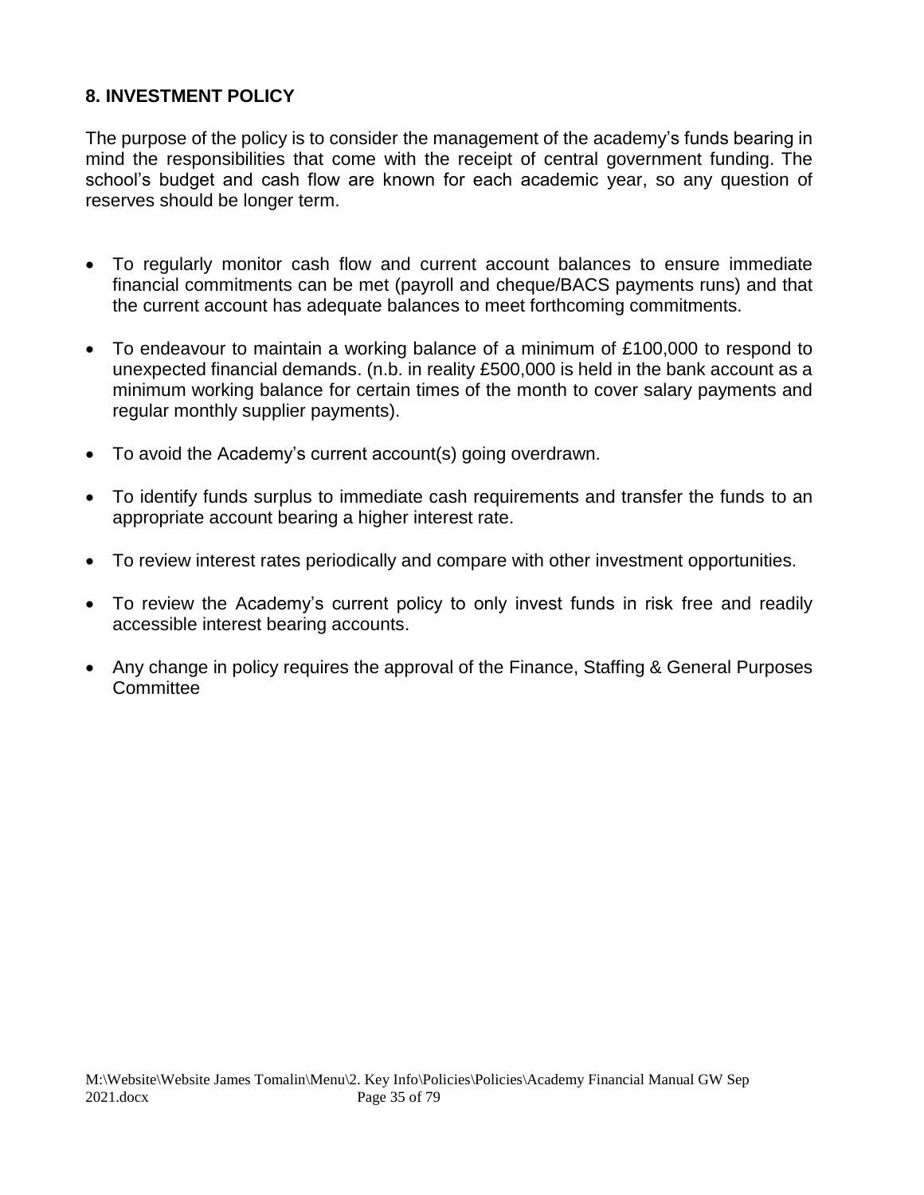## 8. INVESTMENT POLICY

The purpose of the policy is to consider the management of the academy's funds bearing in mind the responsibilities that come with the receipt of central government funding. The school's budget and cash flow are known for each academic year, so any question of reserves should be longer term.

- To regularly monitor cash flow and current account balances to ensure immediate financial commitments can be met (payroll and cheque/BACS payments runs) and that the current account has adequate balances to meet forthcoming commitments.
- To endeavour to maintain a working balance of a minimum of £100,000 to respond to unexpected financial demands. (n.b. in reality £500,000 is held in the bank account as a minimum working balance for certain times of the month to cover salary payments and regular monthly supplier payments).
- To avoid the Academy's current account(s) going overdrawn.
- To identify funds surplus to immediate cash requirements and transfer the funds to an appropriate account bearing a higher interest rate.
- To review interest rates periodically and compare with other investment opportunities.
- To review the Academy's current policy to only invest funds in risk free and readily accessible interest bearing accounts.
- Any change in policy requires the approval of the Finance, Staffing & General Purposes Committee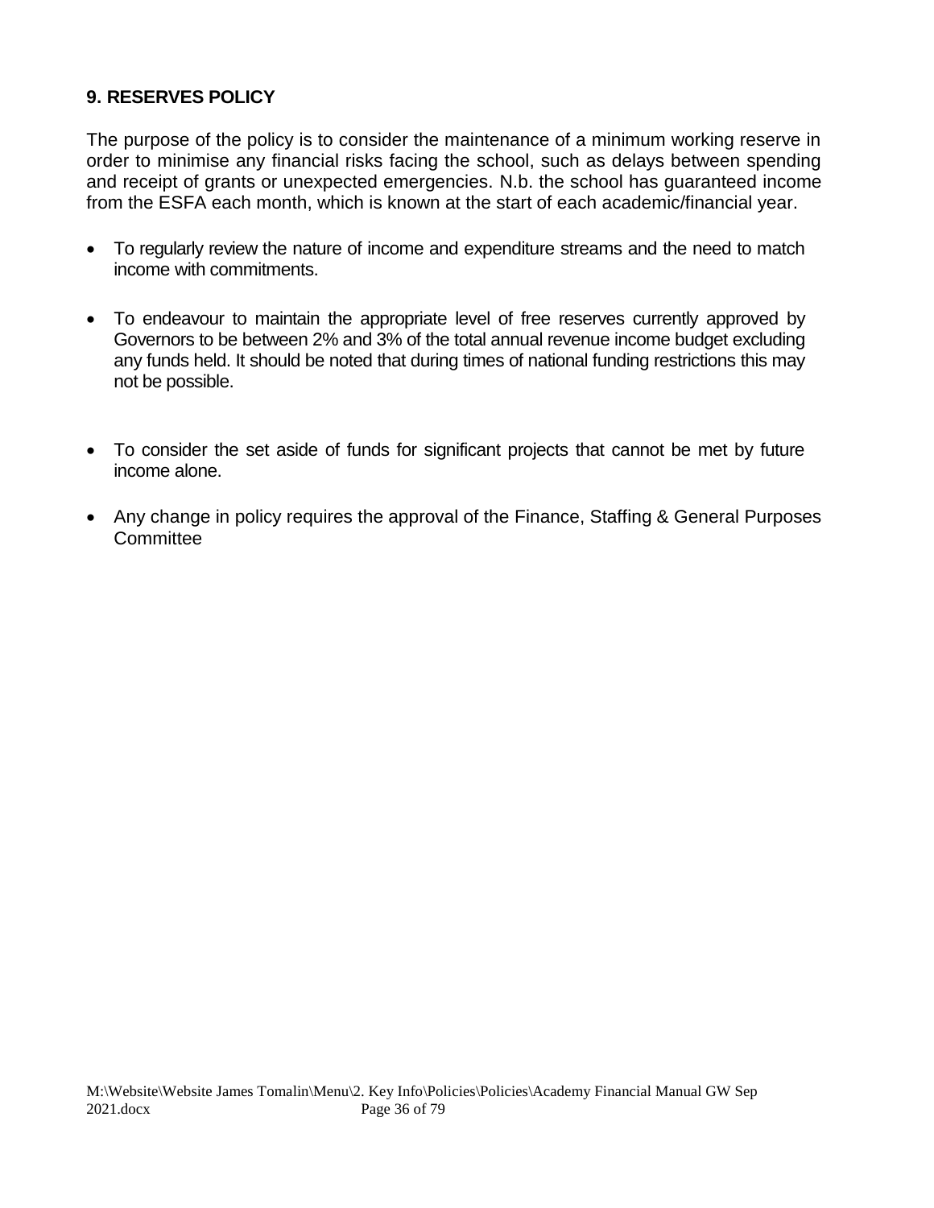## 9. RESERVES POLICY

The purpose of the policy is to consider the maintenance of a minimum working reserve in order to minimise any financial risks facing the school, such as delays between spending and receipt of grants or unexpected emergencies. N.b. the school has guaranteed income from the ESFA each month, which is known at the start of each academic/financial year.

- To regularly review the nature of income and expenditure streams and the need to match income with commitments.
- To endeavour to maintain the appropriate level of free reserves currently approved by Governors to be between 2% and 3% of the total annual revenue income budget excluding any funds held. It should be noted that during times of national funding restrictions this may not be possible.
- To consider the set aside of funds for significant projects that cannot be met by future income alone.
- Any change in policy requires the approval of the Finance, Staffing & General Purposes Committee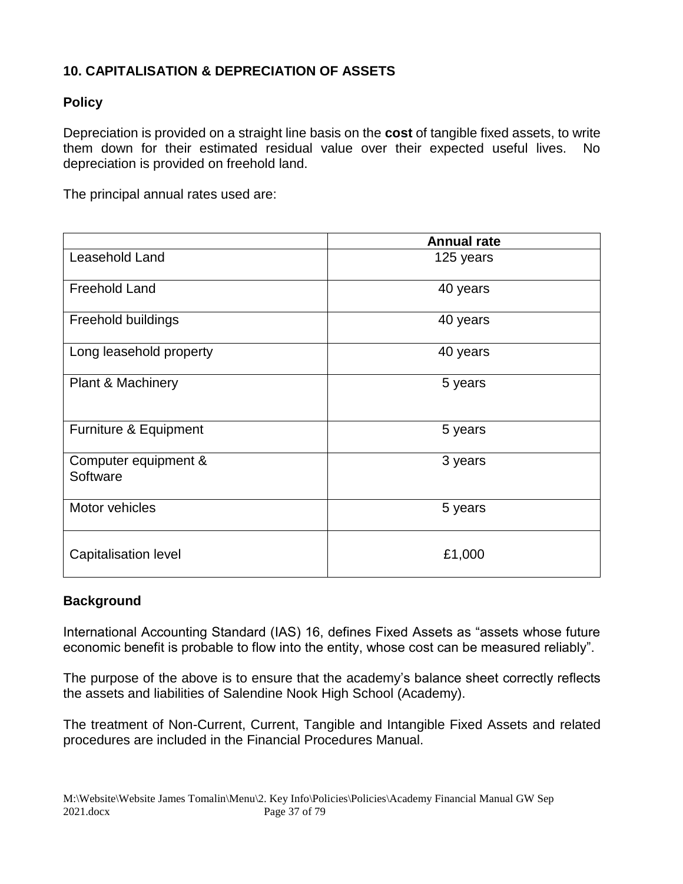## 10. CAPITALISATION & DEPRECIATION OF ASSETS

### Policy

Depreciation is provided on a straight line basis on the **cost** of tangible fixed assets, to write them down for their estimated residual value over their expected useful lives. No depreciation is provided on freehold land.

The principal annual rates used are:

| | **Annual rate** |
|---|---|
| Leasehold Land | 125 years |
| Freehold Land | 40 years |
| Freehold buildings | 40 years |
| Long leasehold property | 40 years |
| Plant & Machinery | 5 years |
| Furniture & Equipment | 5 years |
| Computer equipment & Software | 3 years |
| Motor vehicles | 5 years |
| Capitalisation level | £1,000 |

### Background

International Accounting Standard (IAS) 16, defines Fixed Assets as "assets whose future economic benefit is probable to flow into the entity, whose cost can be measured reliably".

The purpose of the above is to ensure that the academy's balance sheet correctly reflects the assets and liabilities of Salendine Nook High School (Academy).

The treatment of Non-Current, Current, Tangible and Intangible Fixed Assets and related procedures are included in the Financial Procedures Manual.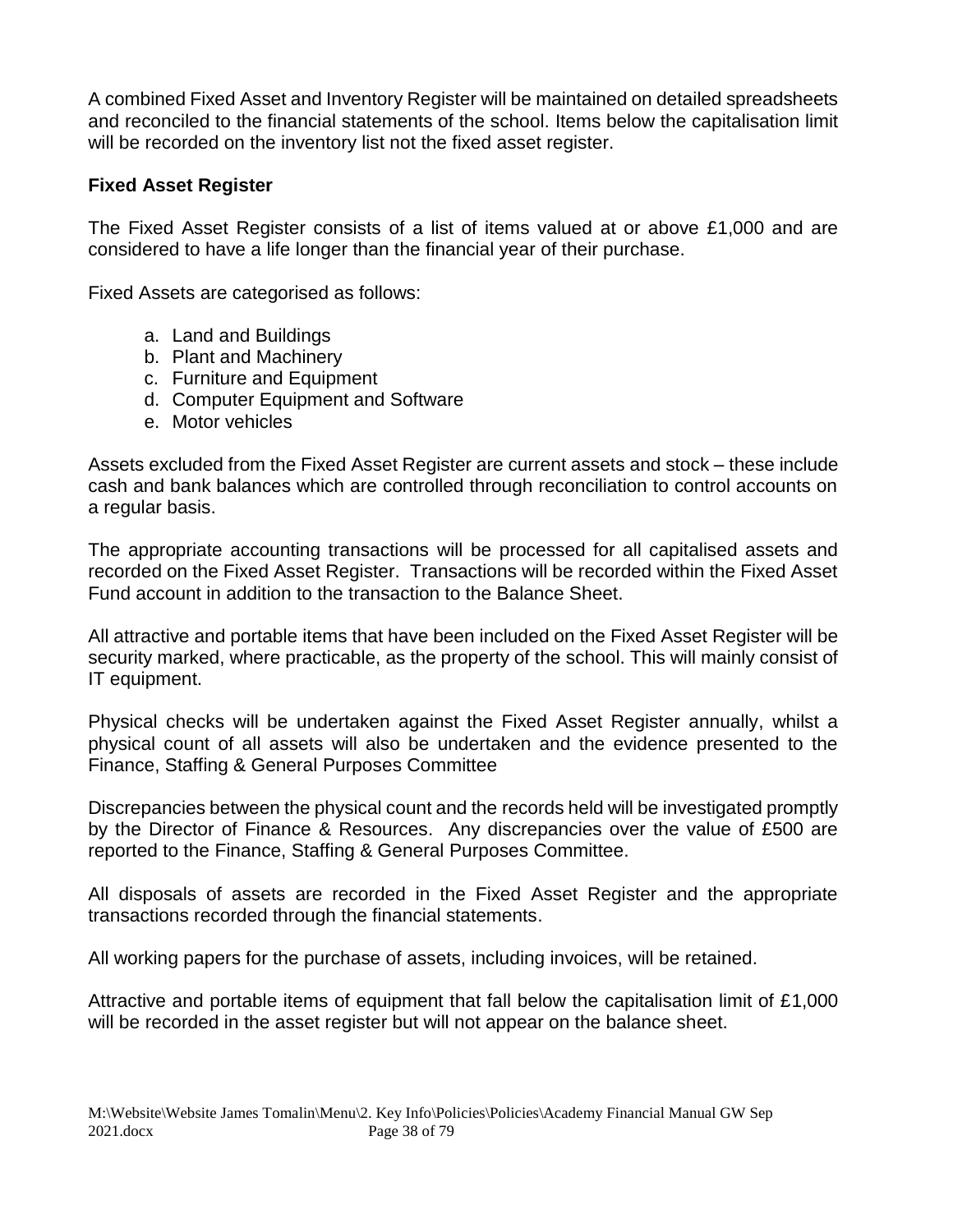A combined Fixed Asset and Inventory Register will be maintained on detailed spreadsheets and reconciled to the financial statements of the school. Items below the capitalisation limit will be recorded on the inventory list not the fixed asset register.

### Fixed Asset Register

The Fixed Asset Register consists of a list of items valued at or above £1,000 and are considered to have a life longer than the financial year of their purchase.

Fixed Assets are categorised as follows:

a. Land and Buildings
b. Plant and Machinery
c. Furniture and Equipment
d. Computer Equipment and Software
e. Motor vehicles

Assets excluded from the Fixed Asset Register are current assets and stock – these include cash and bank balances which are controlled through reconciliation to control accounts on a regular basis.

The appropriate accounting transactions will be processed for all capitalised assets and recorded on the Fixed Asset Register. Transactions will be recorded within the Fixed Asset Fund account in addition to the transaction to the Balance Sheet.

All attractive and portable items that have been included on the Fixed Asset Register will be security marked, where practicable, as the property of the school. This will mainly consist of IT equipment.

Physical checks will be undertaken against the Fixed Asset Register annually, whilst a physical count of all assets will also be undertaken and the evidence presented to the Finance, Staffing & General Purposes Committee

Discrepancies between the physical count and the records held will be investigated promptly by the Director of Finance & Resources. Any discrepancies over the value of £500 are reported to the Finance, Staffing & General Purposes Committee.

All disposals of assets are recorded in the Fixed Asset Register and the appropriate transactions recorded through the financial statements.

All working papers for the purchase of assets, including invoices, will be retained.

Attractive and portable items of equipment that fall below the capitalisation limit of £1,000 will be recorded in the asset register but will not appear on the balance sheet.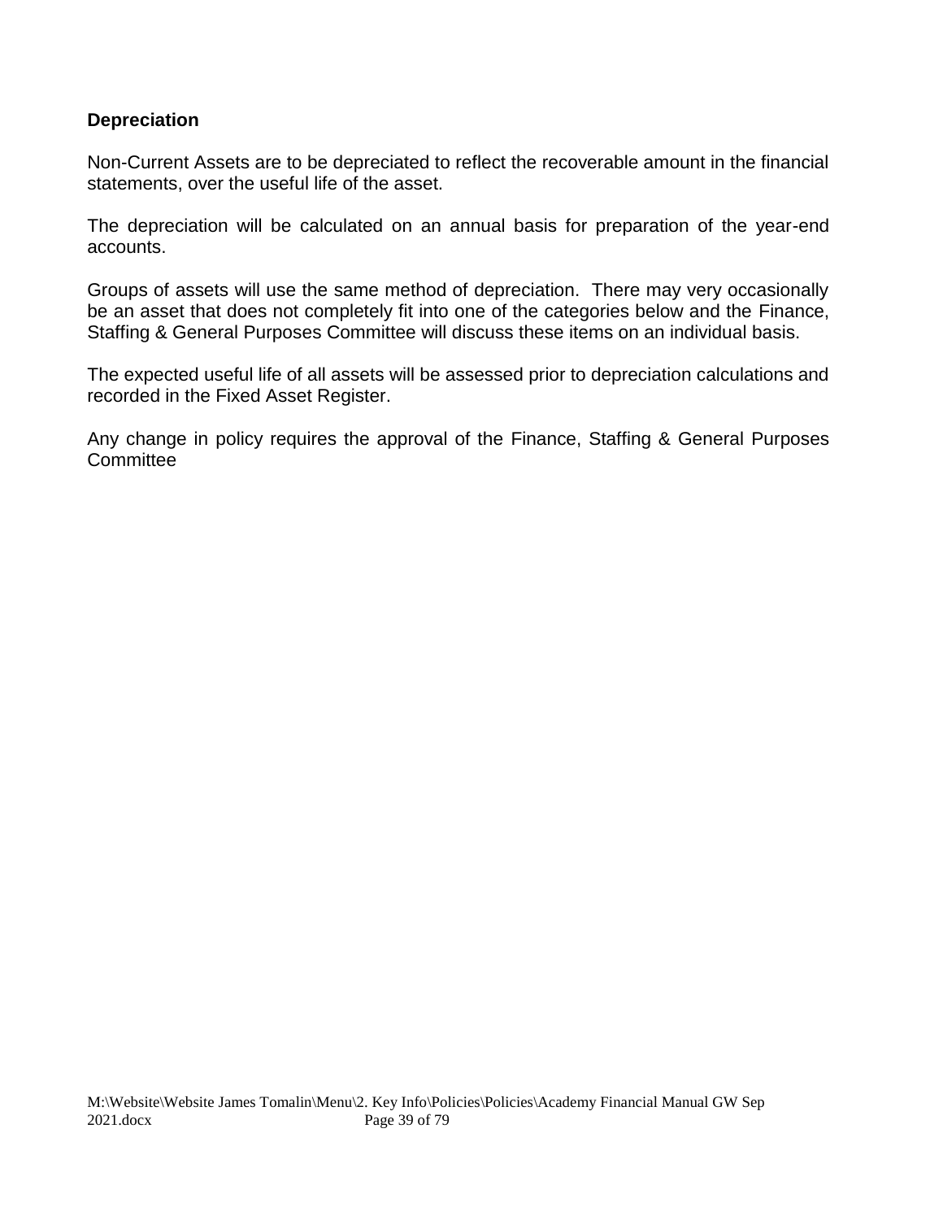**Depreciation**

Non-Current Assets are to be depreciated to reflect the recoverable amount in the financial statements, over the useful life of the asset.

The depreciation will be calculated on an annual basis for preparation of the year-end accounts.

Groups of assets will use the same method of depreciation. There may very occasionally be an asset that does not completely fit into one of the categories below and the Finance, Staffing & General Purposes Committee will discuss these items on an individual basis.

The expected useful life of all assets will be assessed prior to depreciation calculations and recorded in the Fixed Asset Register.

Any change in policy requires the approval of the Finance, Staffing & General Purposes Committee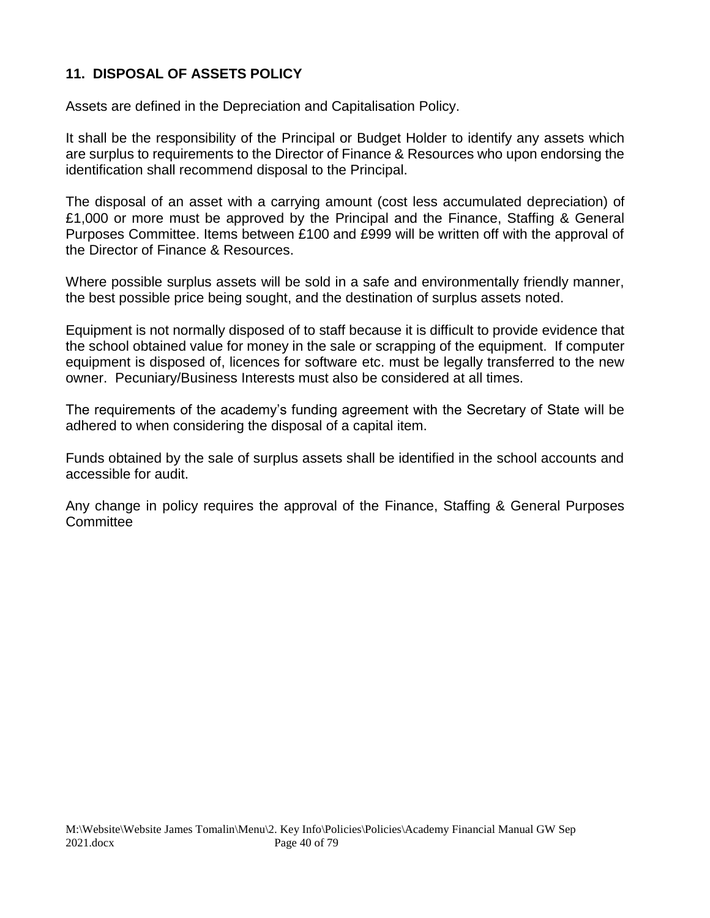## 11. DISPOSAL OF ASSETS POLICY

Assets are defined in the Depreciation and Capitalisation Policy.

It shall be the responsibility of the Principal or Budget Holder to identify any assets which are surplus to requirements to the Director of Finance & Resources who upon endorsing the identification shall recommend disposal to the Principal.

The disposal of an asset with a carrying amount (cost less accumulated depreciation) of £1,000 or more must be approved by the Principal and the Finance, Staffing & General Purposes Committee. Items between £100 and £999 will be written off with the approval of the Director of Finance & Resources.

Where possible surplus assets will be sold in a safe and environmentally friendly manner, the best possible price being sought, and the destination of surplus assets noted.

Equipment is not normally disposed of to staff because it is difficult to provide evidence that the school obtained value for money in the sale or scrapping of the equipment. If computer equipment is disposed of, licences for software etc. must be legally transferred to the new owner. Pecuniary/Business Interests must also be considered at all times.

The requirements of the academy's funding agreement with the Secretary of State will be adhered to when considering the disposal of a capital item.

Funds obtained by the sale of surplus assets shall be identified in the school accounts and accessible for audit.

Any change in policy requires the approval of the Finance, Staffing & General Purposes Committee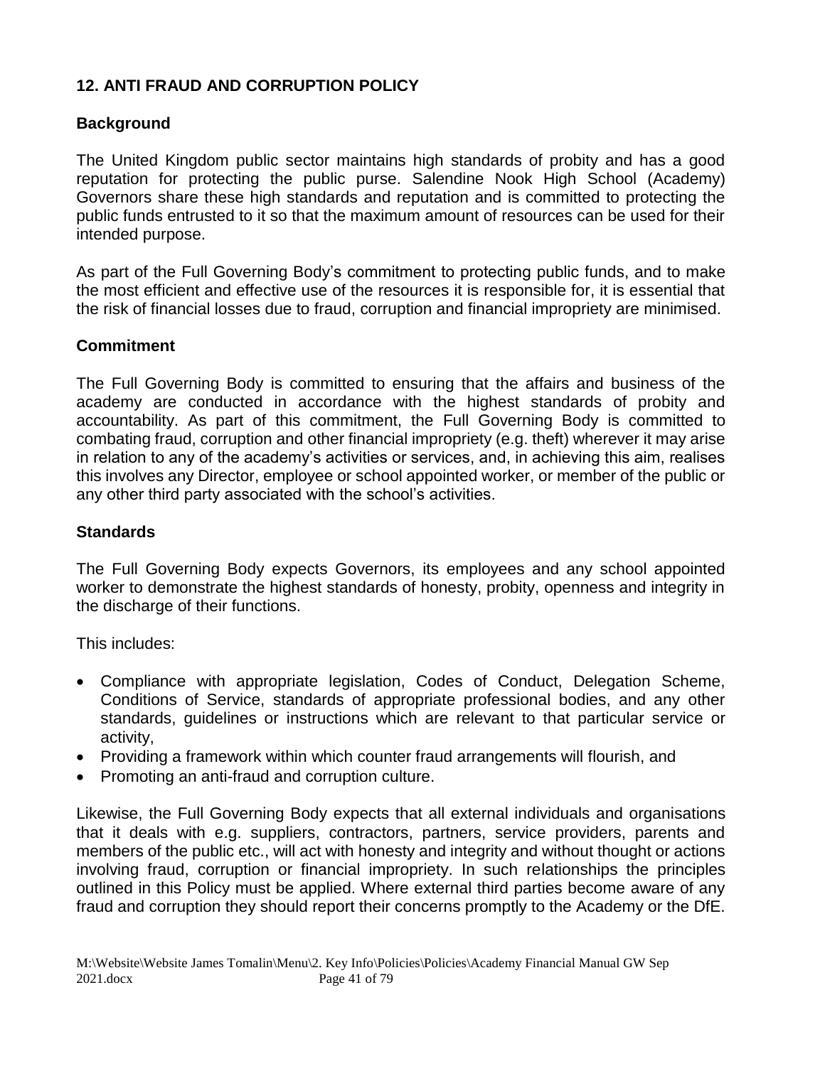## 12. ANTI FRAUD AND CORRUPTION POLICY

### Background

The United Kingdom public sector maintains high standards of probity and has a good reputation for protecting the public purse. Salendine Nook High School (Academy) Governors share these high standards and reputation and is committed to protecting the public funds entrusted to it so that the maximum amount of resources can be used for their intended purpose.

As part of the Full Governing Body's commitment to protecting public funds, and to make the most efficient and effective use of the resources it is responsible for, it is essential that the risk of financial losses due to fraud, corruption and financial impropriety are minimised.

### Commitment

The Full Governing Body is committed to ensuring that the affairs and business of the academy are conducted in accordance with the highest standards of probity and accountability. As part of this commitment, the Full Governing Body is committed to combating fraud, corruption and other financial impropriety (e.g. theft) wherever it may arise in relation to any of the academy's activities or services, and, in achieving this aim, realises this involves any Director, employee or school appointed worker, or member of the public or any other third party associated with the school's activities.

### Standards

The Full Governing Body expects Governors, its employees and any school appointed worker to demonstrate the highest standards of honesty, probity, openness and integrity in the discharge of their functions.

This includes:

- Compliance with appropriate legislation, Codes of Conduct, Delegation Scheme, Conditions of Service, standards of appropriate professional bodies, and any other standards, guidelines or instructions which are relevant to that particular service or activity,
- Providing a framework within which counter fraud arrangements will flourish, and
- Promoting an anti-fraud and corruption culture.

Likewise, the Full Governing Body expects that all external individuals and organisations that it deals with e.g. suppliers, contractors, partners, service providers, parents and members of the public etc., will act with honesty and integrity and without thought or actions involving fraud, corruption or financial impropriety. In such relationships the principles outlined in this Policy must be applied. Where external third parties become aware of any fraud and corruption they should report their concerns promptly to the Academy or the DfE.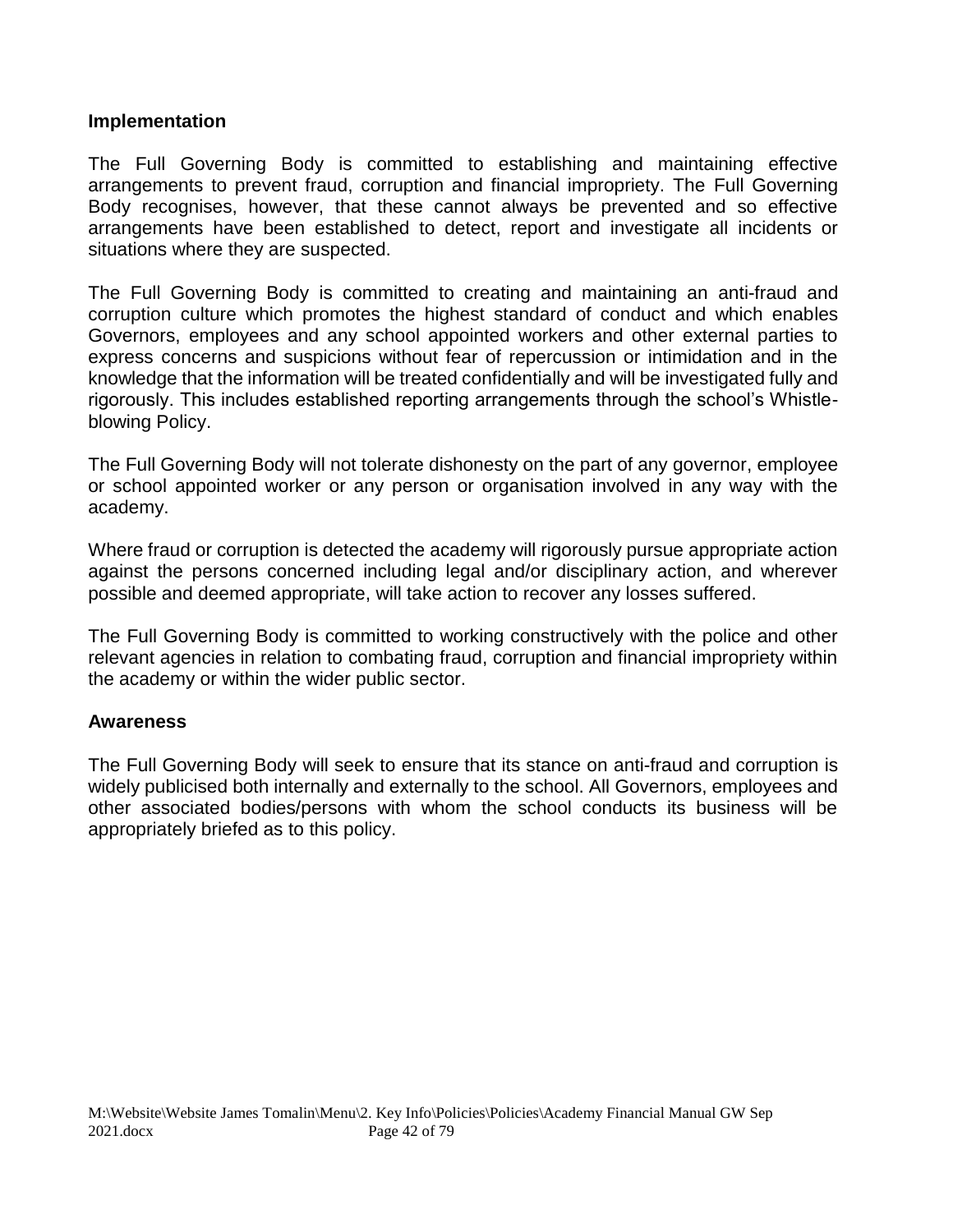### Implementation

The Full Governing Body is committed to establishing and maintaining effective arrangements to prevent fraud, corruption and financial impropriety. The Full Governing Body recognises, however, that these cannot always be prevented and so effective arrangements have been established to detect, report and investigate all incidents or situations where they are suspected.

The Full Governing Body is committed to creating and maintaining an anti-fraud and corruption culture which promotes the highest standard of conduct and which enables Governors, employees and any school appointed workers and other external parties to express concerns and suspicions without fear of repercussion or intimidation and in the knowledge that the information will be treated confidentially and will be investigated fully and rigorously. This includes established reporting arrangements through the school's Whistle-blowing Policy.

The Full Governing Body will not tolerate dishonesty on the part of any governor, employee or school appointed worker or any person or organisation involved in any way with the academy.

Where fraud or corruption is detected the academy will rigorously pursue appropriate action against the persons concerned including legal and/or disciplinary action, and wherever possible and deemed appropriate, will take action to recover any losses suffered.

The Full Governing Body is committed to working constructively with the police and other relevant agencies in relation to combating fraud, corruption and financial impropriety within the academy or within the wider public sector.

### Awareness

The Full Governing Body will seek to ensure that its stance on anti-fraud and corruption is widely publicised both internally and externally to the school. All Governors, employees and other associated bodies/persons with whom the school conducts its business will be appropriately briefed as to this policy.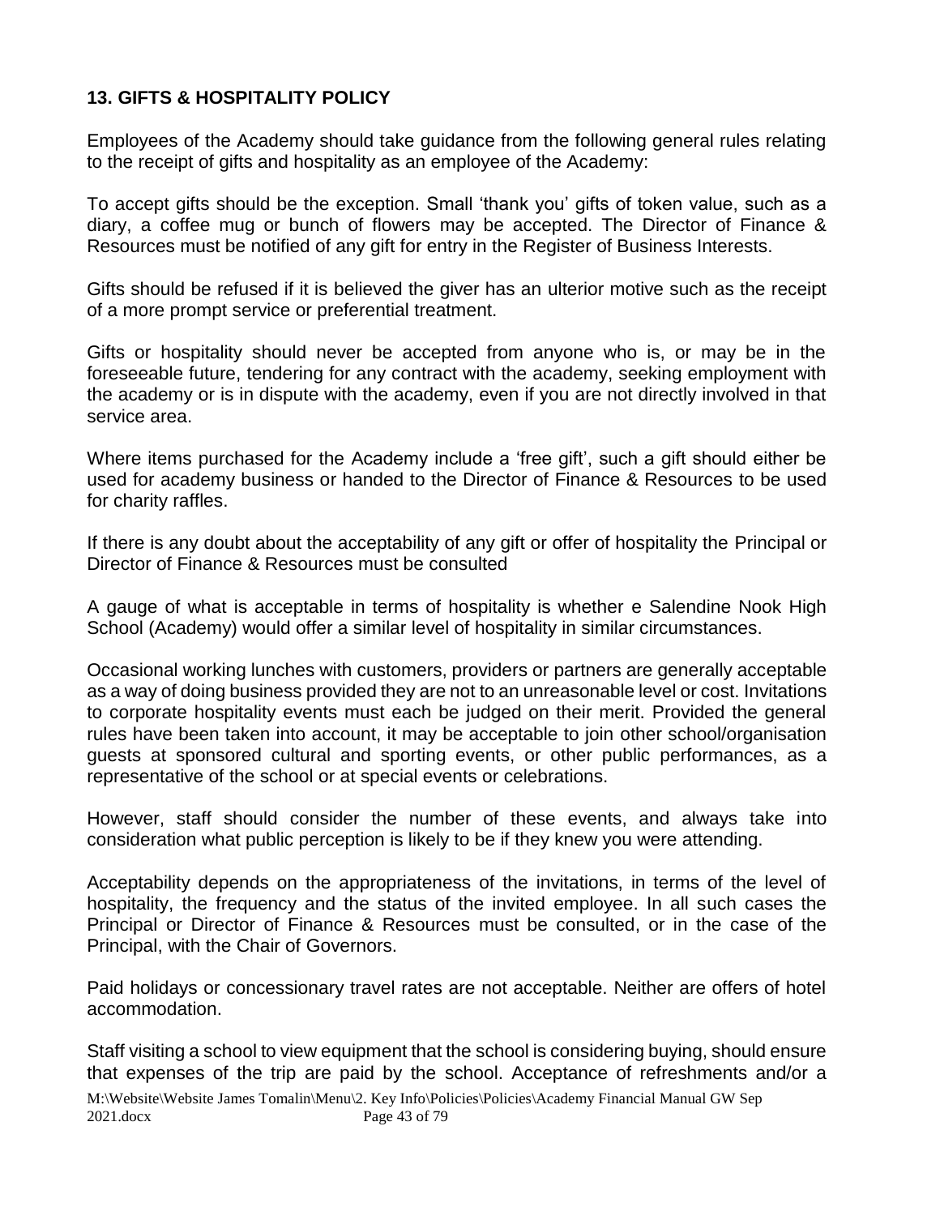## 13. GIFTS & HOSPITALITY POLICY

Employees of the Academy should take guidance from the following general rules relating to the receipt of gifts and hospitality as an employee of the Academy:

To accept gifts should be the exception. Small 'thank you' gifts of token value, such as a diary, a coffee mug or bunch of flowers may be accepted. The Director of Finance & Resources must be notified of any gift for entry in the Register of Business Interests.

Gifts should be refused if it is believed the giver has an ulterior motive such as the receipt of a more prompt service or preferential treatment.

Gifts or hospitality should never be accepted from anyone who is, or may be in the foreseeable future, tendering for any contract with the academy, seeking employment with the academy or is in dispute with the academy, even if you are not directly involved in that service area.

Where items purchased for the Academy include a 'free gift', such a gift should either be used for academy business or handed to the Director of Finance & Resources to be used for charity raffles.

If there is any doubt about the acceptability of any gift or offer of hospitality the Principal or Director of Finance & Resources must be consulted

A gauge of what is acceptable in terms of hospitality is whether e Salendine Nook High School (Academy) would offer a similar level of hospitality in similar circumstances.

Occasional working lunches with customers, providers or partners are generally acceptable as a way of doing business provided they are not to an unreasonable level or cost. Invitations to corporate hospitality events must each be judged on their merit. Provided the general rules have been taken into account, it may be acceptable to join other school/organisation guests at sponsored cultural and sporting events, or other public performances, as a representative of the school or at special events or celebrations.

However, staff should consider the number of these events, and always take into consideration what public perception is likely to be if they knew you were attending.

Acceptability depends on the appropriateness of the invitations, in terms of the level of hospitality, the frequency and the status of the invited employee. In all such cases the Principal or Director of Finance & Resources must be consulted, or in the case of the Principal, with the Chair of Governors.

Paid holidays or concessionary travel rates are not acceptable. Neither are offers of hotel accommodation.

Staff visiting a school to view equipment that the school is considering buying, should ensure that expenses of the trip are paid by the school. Acceptance of refreshments and/or a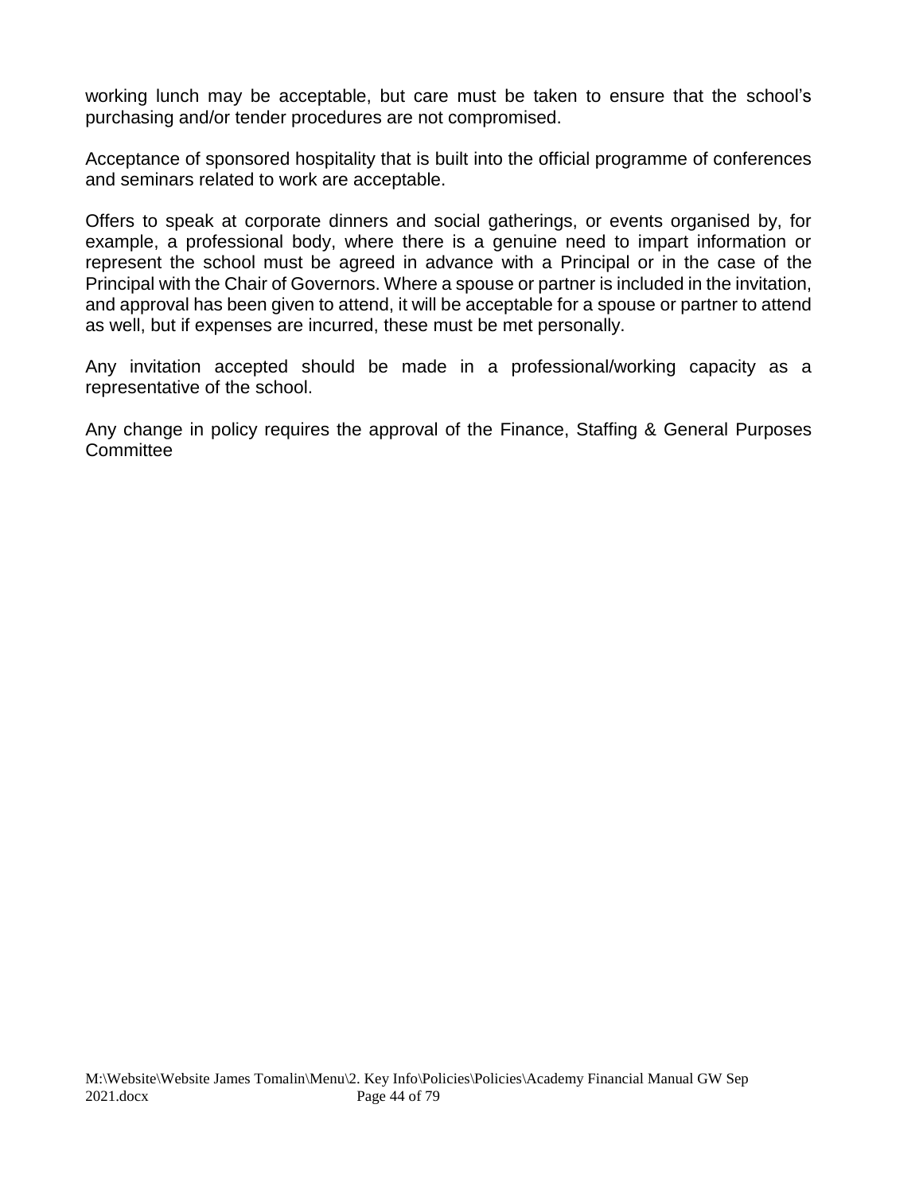working lunch may be acceptable, but care must be taken to ensure that the school's purchasing and/or tender procedures are not compromised.

Acceptance of sponsored hospitality that is built into the official programme of conferences and seminars related to work are acceptable.

Offers to speak at corporate dinners and social gatherings, or events organised by, for example, a professional body, where there is a genuine need to impart information or represent the school must be agreed in advance with a Principal or in the case of the Principal with the Chair of Governors. Where a spouse or partner is included in the invitation, and approval has been given to attend, it will be acceptable for a spouse or partner to attend as well, but if expenses are incurred, these must be met personally.

Any invitation accepted should be made in a professional/working capacity as a representative of the school.

Any change in policy requires the approval of the Finance, Staffing & General Purposes Committee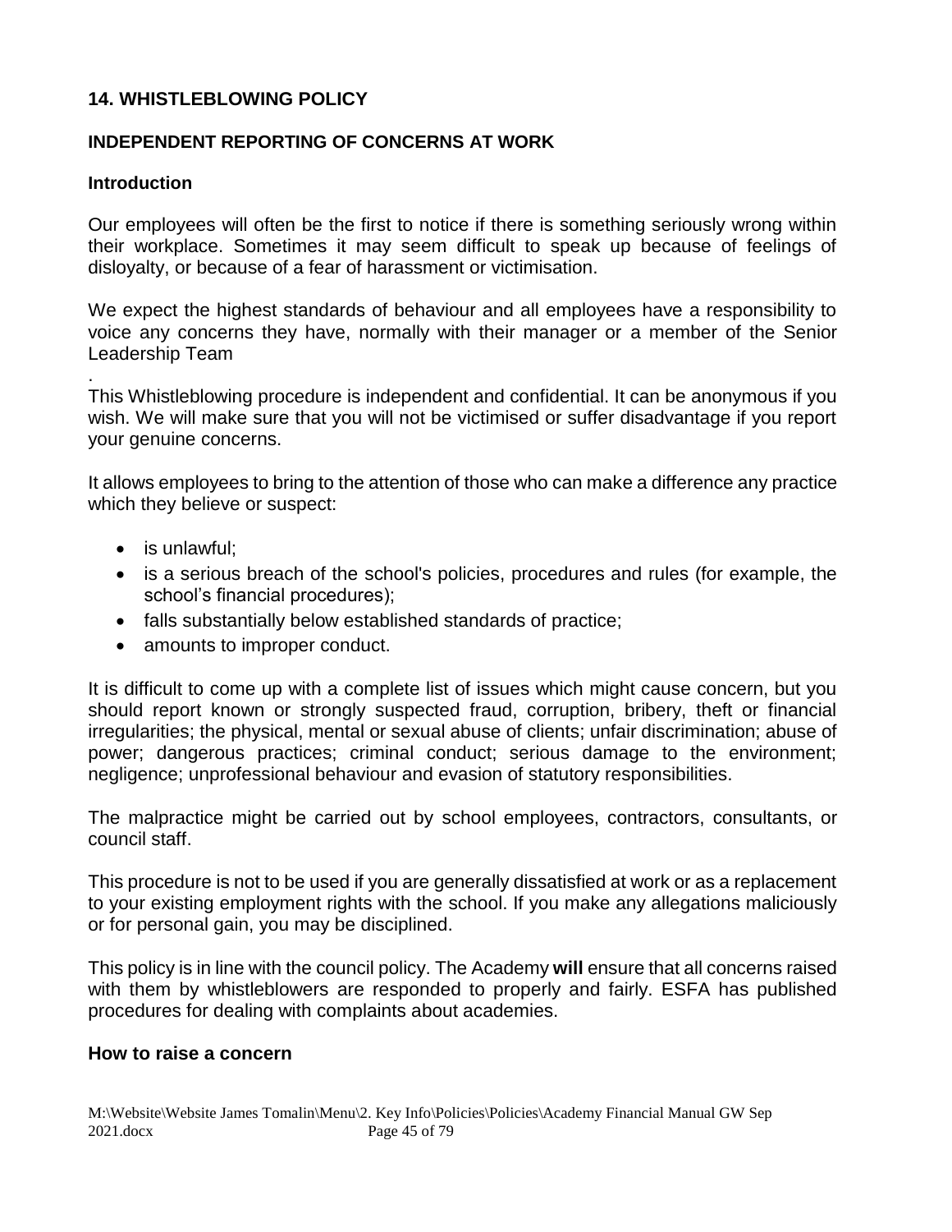## 14. WHISTLEBLOWING POLICY

### INDEPENDENT REPORTING OF CONCERNS AT WORK

#### Introduction

Our employees will often be the first to notice if there is something seriously wrong within their workplace. Sometimes it may seem difficult to speak up because of feelings of disloyalty, or because of a fear of harassment or victimisation.

We expect the highest standards of behaviour and all employees have a responsibility to voice any concerns they have, normally with their manager or a member of the Senior Leadership Team

.
This Whistleblowing procedure is independent and confidential. It can be anonymous if you wish. We will make sure that you will not be victimised or suffer disadvantage if you report your genuine concerns.

It allows employees to bring to the attention of those who can make a difference any practice which they believe or suspect:

- is unlawful;
- is a serious breach of the school's policies, procedures and rules (for example, the school's financial procedures);
- falls substantially below established standards of practice;
- amounts to improper conduct.

It is difficult to come up with a complete list of issues which might cause concern, but you should report known or strongly suspected fraud, corruption, bribery, theft or financial irregularities; the physical, mental or sexual abuse of clients; unfair discrimination; abuse of power; dangerous practices; criminal conduct; serious damage to the environment; negligence; unprofessional behaviour and evasion of statutory responsibilities.

The malpractice might be carried out by school employees, contractors, consultants, or council staff.

This procedure is not to be used if you are generally dissatisfied at work or as a replacement to your existing employment rights with the school. If you make any allegations maliciously or for personal gain, you may be disciplined.

This policy is in line with the council policy. The Academy **will** ensure that all concerns raised with them by whistleblowers are responded to properly and fairly. ESFA has published procedures for dealing with complaints about academies.

#### How to raise a concern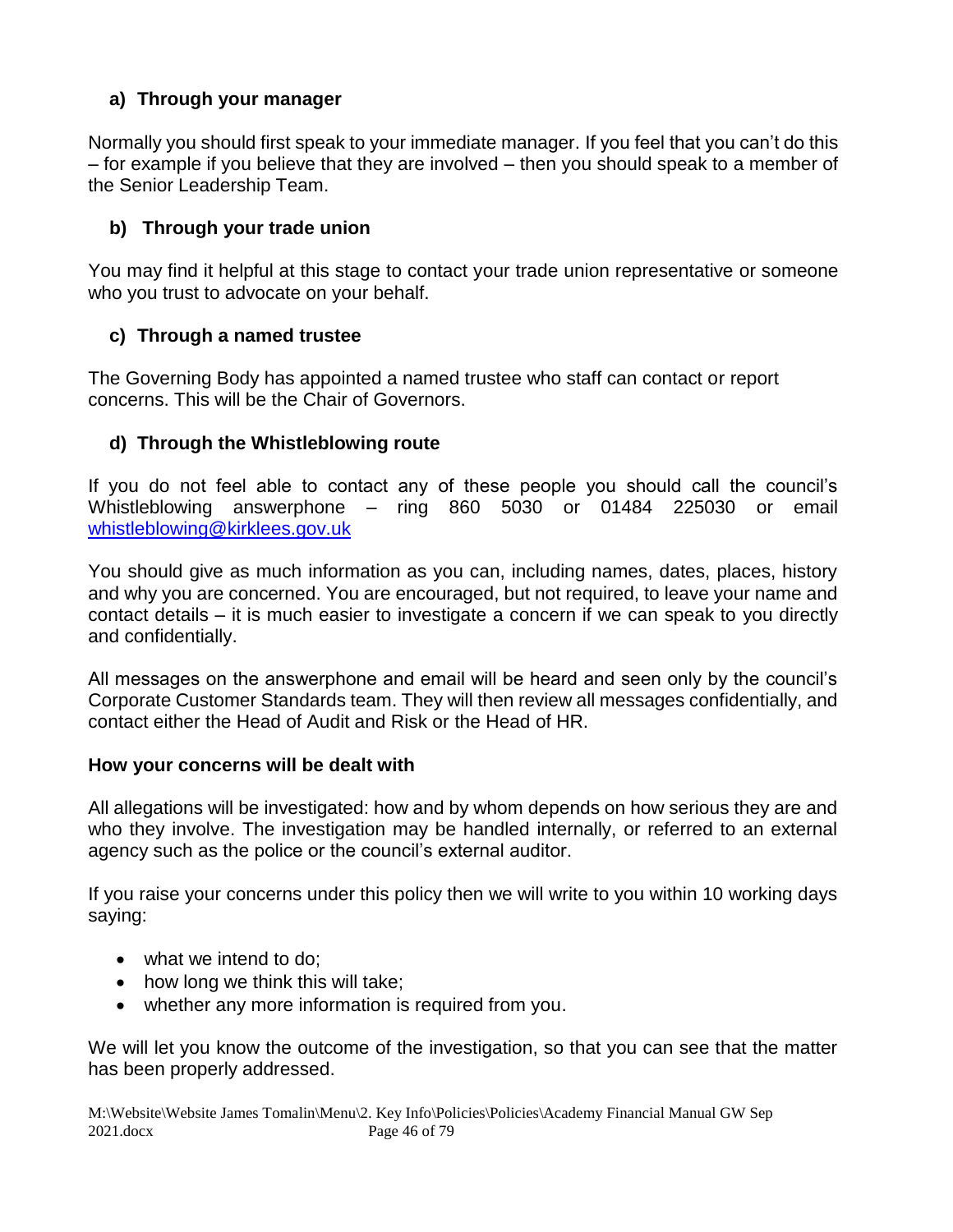### a) Through your manager

Normally you should first speak to your immediate manager. If you feel that you can't do this – for example if you believe that they are involved – then you should speak to a member of the Senior Leadership Team.

### b) Through your trade union

You may find it helpful at this stage to contact your trade union representative or someone who you trust to advocate on your behalf.

### c) Through a named trustee

The Governing Body has appointed a named trustee who staff can contact or report concerns. This will be the Chair of Governors.

### d) Through the Whistleblowing route

If you do not feel able to contact any of these people you should call the council's Whistleblowing answerphone – ring 860 5030 or 01484 225030 or email whistleblowing@kirklees.gov.uk

You should give as much information as you can, including names, dates, places, history and why you are concerned. You are encouraged, but not required, to leave your name and contact details – it is much easier to investigate a concern if we can speak to you directly and confidentially.

All messages on the answerphone and email will be heard and seen only by the council's Corporate Customer Standards team. They will then review all messages confidentially, and contact either the Head of Audit and Risk or the Head of HR.

**How your concerns will be dealt with**

All allegations will be investigated: how and by whom depends on how serious they are and who they involve. The investigation may be handled internally, or referred to an external agency such as the police or the council's external auditor.

If you raise your concerns under this policy then we will write to you within 10 working days saying:

- what we intend to do;
- how long we think this will take;
- whether any more information is required from you.

We will let you know the outcome of the investigation, so that you can see that the matter has been properly addressed.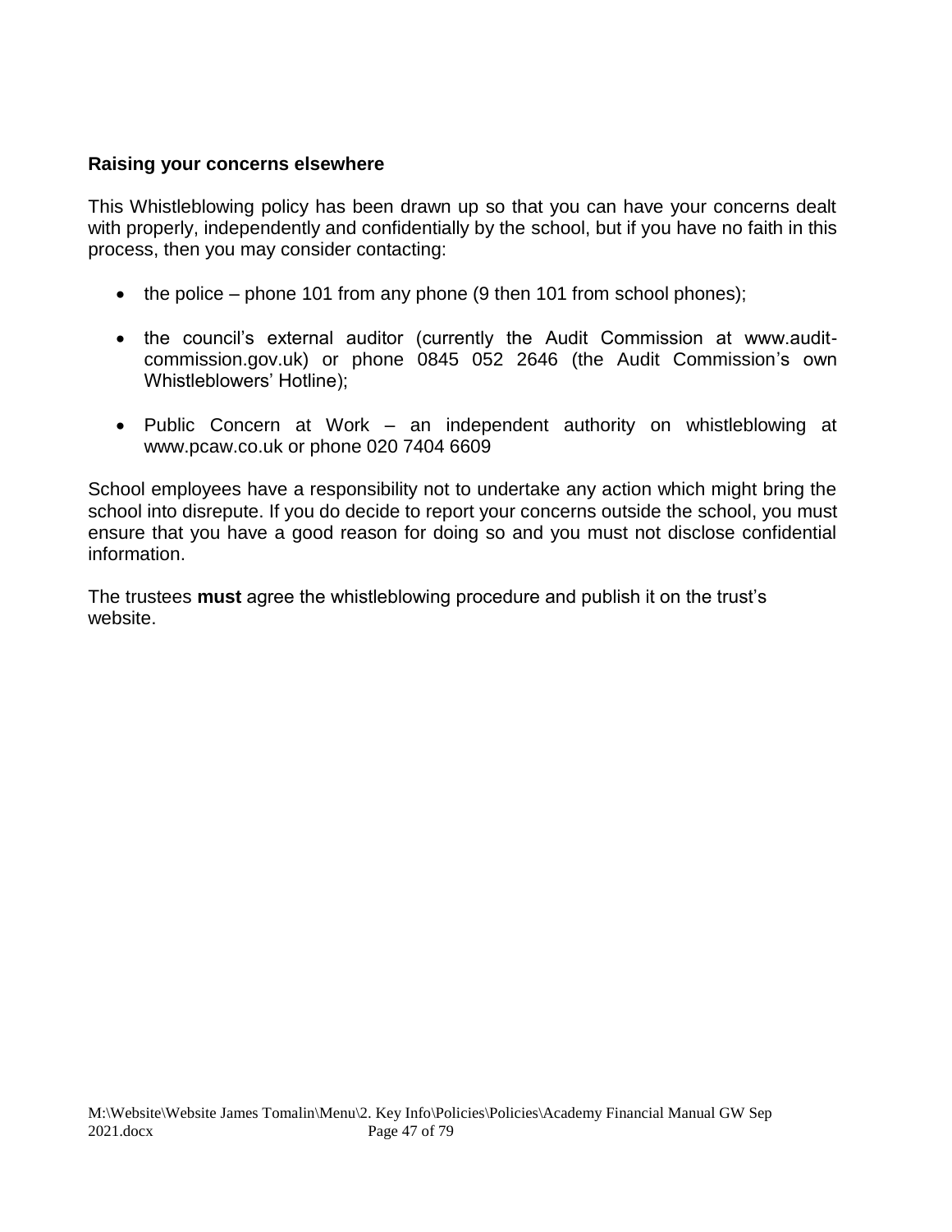### Raising your concerns elsewhere

This Whistleblowing policy has been drawn up so that you can have your concerns dealt with properly, independently and confidentially by the school, but if you have no faith in this process, then you may consider contacting:

- the police – phone 101 from any phone (9 then 101 from school phones);
- the council's external auditor (currently the Audit Commission at www.audit-commission.gov.uk) or phone 0845 052 2646 (the Audit Commission's own Whistleblowers' Hotline);
- Public Concern at Work – an independent authority on whistleblowing at www.pcaw.co.uk or phone 020 7404 6609

School employees have a responsibility not to undertake any action which might bring the school into disrepute. If you do decide to report your concerns outside the school, you must ensure that you have a good reason for doing so and you must not disclose confidential information.

The trustees **must** agree the whistleblowing procedure and publish it on the trust's website.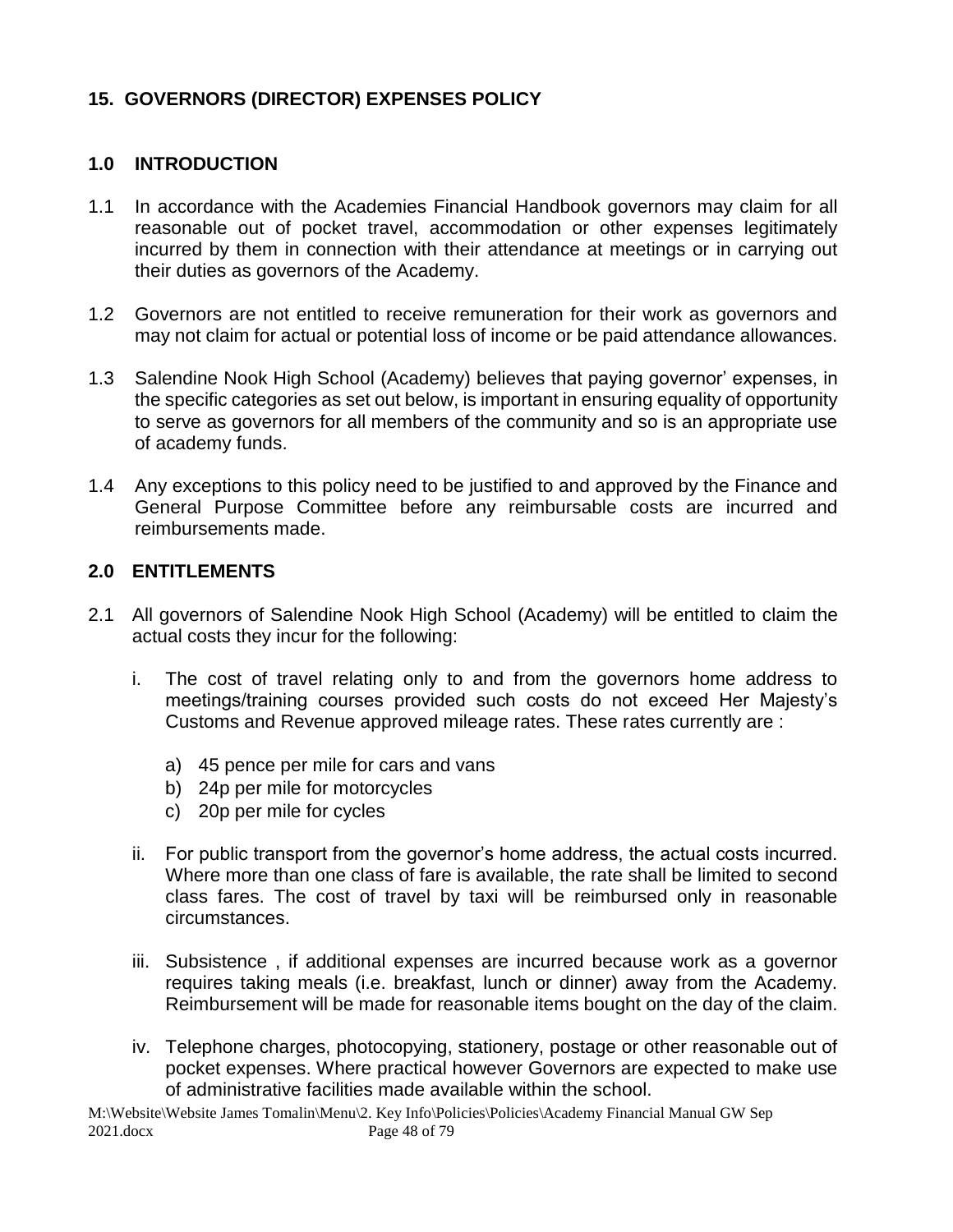## 15. GOVERNORS (DIRECTOR) EXPENSES POLICY

### 1.0 INTRODUCTION

1.1 In accordance with the Academies Financial Handbook governors may claim for all reasonable out of pocket travel, accommodation or other expenses legitimately incurred by them in connection with their attendance at meetings or in carrying out their duties as governors of the Academy.

1.2 Governors are not entitled to receive remuneration for their work as governors and may not claim for actual or potential loss of income or be paid attendance allowances.

1.3 Salendine Nook High School (Academy) believes that paying governor' expenses, in the specific categories as set out below, is important in ensuring equality of opportunity to serve as governors for all members of the community and so is an appropriate use of academy funds.

1.4 Any exceptions to this policy need to be justified to and approved by the Finance and General Purpose Committee before any reimbursable costs are incurred and reimbursements made.

### 2.0 ENTITLEMENTS

2.1 All governors of Salendine Nook High School (Academy) will be entitled to claim the actual costs they incur for the following:

i. The cost of travel relating only to and from the governors home address to meetings/training courses provided such costs do not exceed Her Majesty's Customs and Revenue approved mileage rates. These rates currently are :

   a) 45 pence per mile for cars and vans
   b) 24p per mile for motorcycles
   c) 20p per mile for cycles

ii. For public transport from the governor's home address, the actual costs incurred. Where more than one class of fare is available, the rate shall be limited to second class fares. The cost of travel by taxi will be reimbursed only in reasonable circumstances.

iii. Subsistence , if additional expenses are incurred because work as a governor requires taking meals (i.e. breakfast, lunch or dinner) away from the Academy. Reimbursement will be made for reasonable items bought on the day of the claim.

iv. Telephone charges, photocopying, stationery, postage or other reasonable out of pocket expenses. Where practical however Governors are expected to make use of administrative facilities made available within the school.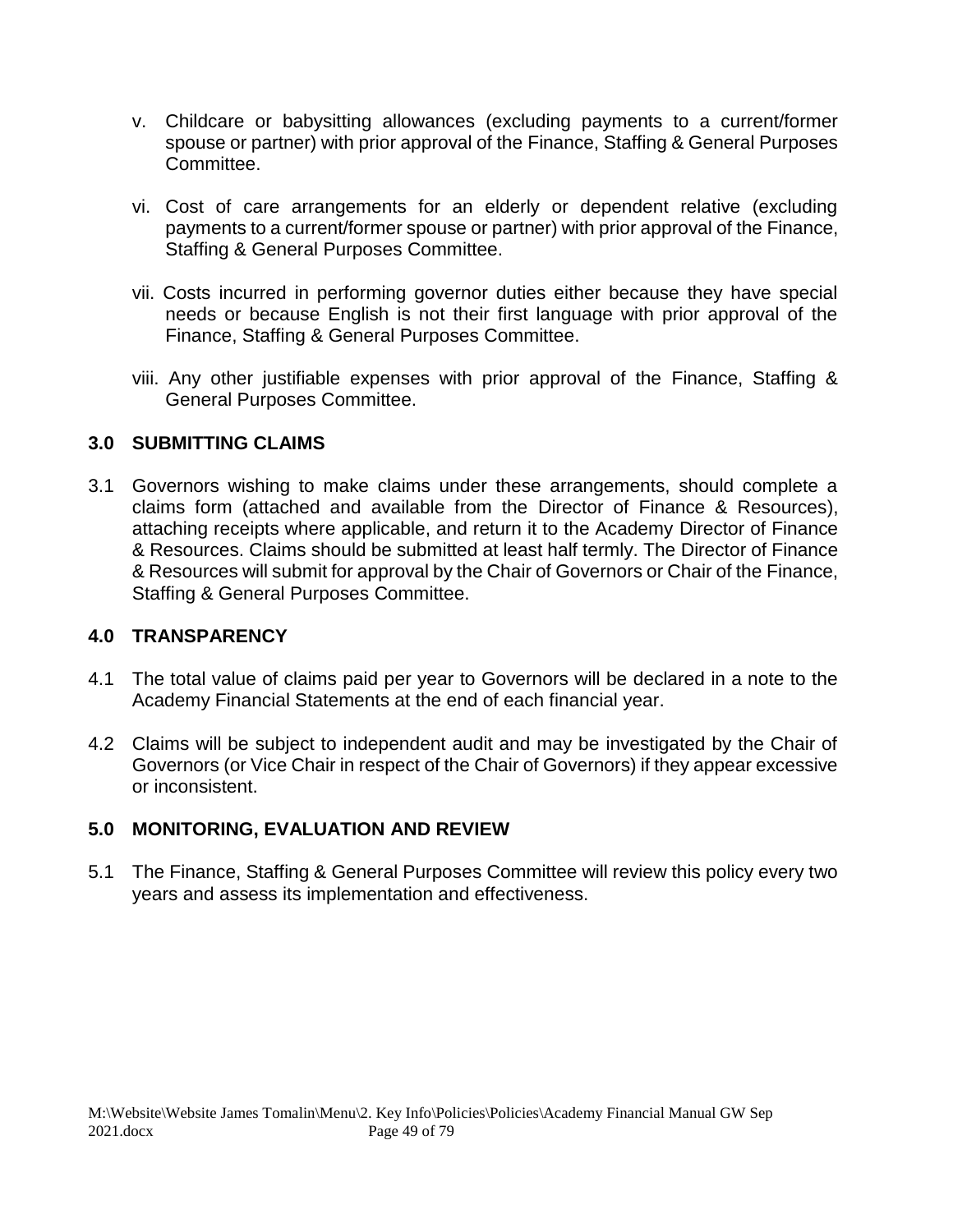v. Childcare or babysitting allowances (excluding payments to a current/former spouse or partner) with prior approval of the Finance, Staffing & General Purposes Committee.

vi. Cost of care arrangements for an elderly or dependent relative (excluding payments to a current/former spouse or partner) with prior approval of the Finance, Staffing & General Purposes Committee.

vii. Costs incurred in performing governor duties either because they have special needs or because English is not their first language with prior approval of the Finance, Staffing & General Purposes Committee.

viii. Any other justifiable expenses with prior approval of the Finance, Staffing & General Purposes Committee.

## 3.0 SUBMITTING CLAIMS

3.1 Governors wishing to make claims under these arrangements, should complete a claims form (attached and available from the Director of Finance & Resources), attaching receipts where applicable, and return it to the Academy Director of Finance & Resources. Claims should be submitted at least half termly. The Director of Finance & Resources will submit for approval by the Chair of Governors or Chair of the Finance, Staffing & General Purposes Committee.

## 4.0 TRANSPARENCY

4.1 The total value of claims paid per year to Governors will be declared in a note to the Academy Financial Statements at the end of each financial year.

4.2 Claims will be subject to independent audit and may be investigated by the Chair of Governors (or Vice Chair in respect of the Chair of Governors) if they appear excessive or inconsistent.

## 5.0 MONITORING, EVALUATION AND REVIEW

5.1 The Finance, Staffing & General Purposes Committee will review this policy every two years and assess its implementation and effectiveness.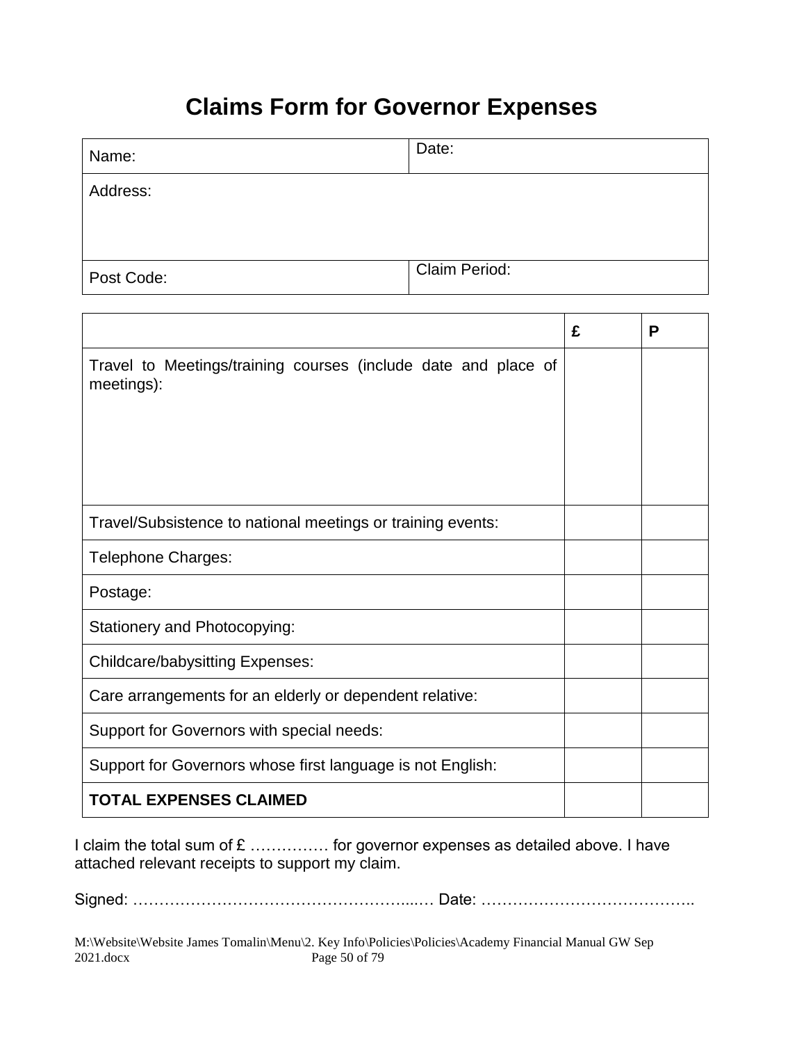# Claims Form for Governor Expenses

| Name: | Date: |
|---|---|
| Address: | |
| Post Code: | Claim Period: |

| | £ | P |
|---|---|---|
| Travel to Meetings/training courses (include date and place of meetings): | | |
| Travel/Subsistence to national meetings or training events: | | |
| Telephone Charges: | | |
| Postage: | | |
| Stationery and Photocopying: | | |
| Childcare/babysitting Expenses: | | |
| Care arrangements for an elderly or dependent relative: | | |
| Support for Governors with special needs: | | |
| Support for Governors whose first language is not English: | | |
| **TOTAL EXPENSES CLAIMED** | | |

I claim the total sum of £ …………… for governor expenses as detailed above. I have attached relevant receipts to support my claim.

Signed: ……………………………………………...… Date: …………………………………..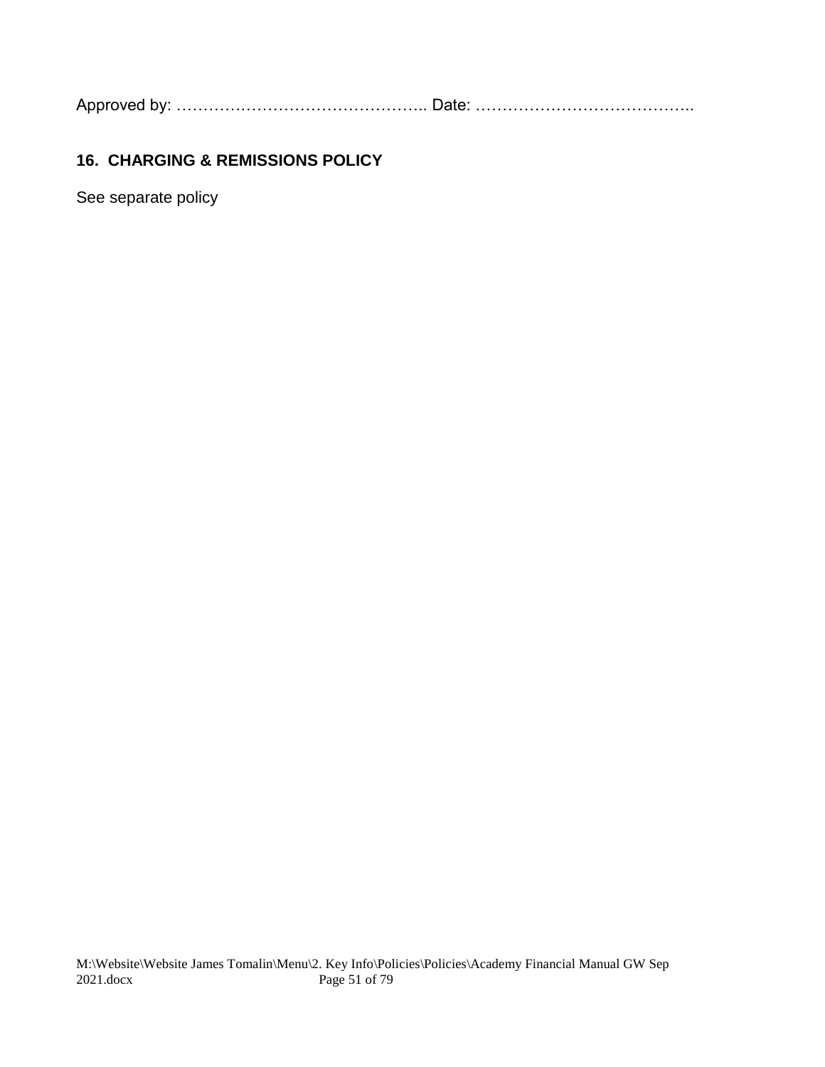Approved by: ……………………………………….. Date: …………………………………..

## 16. CHARGING & REMISSIONS POLICY

See separate policy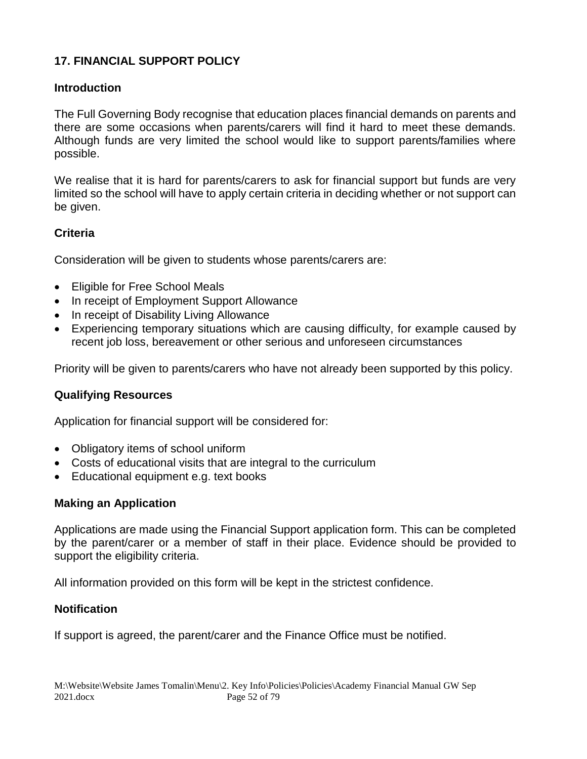## 17. FINANCIAL SUPPORT POLICY

### Introduction

The Full Governing Body recognise that education places financial demands on parents and there are some occasions when parents/carers will find it hard to meet these demands. Although funds are very limited the school would like to support parents/families where possible.

We realise that it is hard for parents/carers to ask for financial support but funds are very limited so the school will have to apply certain criteria in deciding whether or not support can be given.

### Criteria

Consideration will be given to students whose parents/carers are:

- Eligible for Free School Meals
- In receipt of Employment Support Allowance
- In receipt of Disability Living Allowance
- Experiencing temporary situations which are causing difficulty, for example caused by recent job loss, bereavement or other serious and unforeseen circumstances

Priority will be given to parents/carers who have not already been supported by this policy.

### Qualifying Resources

Application for financial support will be considered for:

- Obligatory items of school uniform
- Costs of educational visits that are integral to the curriculum
- Educational equipment e.g. text books

### Making an Application

Applications are made using the Financial Support application form. This can be completed by the parent/carer or a member of staff in their place. Evidence should be provided to support the eligibility criteria.

All information provided on this form will be kept in the strictest confidence.

### Notification

If support is agreed, the parent/carer and the Finance Office must be notified.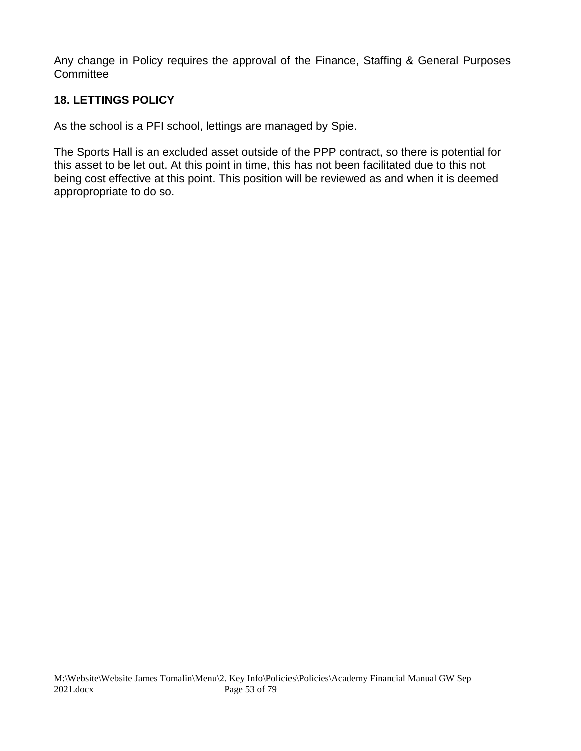Any change in Policy requires the approval of the Finance, Staffing & General Purposes Committee

## 18. LETTINGS POLICY

As the school is a PFI school, lettings are managed by Spie.

The Sports Hall is an excluded asset outside of the PPP contract, so there is potential for this asset to be let out. At this point in time, this has not been facilitated due to this not being cost effective at this point. This position will be reviewed as and when it is deemed approproppriate to do so.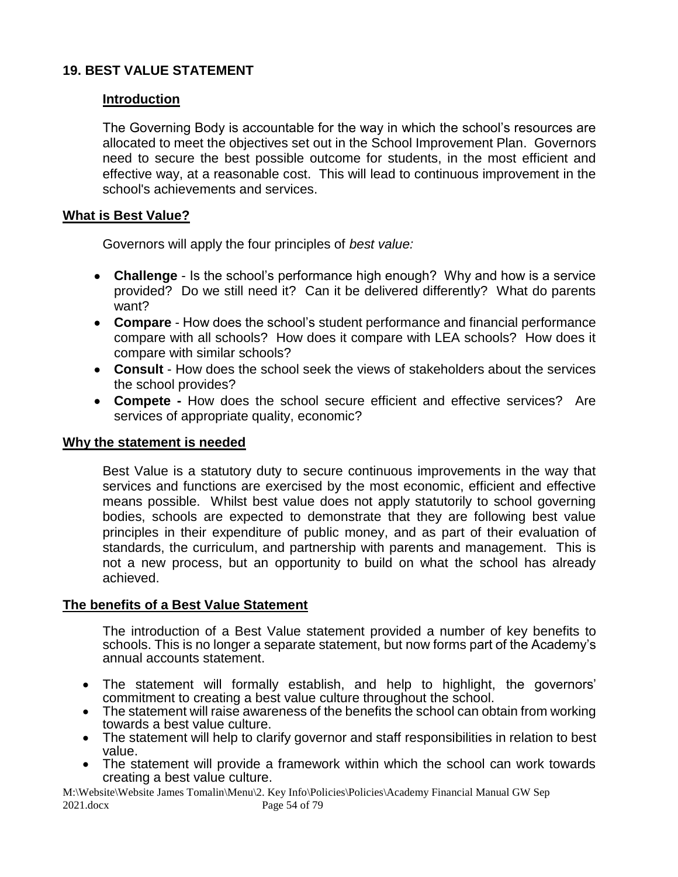## 19. BEST VALUE STATEMENT

### Introduction

The Governing Body is accountable for the way in which the school's resources are allocated to meet the objectives set out in the School Improvement Plan. Governors need to secure the best possible outcome for students, in the most efficient and effective way, at a reasonable cost. This will lead to continuous improvement in the school's achievements and services.

### What is Best Value?

Governors will apply the four principles of *best value:*

- **Challenge** - Is the school's performance high enough? Why and how is a service provided? Do we still need it? Can it be delivered differently? What do parents want?
- **Compare** - How does the school's student performance and financial performance compare with all schools? How does it compare with LEA schools? How does it compare with similar schools?
- **Consult** - How does the school seek the views of stakeholders about the services the school provides?
- **Compete -** How does the school secure efficient and effective services? Are services of appropriate quality, economic?

### Why the statement is needed

Best Value is a statutory duty to secure continuous improvements in the way that services and functions are exercised by the most economic, efficient and effective means possible. Whilst best value does not apply statutorily to school governing bodies, schools are expected to demonstrate that they are following best value principles in their expenditure of public money, and as part of their evaluation of standards, the curriculum, and partnership with parents and management. This is not a new process, but an opportunity to build on what the school has already achieved.

### The benefits of a Best Value Statement

The introduction of a Best Value statement provided a number of key benefits to schools. This is no longer a separate statement, but now forms part of the Academy's annual accounts statement.

- The statement will formally establish, and help to highlight, the governors' commitment to creating a best value culture throughout the school.
- The statement will raise awareness of the benefits the school can obtain from working towards a best value culture.
- The statement will help to clarify governor and staff responsibilities in relation to best value.
- The statement will provide a framework within which the school can work towards creating a best value culture.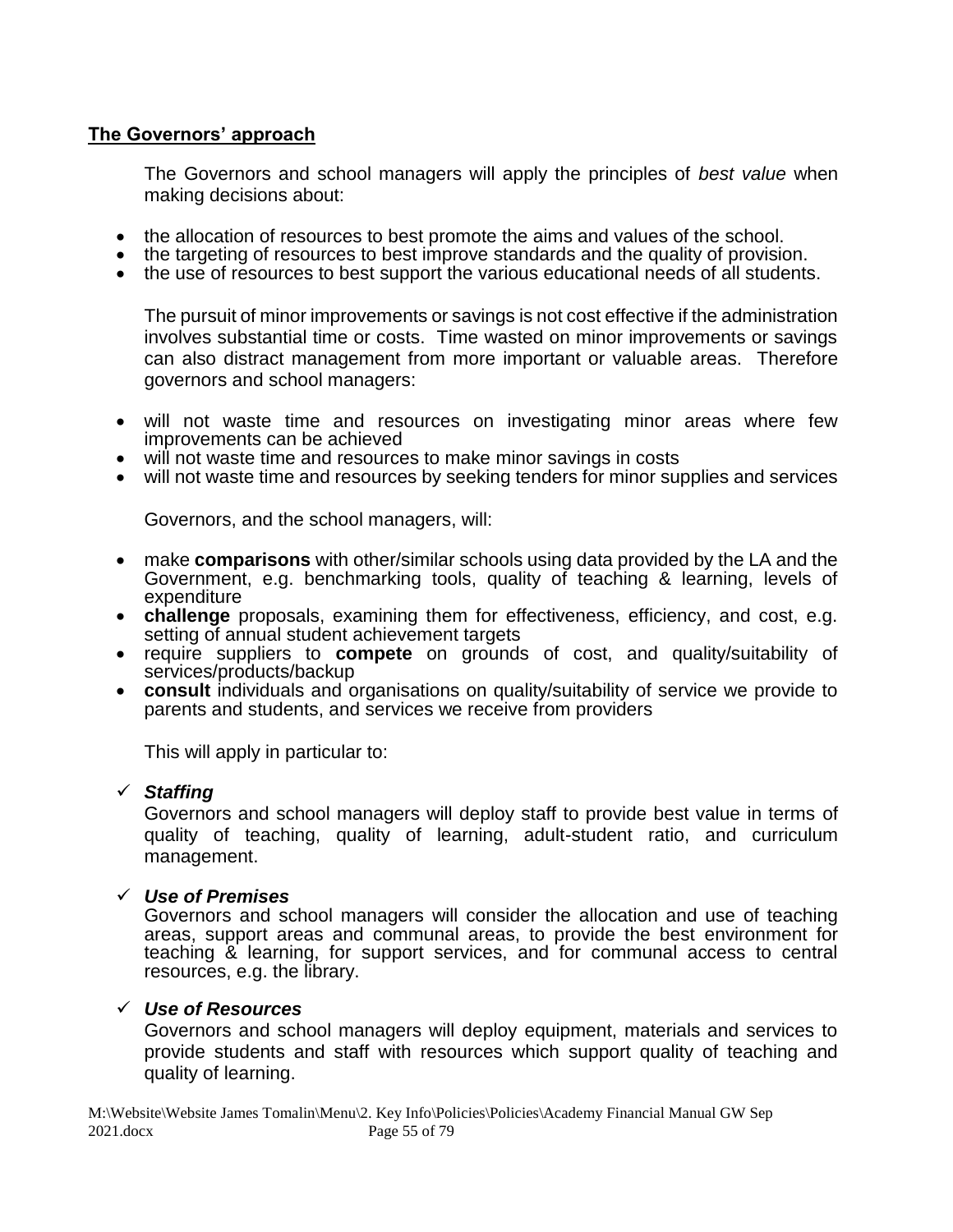## The Governors' approach

The Governors and school managers will apply the principles of *best value* when making decisions about:

- the allocation of resources to best promote the aims and values of the school.
- the targeting of resources to best improve standards and the quality of provision.
- the use of resources to best support the various educational needs of all students.

The pursuit of minor improvements or savings is not cost effective if the administration involves substantial time or costs. Time wasted on minor improvements or savings can also distract management from more important or valuable areas. Therefore governors and school managers:

- will not waste time and resources on investigating minor areas where few improvements can be achieved
- will not waste time and resources to make minor savings in costs
- will not waste time and resources by seeking tenders for minor supplies and services

Governors, and the school managers, will:

- make **comparisons** with other/similar schools using data provided by the LA and the Government, e.g. benchmarking tools, quality of teaching & learning, levels of expenditure
- **challenge** proposals, examining them for effectiveness, efficiency, and cost, e.g. setting of annual student achievement targets
- require suppliers to **compete** on grounds of cost, and quality/suitability of services/products/backup
- **consult** individuals and organisations on quality/suitability of service we provide to parents and students, and services we receive from providers

This will apply in particular to:

- ✓ ***Staffing***

  Governors and school managers will deploy staff to provide best value in terms of quality of teaching, quality of learning, adult-student ratio, and curriculum management.

- ✓ ***Use of Premises***

  Governors and school managers will consider the allocation and use of teaching areas, support areas and communal areas, to provide the best environment for teaching & learning, for support services, and for communal access to central resources, e.g. the library.

- ✓ ***Use of Resources***

  Governors and school managers will deploy equipment, materials and services to provide students and staff with resources which support quality of teaching and quality of learning.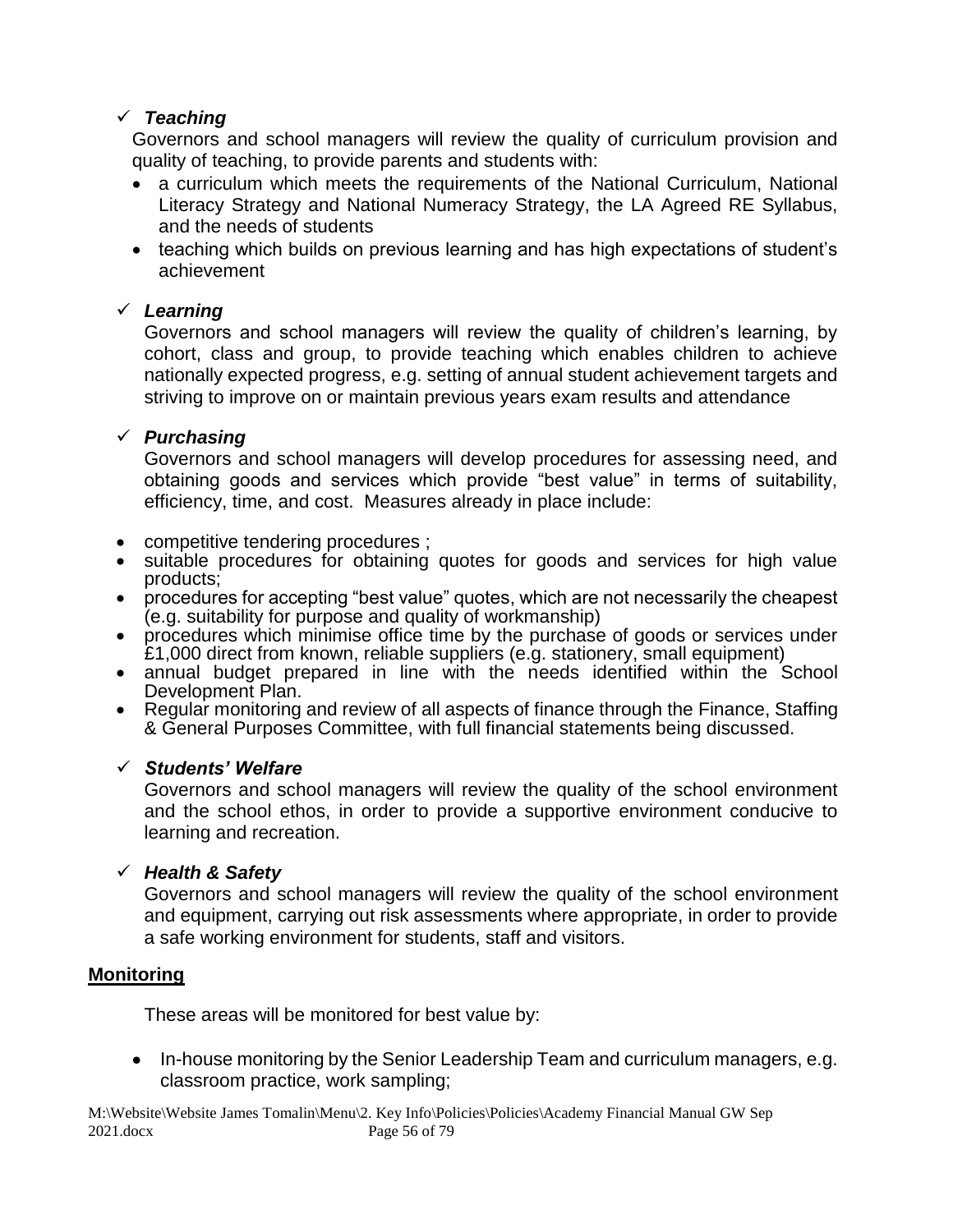- ✓ ***Teaching***

  Governors and school managers will review the quality of curriculum provision and quality of teaching, to provide parents and students with:

  - a curriculum which meets the requirements of the National Curriculum, National Literacy Strategy and National Numeracy Strategy, the LA Agreed RE Syllabus, and the needs of students
  - teaching which builds on previous learning and has high expectations of student's achievement

- ✓ ***Learning***

  Governors and school managers will review the quality of children's learning, by cohort, class and group, to provide teaching which enables children to achieve nationally expected progress, e.g. setting of annual student achievement targets and striving to improve on or maintain previous years exam results and attendance

- ✓ ***Purchasing***

  Governors and school managers will develop procedures for assessing need, and obtaining goods and services which provide "best value" in terms of suitability, efficiency, time, and cost. Measures already in place include:

- competitive tendering procedures ;
- suitable procedures for obtaining quotes for goods and services for high value products;
- procedures for accepting "best value" quotes, which are not necessarily the cheapest (e.g. suitability for purpose and quality of workmanship)
- procedures which minimise office time by the purchase of goods or services under £1,000 direct from known, reliable suppliers (e.g. stationery, small equipment)
- annual budget prepared in line with the needs identified within the School Development Plan.
- Regular monitoring and review of all aspects of finance through the Finance, Staffing & General Purposes Committee, with full financial statements being discussed.

- ✓ ***Students' Welfare***

  Governors and school managers will review the quality of the school environment and the school ethos, in order to provide a supportive environment conducive to learning and recreation.

- ✓ ***Health & Safety***

  Governors and school managers will review the quality of the school environment and equipment, carrying out risk assessments where appropriate, in order to provide a safe working environment for students, staff and visitors.

**<u>Monitoring</u>**

These areas will be monitored for best value by:

- In-house monitoring by the Senior Leadership Team and curriculum managers, e.g. classroom practice, work sampling;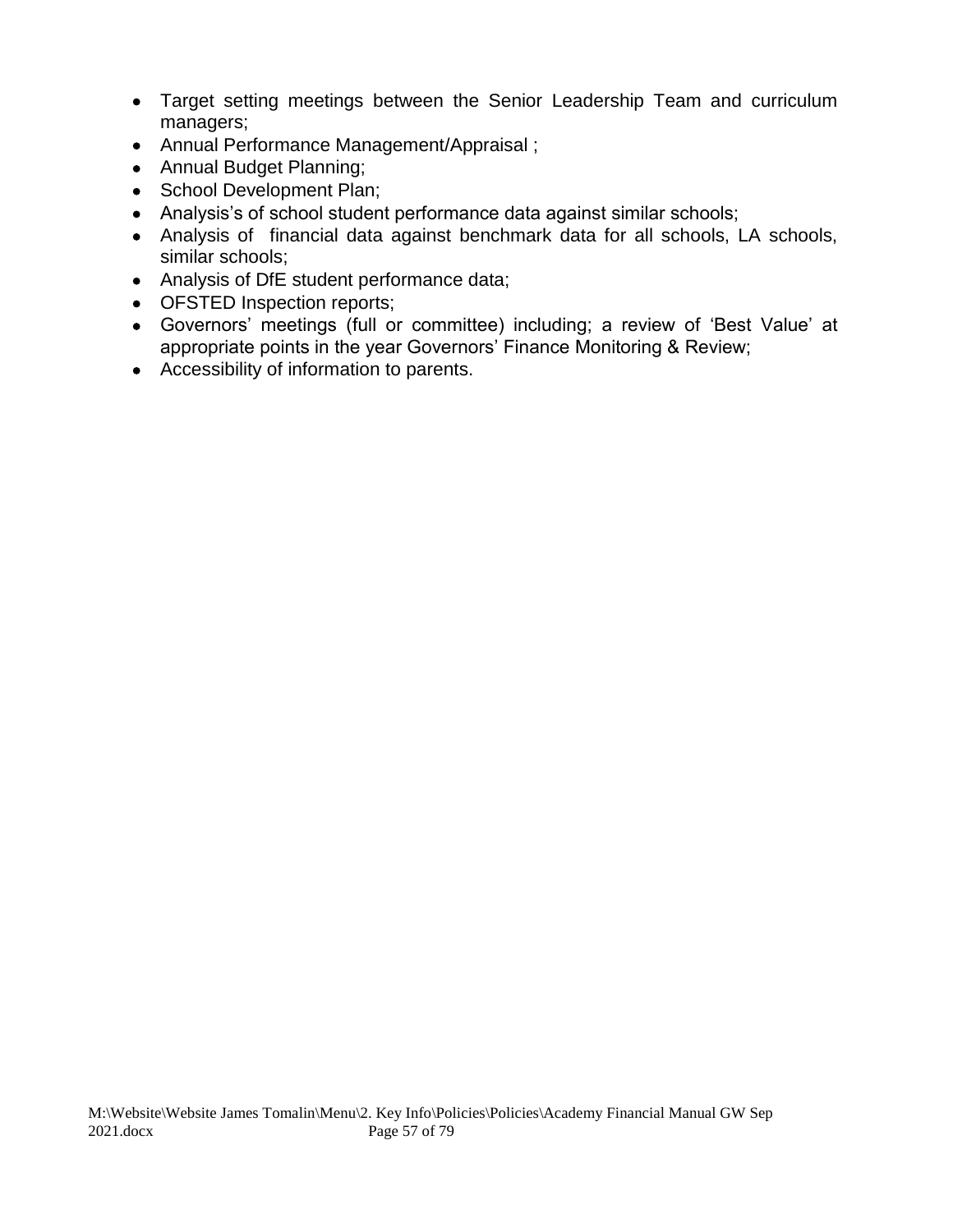- Target setting meetings between the Senior Leadership Team and curriculum managers;
- Annual Performance Management/Appraisal ;
- Annual Budget Planning;
- School Development Plan;
- Analysis's of school student performance data against similar schools;
- Analysis of financial data against benchmark data for all schools, LA schools, similar schools;
- Analysis of DfE student performance data;
- OFSTED Inspection reports;
- Governors' meetings (full or committee) including; a review of 'Best Value' at appropriate points in the year Governors' Finance Monitoring & Review;
- Accessibility of information to parents.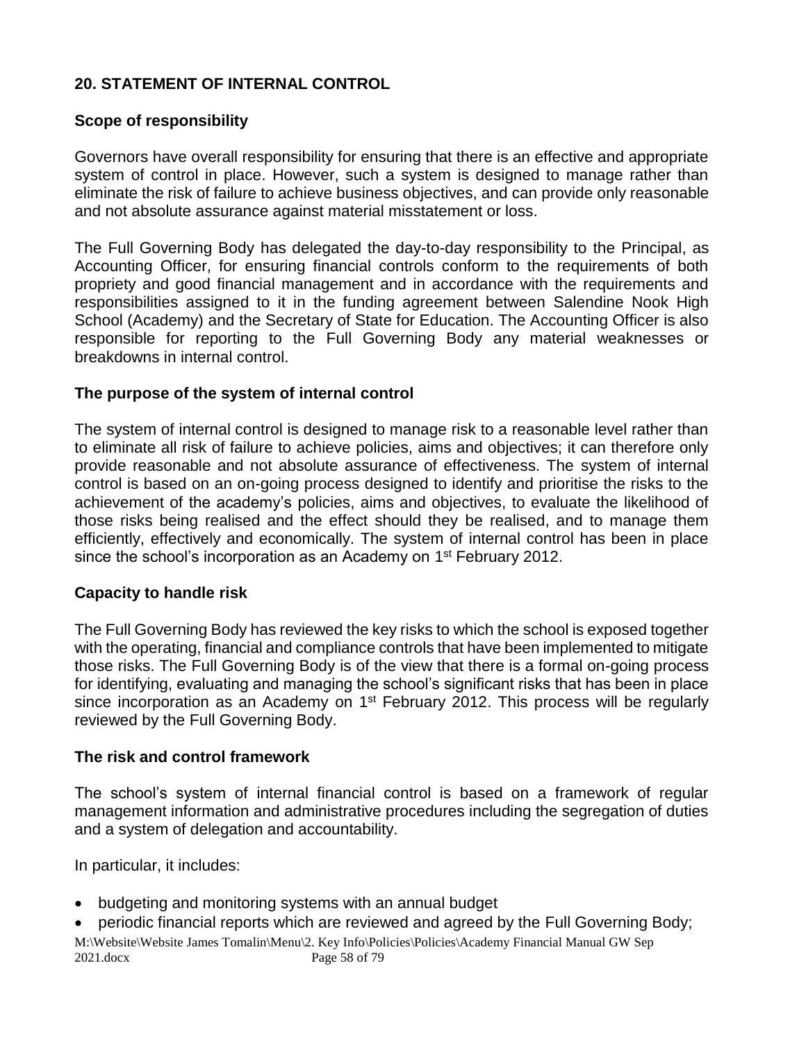## 20. STATEMENT OF INTERNAL CONTROL

### Scope of responsibility

Governors have overall responsibility for ensuring that there is an effective and appropriate system of control in place. However, such a system is designed to manage rather than eliminate the risk of failure to achieve business objectives, and can provide only reasonable and not absolute assurance against material misstatement or loss.

The Full Governing Body has delegated the day-to-day responsibility to the Principal, as Accounting Officer, for ensuring financial controls conform to the requirements of both propriety and good financial management and in accordance with the requirements and responsibilities assigned to it in the funding agreement between Salendine Nook High School (Academy) and the Secretary of State for Education. The Accounting Officer is also responsible for reporting to the Full Governing Body any material weaknesses or breakdowns in internal control.

### The purpose of the system of internal control

The system of internal control is designed to manage risk to a reasonable level rather than to eliminate all risk of failure to achieve policies, aims and objectives; it can therefore only provide reasonable and not absolute assurance of effectiveness. The system of internal control is based on an on-going process designed to identify and prioritise the risks to the achievement of the academy's policies, aims and objectives, to evaluate the likelihood of those risks being realised and the effect should they be realised, and to manage them efficiently, effectively and economically. The system of internal control has been in place since the school's incorporation as an Academy on 1st February 2012.

### Capacity to handle risk

The Full Governing Body has reviewed the key risks to which the school is exposed together with the operating, financial and compliance controls that have been implemented to mitigate those risks. The Full Governing Body is of the view that there is a formal on-going process for identifying, evaluating and managing the school's significant risks that has been in place since incorporation as an Academy on 1st February 2012. This process will be regularly reviewed by the Full Governing Body.

### The risk and control framework

The school's system of internal financial control is based on a framework of regular management information and administrative procedures including the segregation of duties and a system of delegation and accountability.

In particular, it includes:

- budgeting and monitoring systems with an annual budget
- periodic financial reports which are reviewed and agreed by the Full Governing Body;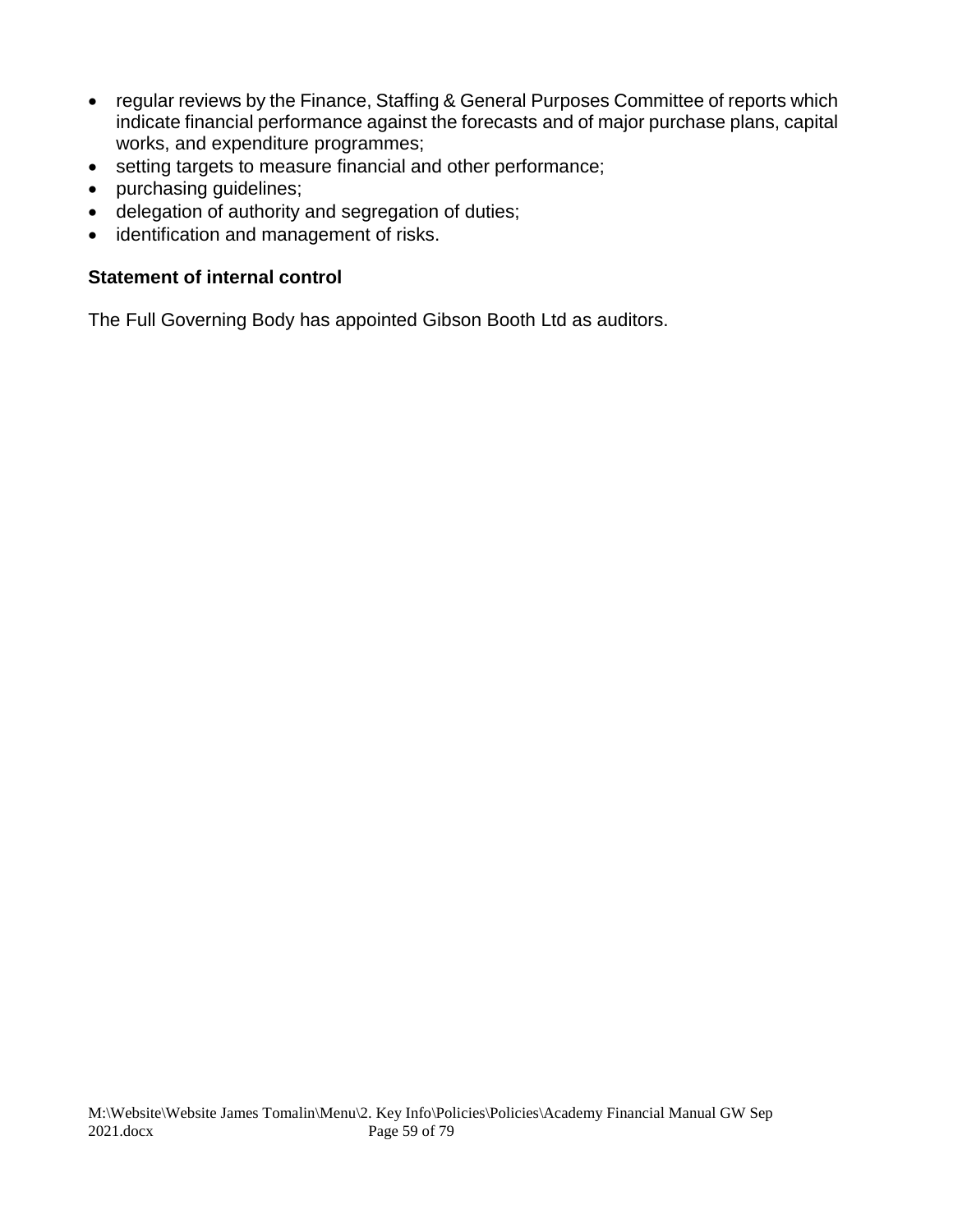- regular reviews by the Finance, Staffing & General Purposes Committee of reports which indicate financial performance against the forecasts and of major purchase plans, capital works, and expenditure programmes;
- setting targets to measure financial and other performance;
- purchasing guidelines;
- delegation of authority and segregation of duties;
- identification and management of risks.

**Statement of internal control**

The Full Governing Body has appointed Gibson Booth Ltd as auditors.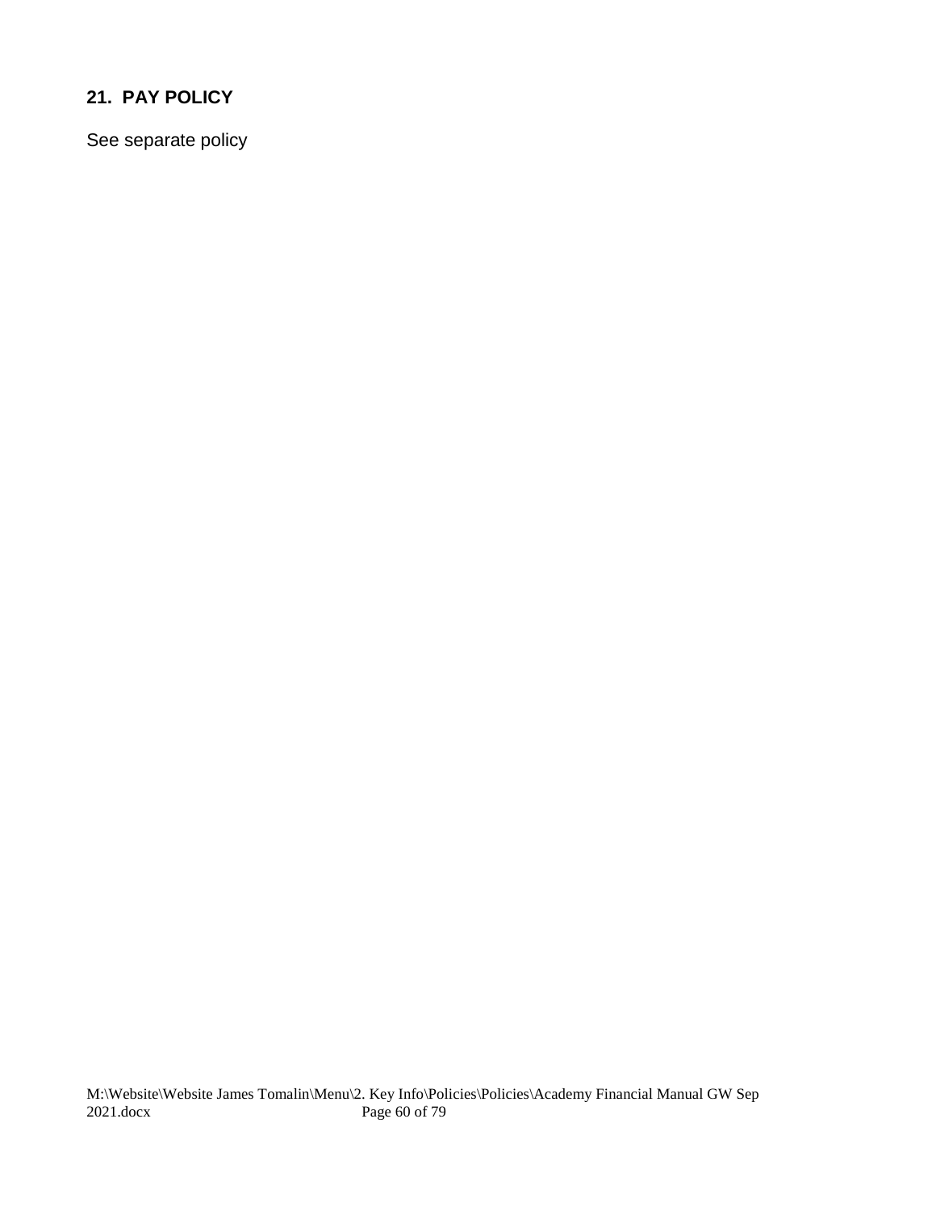## 21. PAY POLICY

See separate policy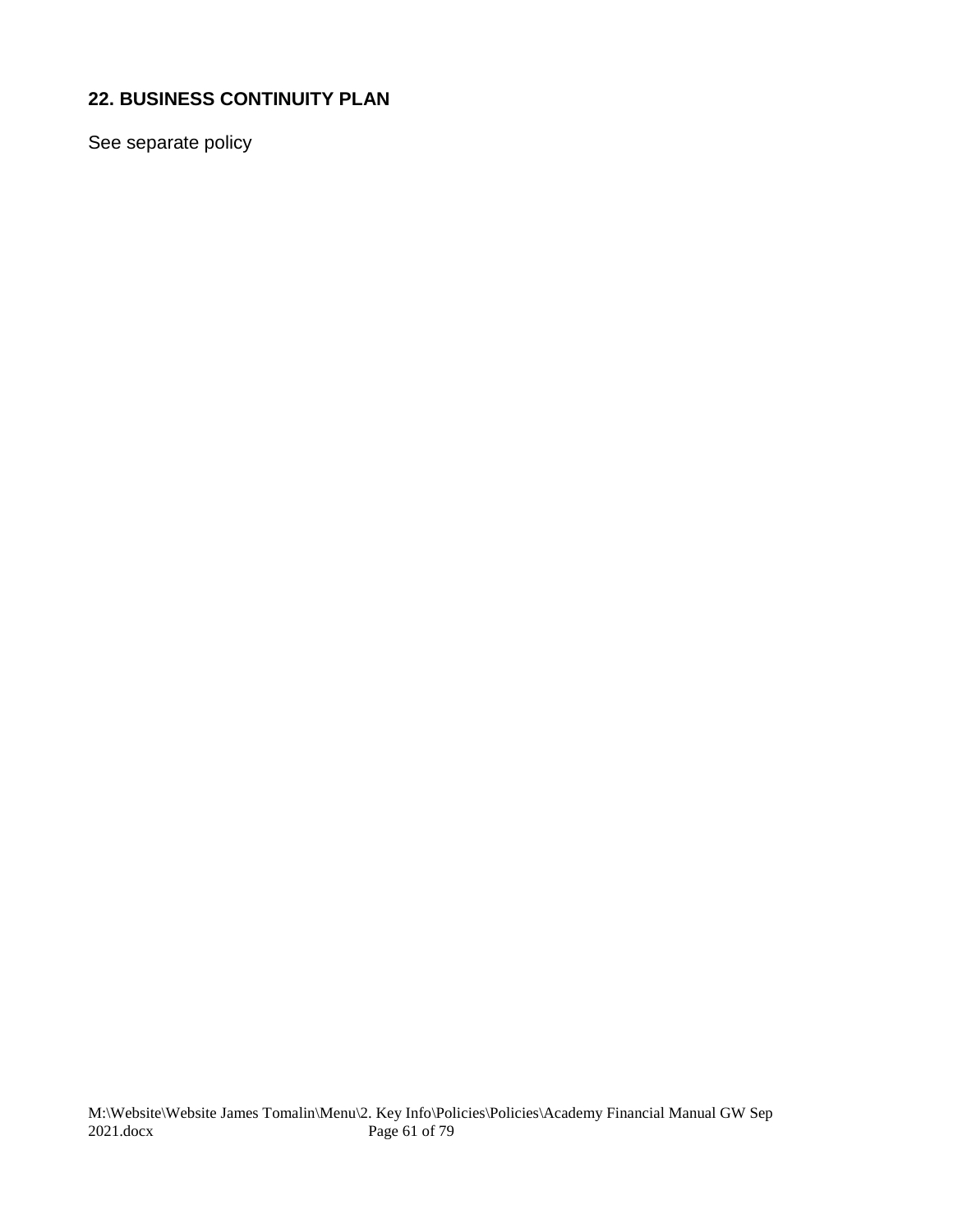## 22. BUSINESS CONTINUITY PLAN

See separate policy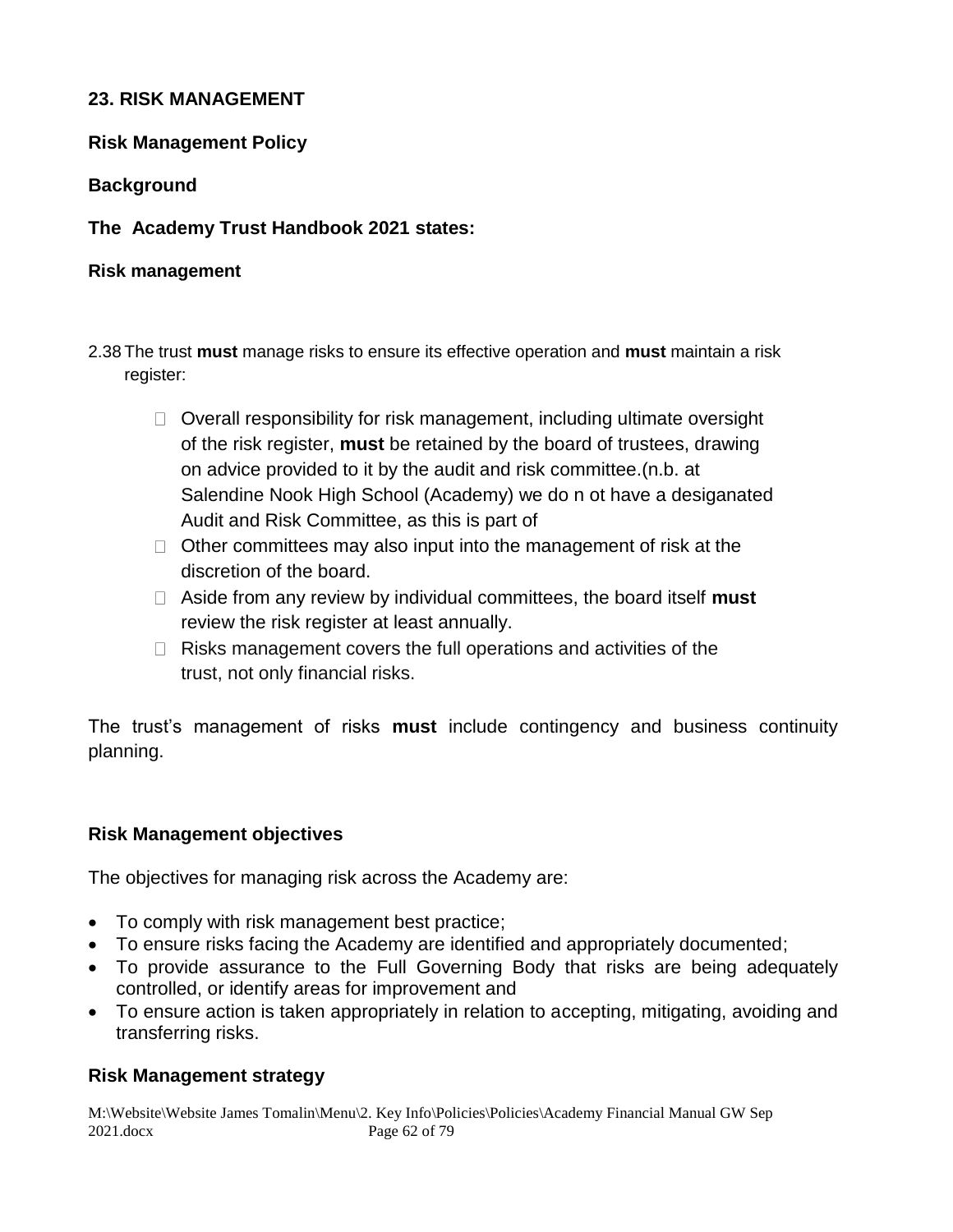## 23. RISK MANAGEMENT

### Risk Management Policy

### Background

### The Academy Trust Handbook 2021 states:

#### Risk management

2.38 The trust **must** manage risks to ensure its effective operation and **must** maintain a risk register:

- Overall responsibility for risk management, including ultimate oversight of the risk register, **must** be retained by the board of trustees, drawing on advice provided to it by the audit and risk committee.(n.b. at Salendine Nook High School (Academy) we do n ot have a desiganated Audit and Risk Committee, as this is part of
- Other committees may also input into the management of risk at the discretion of the board.
- Aside from any review by individual committees, the board itself **must** review the risk register at least annually.
- Risks management covers the full operations and activities of the trust, not only financial risks.

The trust's management of risks **must** include contingency and business continuity planning.

### Risk Management objectives

The objectives for managing risk across the Academy are:

- To comply with risk management best practice;
- To ensure risks facing the Academy are identified and appropriately documented;
- To provide assurance to the Full Governing Body that risks are being adequately controlled, or identify areas for improvement and
- To ensure action is taken appropriately in relation to accepting, mitigating, avoiding and transferring risks.

### Risk Management strategy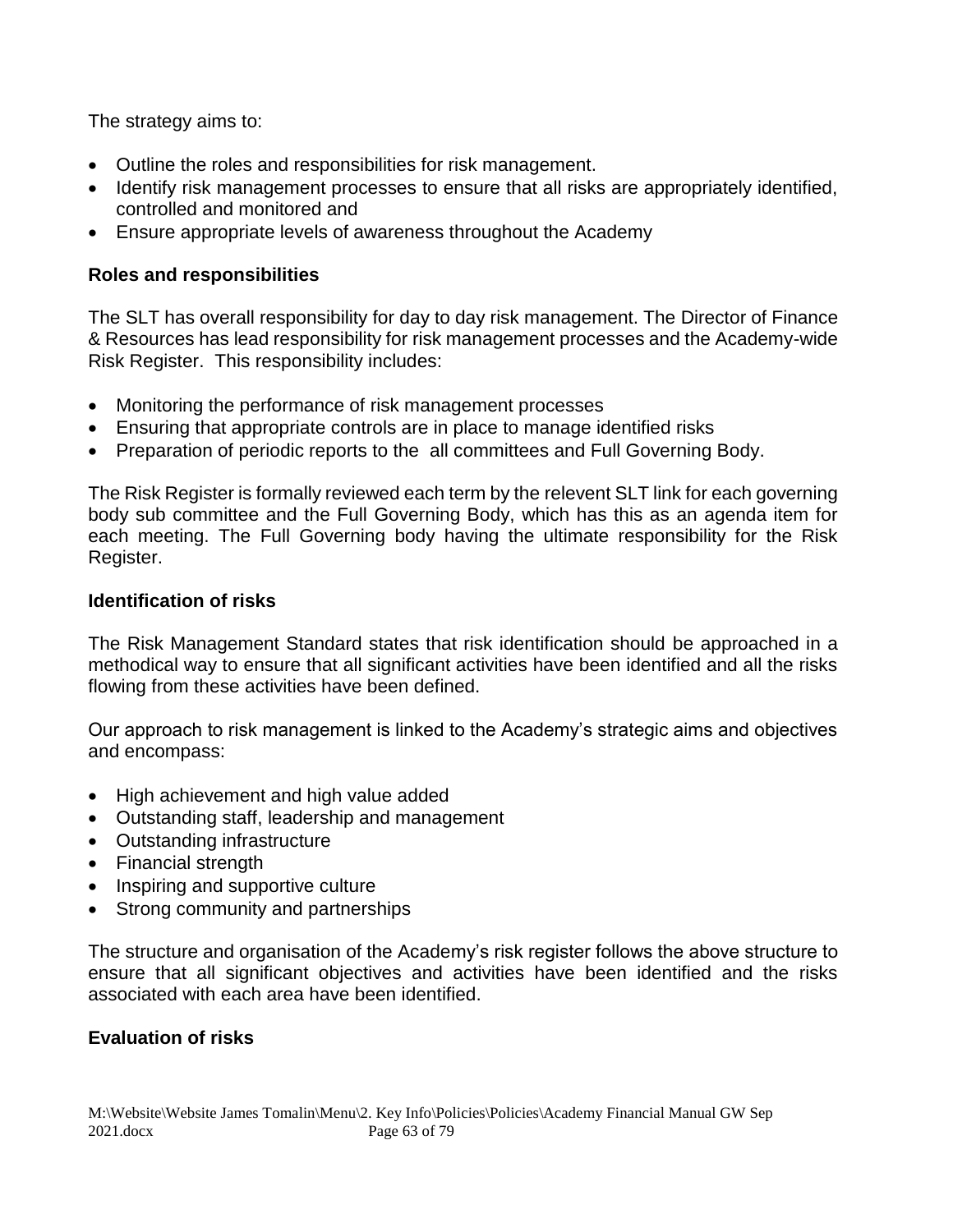The strategy aims to:

- Outline the roles and responsibilities for risk management.
- Identify risk management processes to ensure that all risks are appropriately identified, controlled and monitored and
- Ensure appropriate levels of awareness throughout the Academy

## Roles and responsibilities

The SLT has overall responsibility for day to day risk management. The Director of Finance & Resources has lead responsibility for risk management processes and the Academy-wide Risk Register. This responsibility includes:

- Monitoring the performance of risk management processes
- Ensuring that appropriate controls are in place to manage identified risks
- Preparation of periodic reports to the all committees and Full Governing Body.

The Risk Register is formally reviewed each term by the relevent SLT link for each governing body sub committee and the Full Governing Body, which has this as an agenda item for each meeting. The Full Governing body having the ultimate responsibility for the Risk Register.

## Identification of risks

The Risk Management Standard states that risk identification should be approached in a methodical way to ensure that all significant activities have been identified and all the risks flowing from these activities have been defined.

Our approach to risk management is linked to the Academy's strategic aims and objectives and encompass:

- High achievement and high value added
- Outstanding staff, leadership and management
- Outstanding infrastructure
- Financial strength
- Inspiring and supportive culture
- Strong community and partnerships

The structure and organisation of the Academy's risk register follows the above structure to ensure that all significant objectives and activities have been identified and the risks associated with each area have been identified.

## Evaluation of risks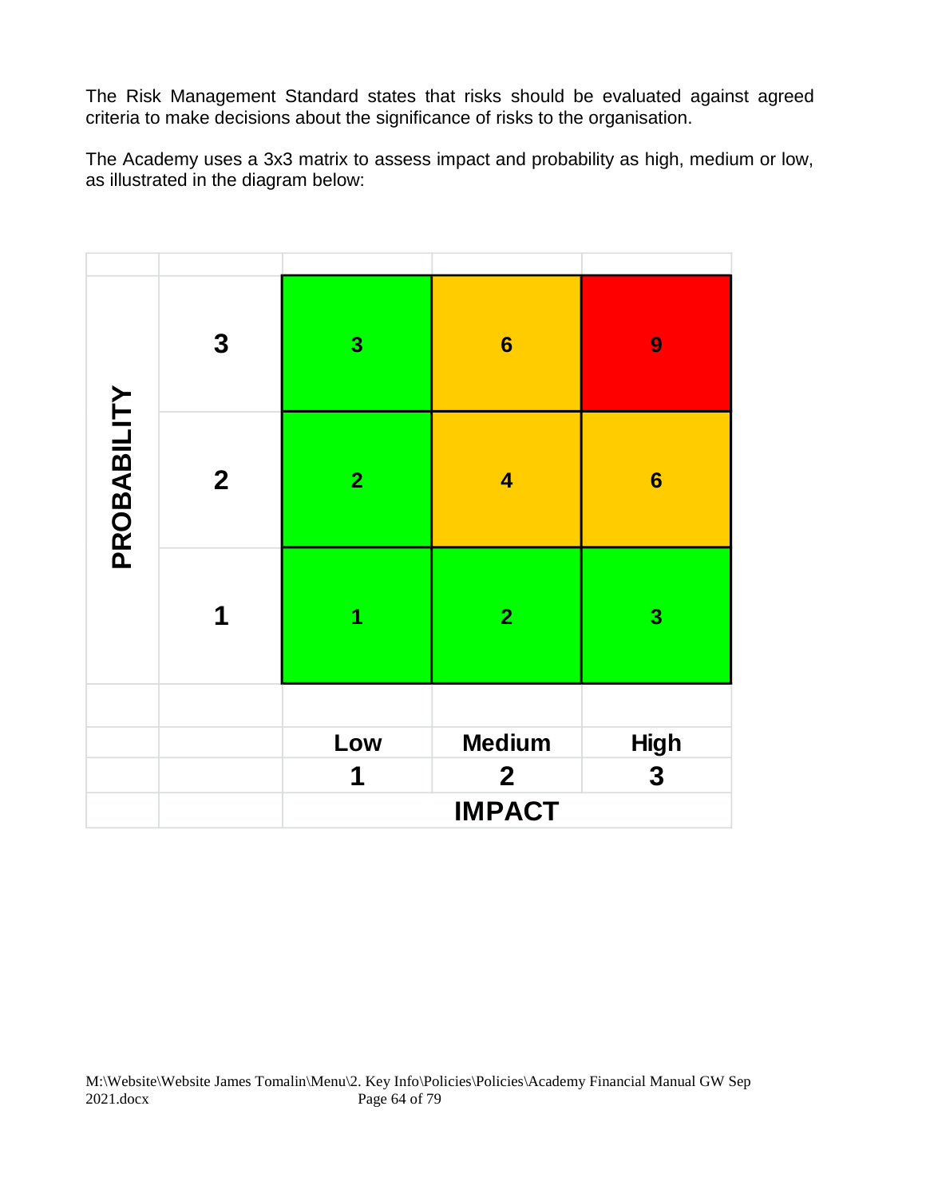The Risk Management Standard states that risks should be evaluated against agreed criteria to make decisions about the significance of risks to the organisation.

The Academy uses a 3x3 matrix to assess impact and probability as high, medium or low, as illustrated in the diagram below:

| PROBABILITY | | | | |
|---|---|---|---|---|
| | 3 | 3 | 6 | 9 |
| | 2 | 2 | 4 | 6 |
| | 1 | 1 | 2 | 3 |
| | | **Low** | **Medium** | **High** |
| | | **1** | **2** | **3** |
| | | | **IMPACT** | |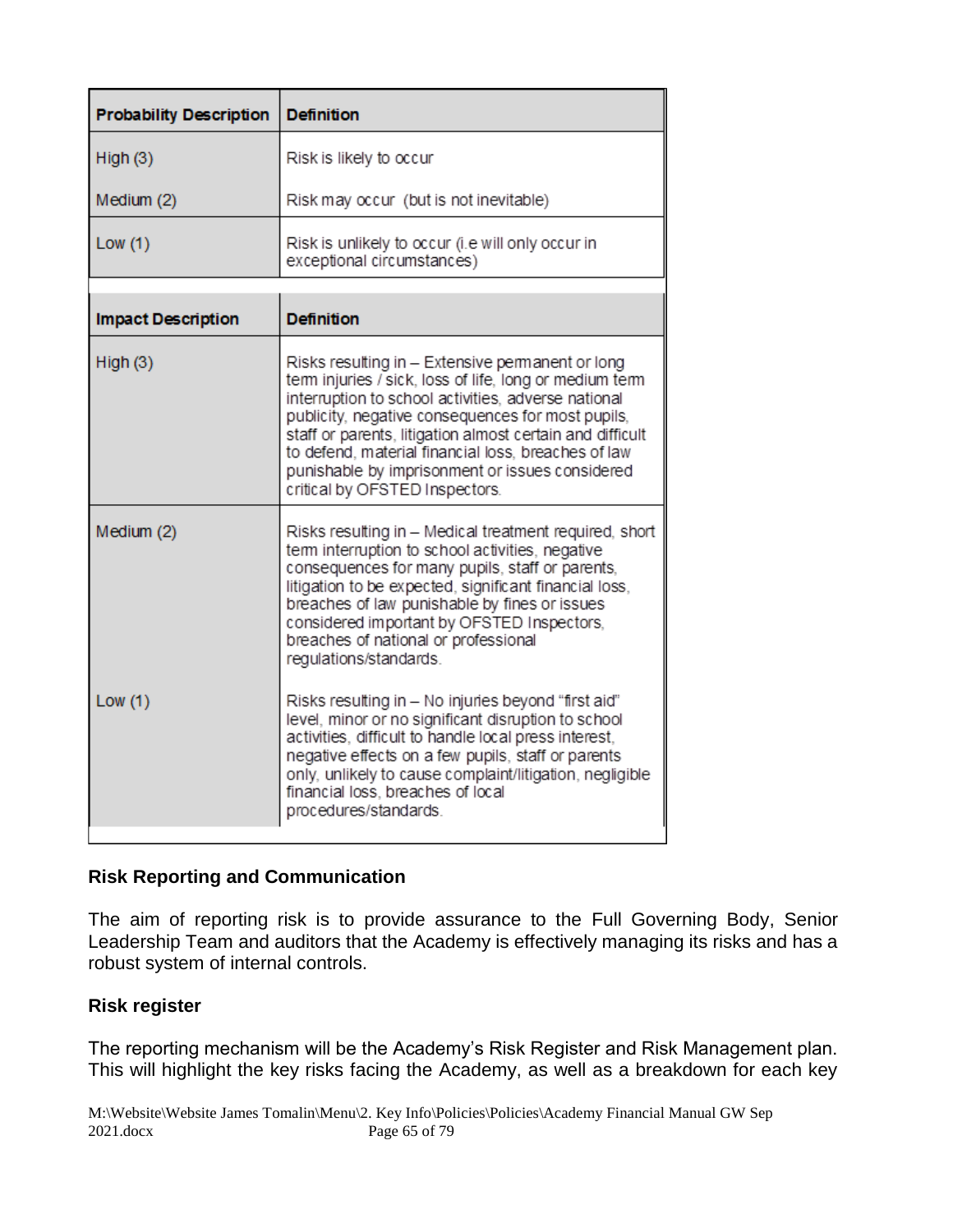| Probability Description | Definition |
| --- | --- |
| High (3) | Risk is likely to occur |
| Medium (2) | Risk may occur (but is not inevitable) |
| Low (1) | Risk is unlikely to occur (i.e will only occur in exceptional circumstances) |

| Impact Description | Definition |
| --- | --- |
| High (3) | Risks resulting in – Extensive permanent or long term injuries / sick, loss of life, long or medium term interruption to school activities, adverse national publicity, negative consequences for most pupils, staff or parents, litigation almost certain and difficult to defend, material financial loss, breaches of law punishable by imprisonment or issues considered critical by OFSTED Inspectors. |
| Medium (2) | Risks resulting in – Medical treatment required, short term interruption to school activities, negative consequences for many pupils, staff or parents, litigation to be expected, significant financial loss, breaches of law punishable by fines or issues considered important by OFSTED Inspectors, breaches of national or professional regulations/standards. |
| Low (1) | Risks resulting in – No injuries beyond "first aid" level, minor or no significant disruption to school activities, difficult to handle local press interest, negative effects on a few pupils, staff or parents only, unlikely to cause complaint/litigation, negligible financial loss, breaches of local procedures/standards. |

## Risk Reporting and Communication

The aim of reporting risk is to provide assurance to the Full Governing Body, Senior Leadership Team and auditors that the Academy is effectively managing its risks and has a robust system of internal controls.

## Risk register

The reporting mechanism will be the Academy's Risk Register and Risk Management plan. This will highlight the key risks facing the Academy, as well as a breakdown for each key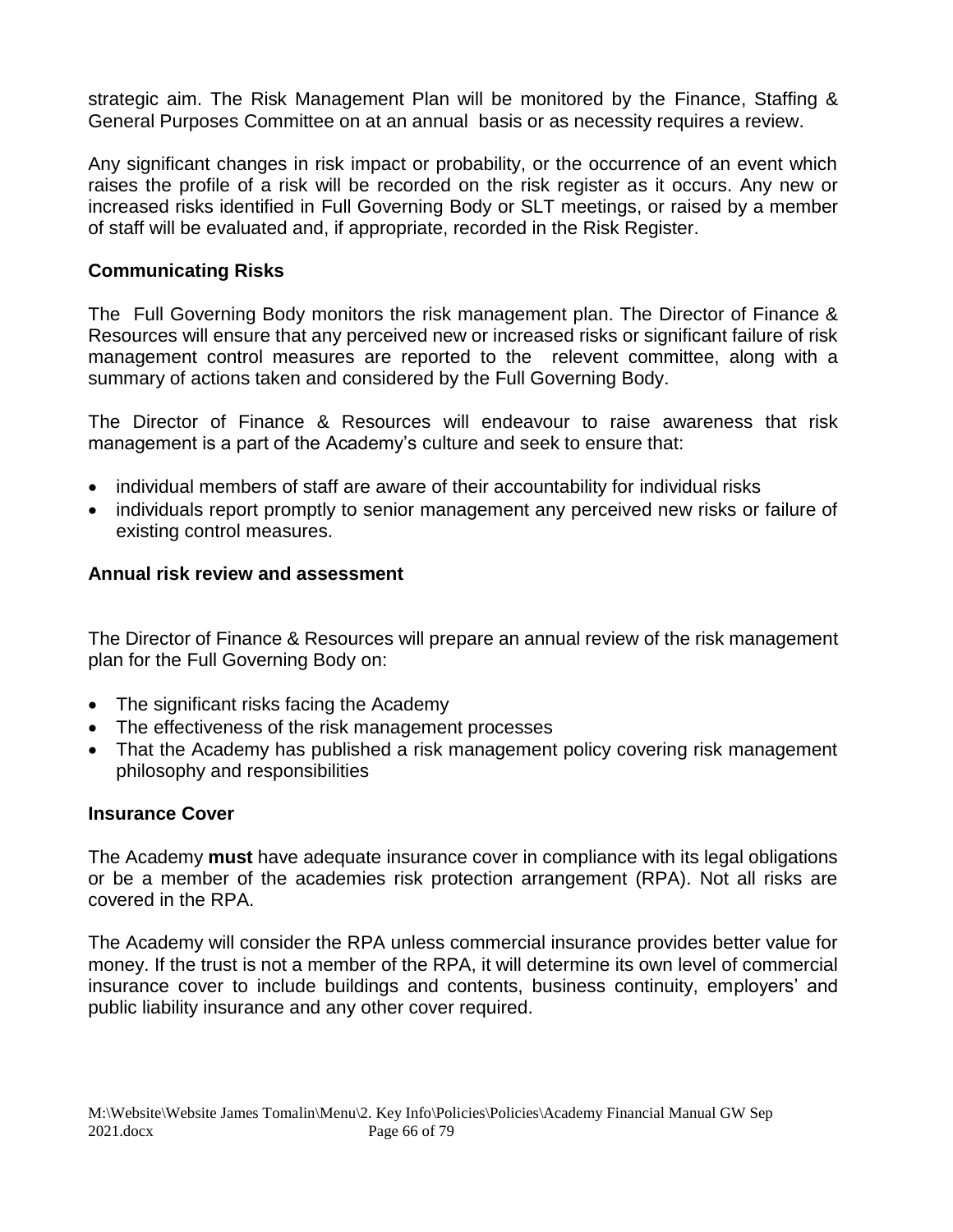strategic aim. The Risk Management Plan will be monitored by the Finance, Staffing & General Purposes Committee on at an annual basis or as necessity requires a review.

Any significant changes in risk impact or probability, or the occurrence of an event which raises the profile of a risk will be recorded on the risk register as it occurs. Any new or increased risks identified in Full Governing Body or SLT meetings, or raised by a member of staff will be evaluated and, if appropriate, recorded in the Risk Register.

### Communicating Risks

The Full Governing Body monitors the risk management plan. The Director of Finance & Resources will ensure that any perceived new or increased risks or significant failure of risk management control measures are reported to the relevent committee, along with a summary of actions taken and considered by the Full Governing Body.

The Director of Finance & Resources will endeavour to raise awareness that risk management is a part of the Academy's culture and seek to ensure that:

- individual members of staff are aware of their accountability for individual risks
- individuals report promptly to senior management any perceived new risks or failure of existing control measures.

### Annual risk review and assessment

The Director of Finance & Resources will prepare an annual review of the risk management plan for the Full Governing Body on:

- The significant risks facing the Academy
- The effectiveness of the risk management processes
- That the Academy has published a risk management policy covering risk management philosophy and responsibilities

### Insurance Cover

The Academy **must** have adequate insurance cover in compliance with its legal obligations or be a member of the academies risk protection arrangement (RPA). Not all risks are covered in the RPA.

The Academy will consider the RPA unless commercial insurance provides better value for money. If the trust is not a member of the RPA, it will determine its own level of commercial insurance cover to include buildings and contents, business continuity, employers' and public liability insurance and any other cover required.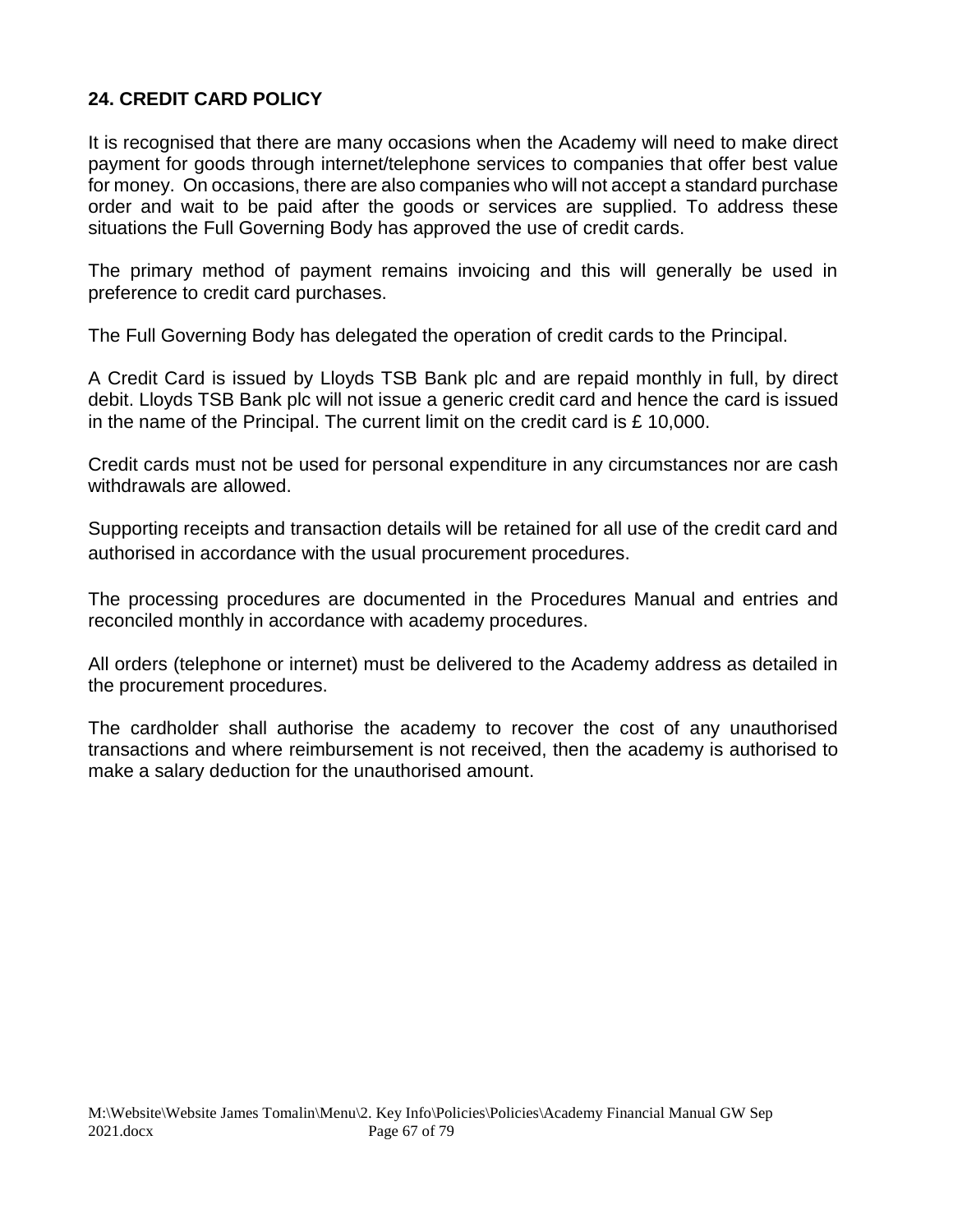## 24. CREDIT CARD POLICY

It is recognised that there are many occasions when the Academy will need to make direct payment for goods through internet/telephone services to companies that offer best value for money. On occasions, there are also companies who will not accept a standard purchase order and wait to be paid after the goods or services are supplied. To address these situations the Full Governing Body has approved the use of credit cards.

The primary method of payment remains invoicing and this will generally be used in preference to credit card purchases.

The Full Governing Body has delegated the operation of credit cards to the Principal.

A Credit Card is issued by Lloyds TSB Bank plc and are repaid monthly in full, by direct debit. Lloyds TSB Bank plc will not issue a generic credit card and hence the card is issued in the name of the Principal. The current limit on the credit card is £ 10,000.

Credit cards must not be used for personal expenditure in any circumstances nor are cash withdrawals are allowed.

Supporting receipts and transaction details will be retained for all use of the credit card and authorised in accordance with the usual procurement procedures.

The processing procedures are documented in the Procedures Manual and entries and reconciled monthly in accordance with academy procedures.

All orders (telephone or internet) must be delivered to the Academy address as detailed in the procurement procedures.

The cardholder shall authorise the academy to recover the cost of any unauthorised transactions and where reimbursement is not received, then the academy is authorised to make a salary deduction for the unauthorised amount.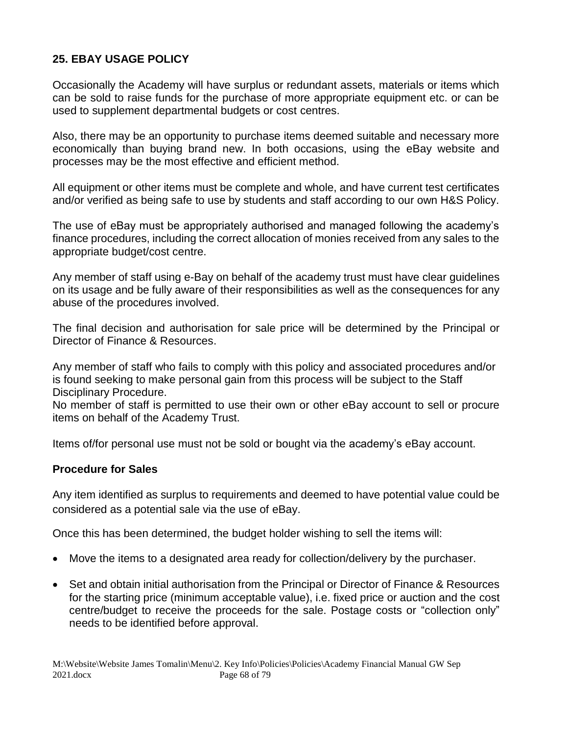## 25. EBAY USAGE POLICY

Occasionally the Academy will have surplus or redundant assets, materials or items which can be sold to raise funds for the purchase of more appropriate equipment etc. or can be used to supplement departmental budgets or cost centres.

Also, there may be an opportunity to purchase items deemed suitable and necessary more economically than buying brand new. In both occasions, using the eBay website and processes may be the most effective and efficient method.

All equipment or other items must be complete and whole, and have current test certificates and/or verified as being safe to use by students and staff according to our own H&S Policy.

The use of eBay must be appropriately authorised and managed following the academy's finance procedures, including the correct allocation of monies received from any sales to the appropriate budget/cost centre.

Any member of staff using e-Bay on behalf of the academy trust must have clear guidelines on its usage and be fully aware of their responsibilities as well as the consequences for any abuse of the procedures involved.

The final decision and authorisation for sale price will be determined by the Principal or Director of Finance & Resources.

Any member of staff who fails to comply with this policy and associated procedures and/or is found seeking to make personal gain from this process will be subject to the Staff Disciplinary Procedure.
No member of staff is permitted to use their own or other eBay account to sell or procure items on behalf of the Academy Trust.

Items of/for personal use must not be sold or bought via the academy's eBay account.

### Procedure for Sales

Any item identified as surplus to requirements and deemed to have potential value could be considered as a potential sale via the use of eBay.

Once this has been determined, the budget holder wishing to sell the items will:

- Move the items to a designated area ready for collection/delivery by the purchaser.
- Set and obtain initial authorisation from the Principal or Director of Finance & Resources for the starting price (minimum acceptable value), i.e. fixed price or auction and the cost centre/budget to receive the proceeds for the sale. Postage costs or "collection only" needs to be identified before approval.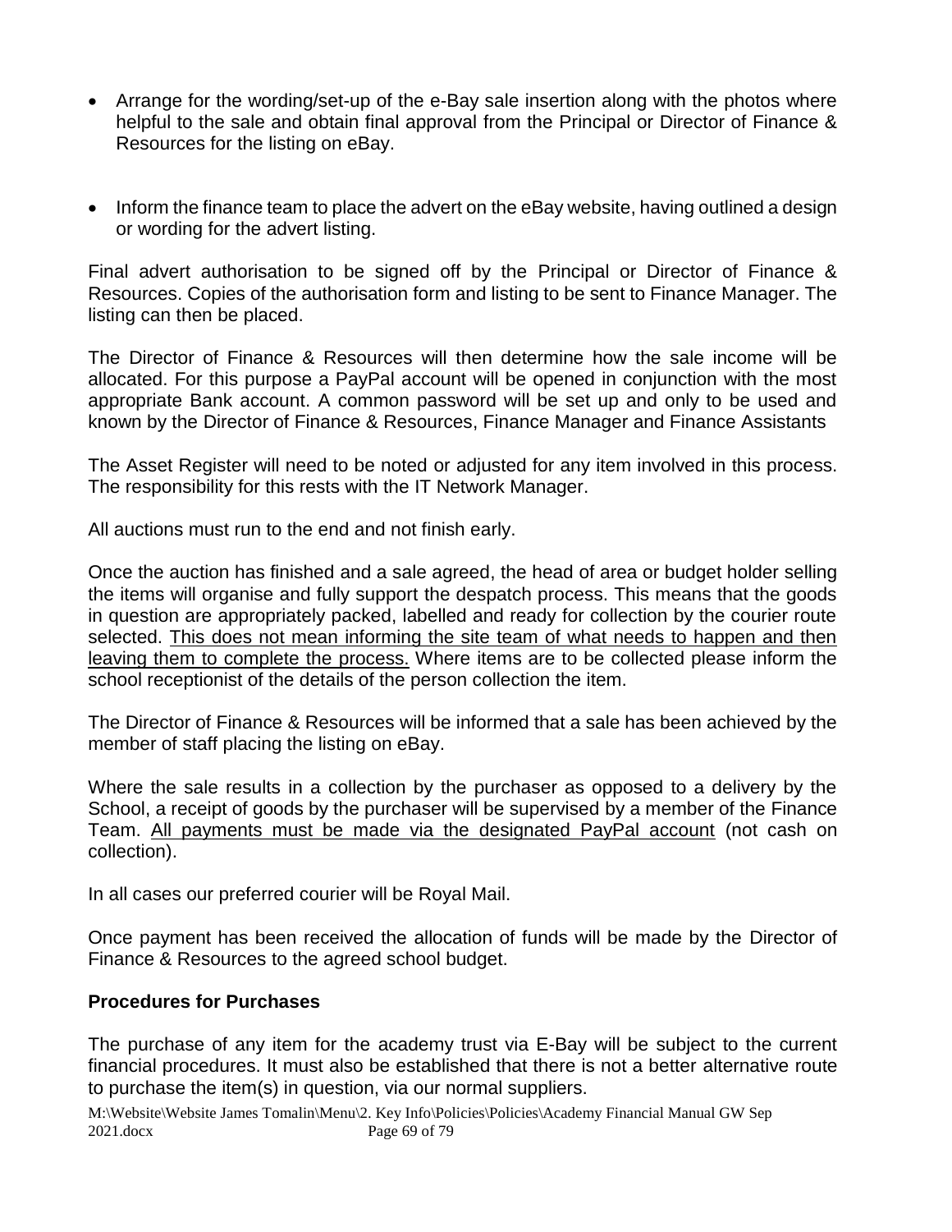- Arrange for the wording/set-up of the e-Bay sale insertion along with the photos where helpful to the sale and obtain final approval from the Principal or Director of Finance & Resources for the listing on eBay.

- Inform the finance team to place the advert on the eBay website, having outlined a design or wording for the advert listing.

Final advert authorisation to be signed off by the Principal or Director of Finance & Resources. Copies of the authorisation form and listing to be sent to Finance Manager. The listing can then be placed.

The Director of Finance & Resources will then determine how the sale income will be allocated. For this purpose a PayPal account will be opened in conjunction with the most appropriate Bank account. A common password will be set up and only to be used and known by the Director of Finance & Resources, Finance Manager and Finance Assistants

The Asset Register will need to be noted or adjusted for any item involved in this process. The responsibility for this rests with the IT Network Manager.

All auctions must run to the end and not finish early.

Once the auction has finished and a sale agreed, the head of area or budget holder selling the items will organise and fully support the despatch process. This means that the goods in question are appropriately packed, labelled and ready for collection by the courier route selected. <u>This does not mean informing the site team of what needs to happen and then leaving them to complete the process.</u> Where items are to be collected please inform the school receptionist of the details of the person collection the item.

The Director of Finance & Resources will be informed that a sale has been achieved by the member of staff placing the listing on eBay.

Where the sale results in a collection by the purchaser as opposed to a delivery by the School, a receipt of goods by the purchaser will be supervised by a member of the Finance Team. <u>All payments must be made via the designated PayPal account</u> (not cash on collection).

In all cases our preferred courier will be Royal Mail.

Once payment has been received the allocation of funds will be made by the Director of Finance & Resources to the agreed school budget.

### Procedures for Purchases

The purchase of any item for the academy trust via E-Bay will be subject to the current financial procedures. It must also be established that there is not a better alternative route to purchase the item(s) in question, via our normal suppliers.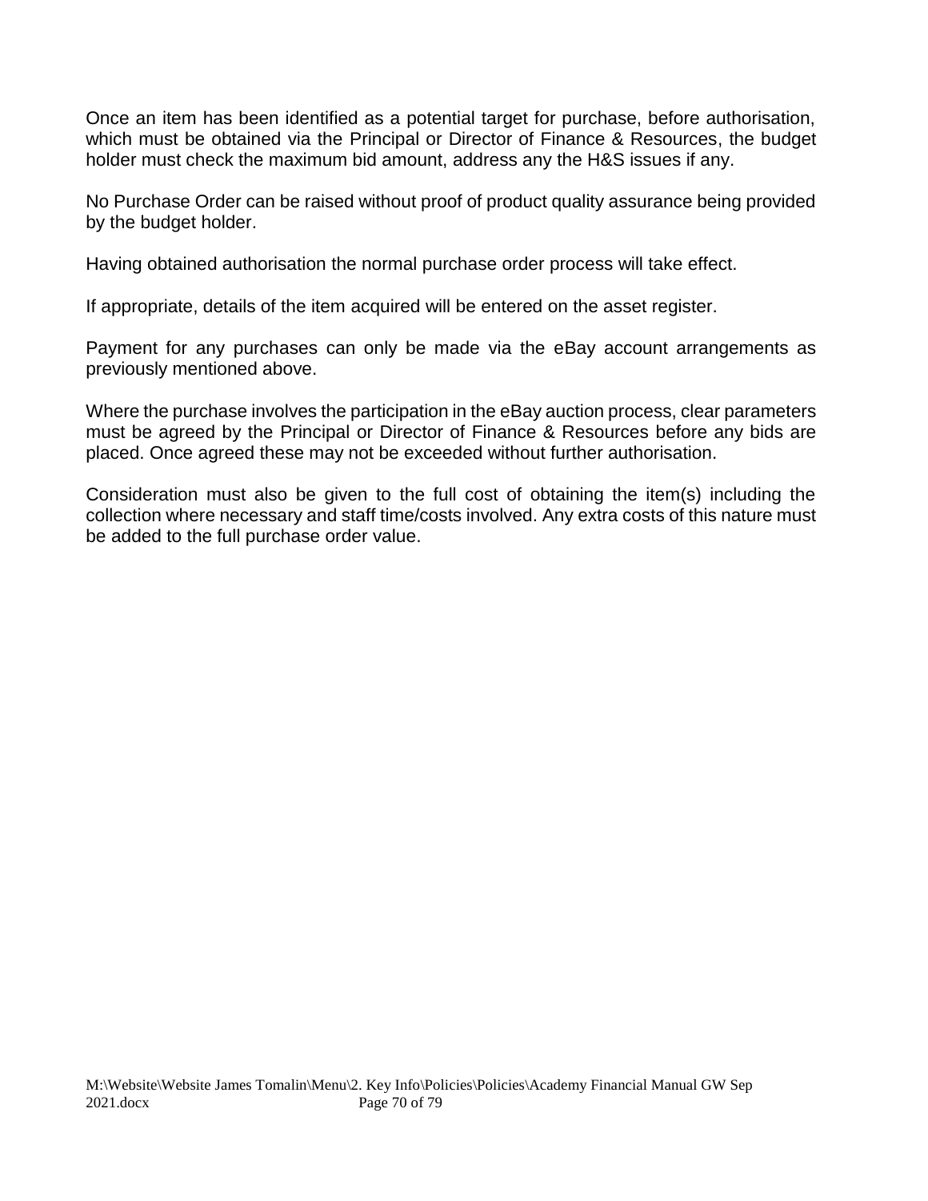Once an item has been identified as a potential target for purchase, before authorisation, which must be obtained via the Principal or Director of Finance & Resources, the budget holder must check the maximum bid amount, address any the H&S issues if any.

No Purchase Order can be raised without proof of product quality assurance being provided by the budget holder.

Having obtained authorisation the normal purchase order process will take effect.

If appropriate, details of the item acquired will be entered on the asset register.

Payment for any purchases can only be made via the eBay account arrangements as previously mentioned above.

Where the purchase involves the participation in the eBay auction process, clear parameters must be agreed by the Principal or Director of Finance & Resources before any bids are placed. Once agreed these may not be exceeded without further authorisation.

Consideration must also be given to the full cost of obtaining the item(s) including the collection where necessary and staff time/costs involved. Any extra costs of this nature must be added to the full purchase order value.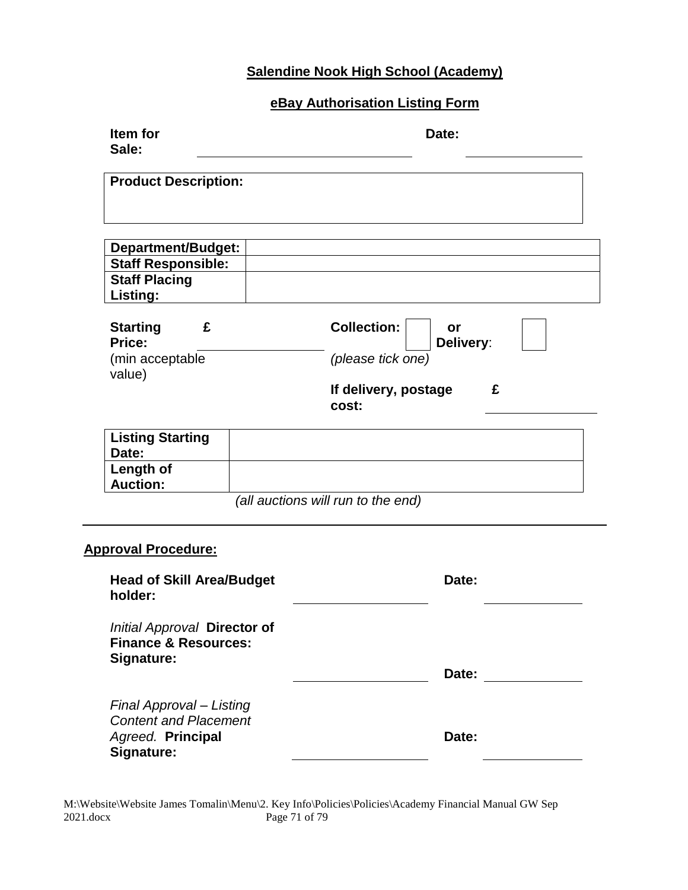**Salendine Nook High School (Academy)**

**eBay Authorisation Listing Form**

**Item for Sale:** ______________________ **Date:** ______________

| **Product Description:** |
|---|
| |

| | |
|---|---|
| **Department/Budget:** | |
| **Staff Responsible:** | |
| **Staff Placing Listing:** | |

**Starting Price:** **£** ______________
(min acceptable value)

**Collection:** ☐ **or Delivery**: ☐
*(please tick one)*

**If delivery, postage cost:** **£** ______________

| | |
|---|---|
| **Listing Starting Date:** | |
| **Length of Auction:** | |

*(all auctions will run to the end)*

---

**Approval Procedure:**

**Head of Skill Area/Budget holder:** ______________________ **Date:** ______________

*Initial Approval* **Director of Finance & Resources: Signature:** ______________________ **Date:** ______________

*Final Approval – Listing Content and Placement Agreed.* **Principal Signature:** ______________________ **Date:** ______________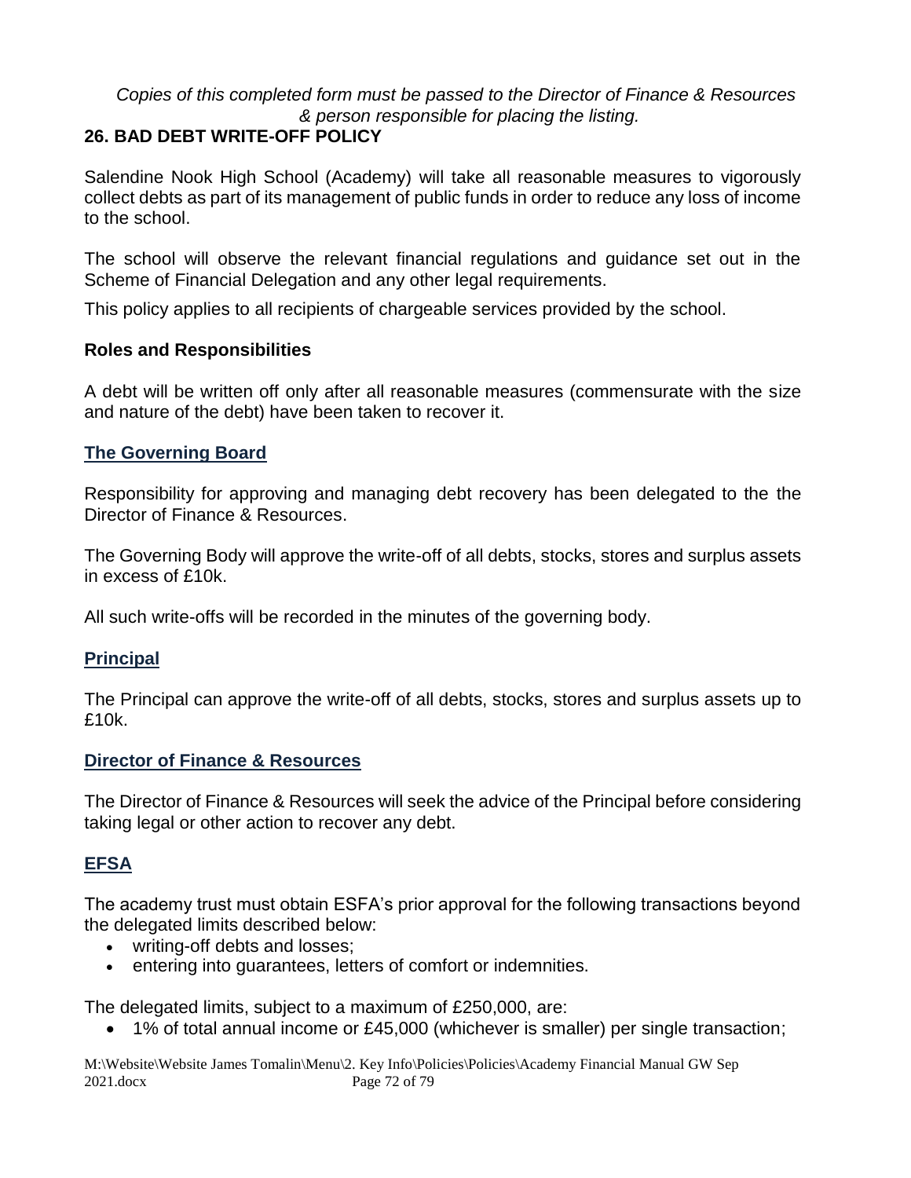*Copies of this completed form must be passed to the Director of Finance & Resources & person responsible for placing the listing.*

## 26. BAD DEBT WRITE-OFF POLICY

Salendine Nook High School (Academy) will take all reasonable measures to vigorously collect debts as part of its management of public funds in order to reduce any loss of income to the school.

The school will observe the relevant financial regulations and guidance set out in the Scheme of Financial Delegation and any other legal requirements.

This policy applies to all recipients of chargeable services provided by the school.

### Roles and Responsibilities

A debt will be written off only after all reasonable measures (commensurate with the size and nature of the debt) have been taken to recover it.

### The Governing Board

Responsibility for approving and managing debt recovery has been delegated to the the Director of Finance & Resources.

The Governing Body will approve the write-off of all debts, stocks, stores and surplus assets in excess of £10k.

All such write-offs will be recorded in the minutes of the governing body.

### Principal

The Principal can approve the write-off of all debts, stocks, stores and surplus assets up to £10k.

### Director of Finance & Resources

The Director of Finance & Resources will seek the advice of the Principal before considering taking legal or other action to recover any debt.

### EFSA

The academy trust must obtain ESFA's prior approval for the following transactions beyond the delegated limits described below:

- writing-off debts and losses;
- entering into guarantees, letters of comfort or indemnities.

The delegated limits, subject to a maximum of £250,000, are:

- 1% of total annual income or £45,000 (whichever is smaller) per single transaction;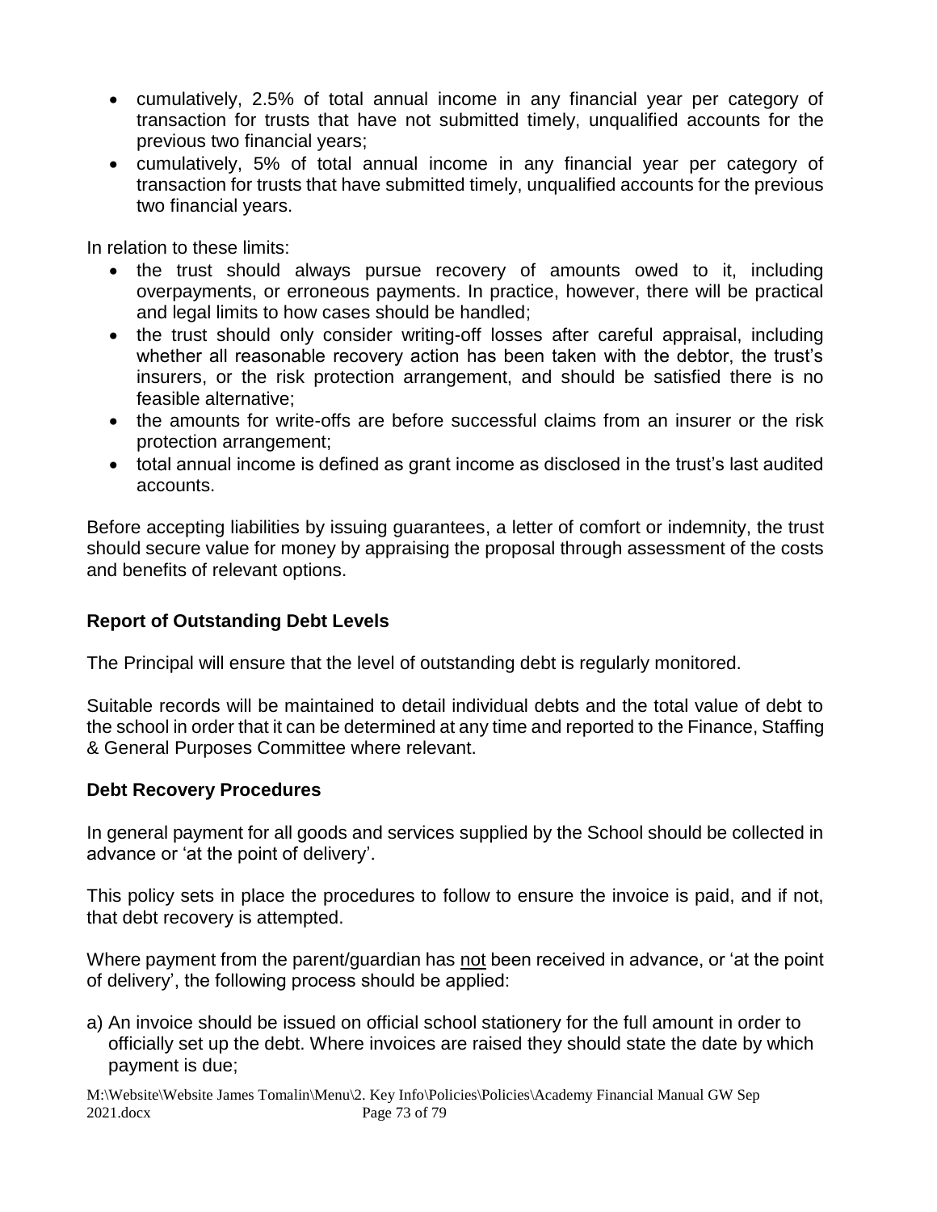- cumulatively, 2.5% of total annual income in any financial year per category of transaction for trusts that have not submitted timely, unqualified accounts for the previous two financial years;
- cumulatively, 5% of total annual income in any financial year per category of transaction for trusts that have submitted timely, unqualified accounts for the previous two financial years.

In relation to these limits:

- the trust should always pursue recovery of amounts owed to it, including overpayments, or erroneous payments. In practice, however, there will be practical and legal limits to how cases should be handled;
- the trust should only consider writing-off losses after careful appraisal, including whether all reasonable recovery action has been taken with the debtor, the trust's insurers, or the risk protection arrangement, and should be satisfied there is no feasible alternative;
- the amounts for write-offs are before successful claims from an insurer or the risk protection arrangement;
- total annual income is defined as grant income as disclosed in the trust's last audited accounts.

Before accepting liabilities by issuing guarantees, a letter of comfort or indemnity, the trust should secure value for money by appraising the proposal through assessment of the costs and benefits of relevant options.

**Report of Outstanding Debt Levels**

The Principal will ensure that the level of outstanding debt is regularly monitored.

Suitable records will be maintained to detail individual debts and the total value of debt to the school in order that it can be determined at any time and reported to the Finance, Staffing & General Purposes Committee where relevant.

**Debt Recovery Procedures**

In general payment for all goods and services supplied by the School should be collected in advance or 'at the point of delivery'.

This policy sets in place the procedures to follow to ensure the invoice is paid, and if not, that debt recovery is attempted.

Where payment from the parent/guardian has not been received in advance, or 'at the point of delivery', the following process should be applied:

a) An invoice should be issued on official school stationery for the full amount in order to officially set up the debt. Where invoices are raised they should state the date by which payment is due;

M:\Website\Website James Tomalin\Menu\2. Key Info\Policies\Policies\Academy Financial Manual GW Sep 2021.docx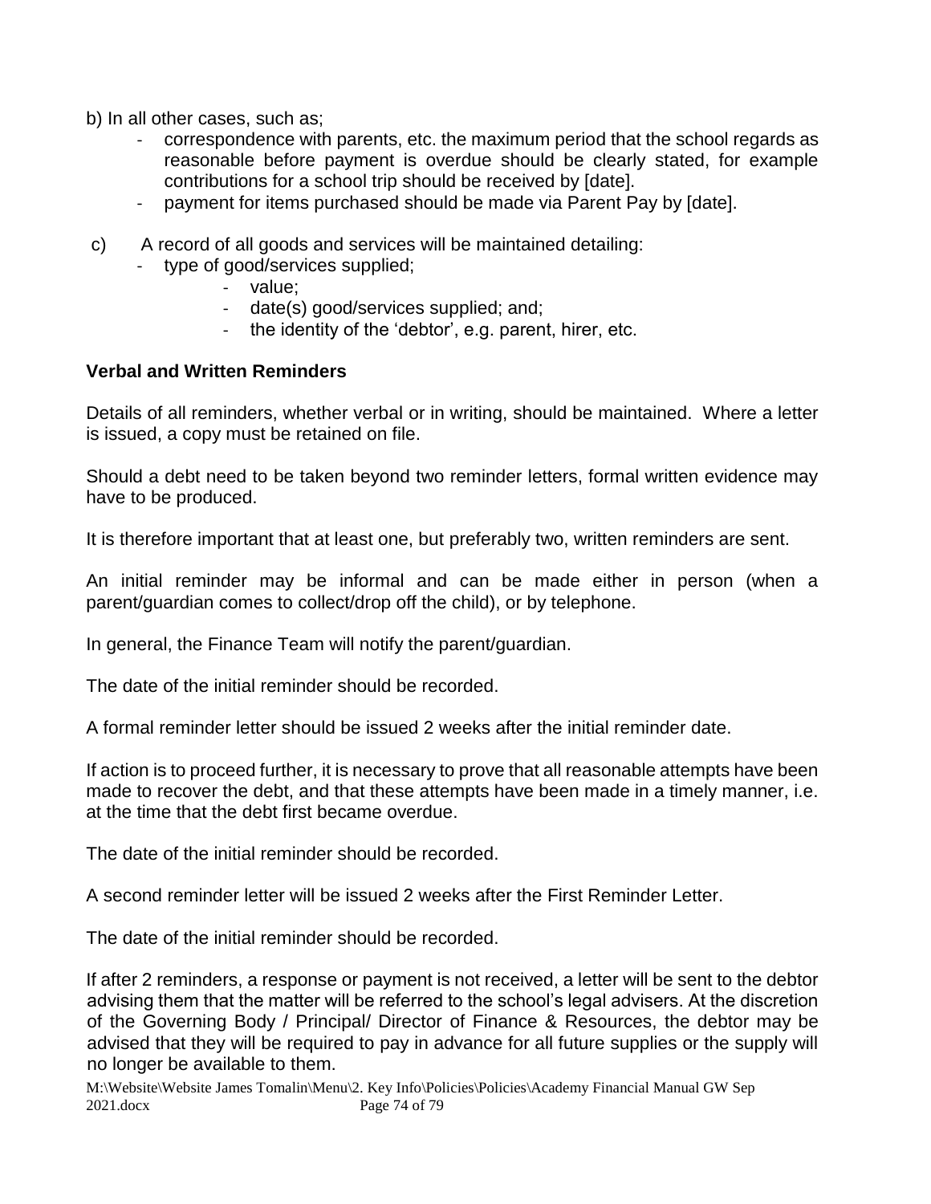b) In all other cases, such as;

- correspondence with parents, etc. the maximum period that the school regards as reasonable before payment is overdue should be clearly stated, for example contributions for a school trip should be received by [date].
- payment for items purchased should be made via Parent Pay by [date].

c) A record of all goods and services will be maintained detailing:

- type of good/services supplied;
  - value;
  - date(s) good/services supplied; and;
  - the identity of the 'debtor', e.g. parent, hirer, etc.

**Verbal and Written Reminders**

Details of all reminders, whether verbal or in writing, should be maintained. Where a letter is issued, a copy must be retained on file.

Should a debt need to be taken beyond two reminder letters, formal written evidence may have to be produced.

It is therefore important that at least one, but preferably two, written reminders are sent.

An initial reminder may be informal and can be made either in person (when a parent/guardian comes to collect/drop off the child), or by telephone.

In general, the Finance Team will notify the parent/guardian.

The date of the initial reminder should be recorded.

A formal reminder letter should be issued 2 weeks after the initial reminder date.

If action is to proceed further, it is necessary to prove that all reasonable attempts have been made to recover the debt, and that these attempts have been made in a timely manner, i.e. at the time that the debt first became overdue.

The date of the initial reminder should be recorded.

A second reminder letter will be issued 2 weeks after the First Reminder Letter.

The date of the initial reminder should be recorded.

If after 2 reminders, a response or payment is not received, a letter will be sent to the debtor advising them that the matter will be referred to the school's legal advisers. At the discretion of the Governing Body / Principal/ Director of Finance & Resources, the debtor may be advised that they will be required to pay in advance for all future supplies or the supply will no longer be available to them.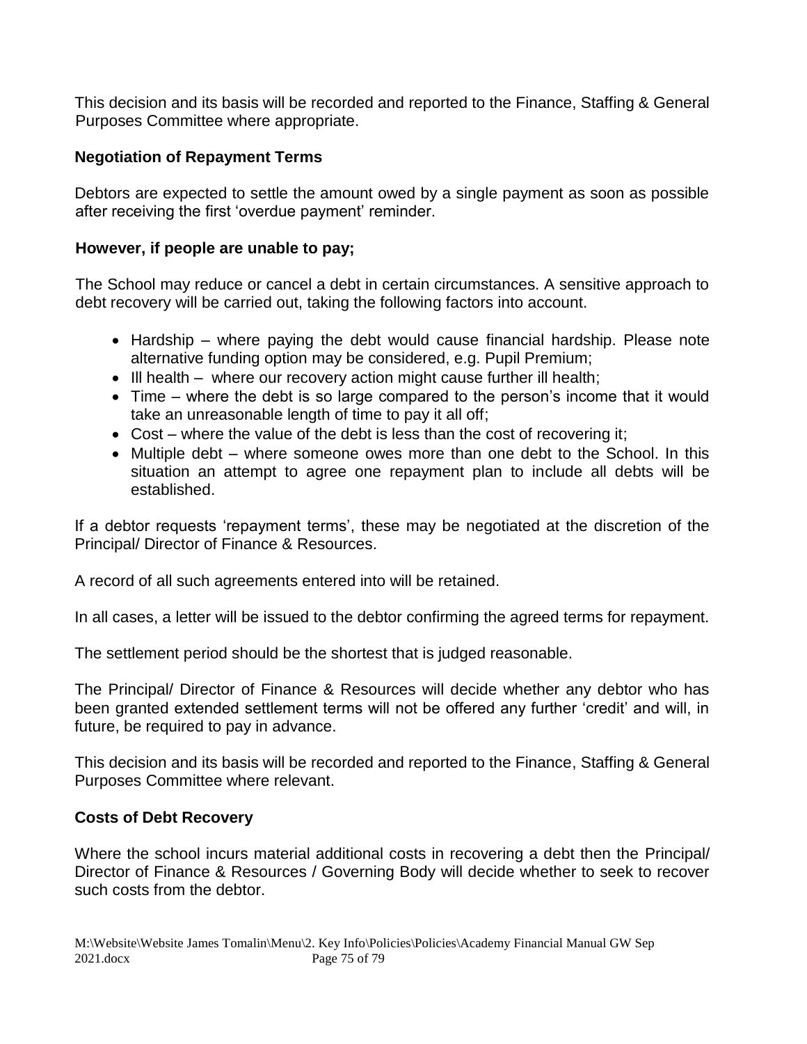This decision and its basis will be recorded and reported to the Finance, Staffing & General Purposes Committee where appropriate.

### Negotiation of Repayment Terms

Debtors are expected to settle the amount owed by a single payment as soon as possible after receiving the first 'overdue payment' reminder.

### However, if people are unable to pay;

The School may reduce or cancel a debt in certain circumstances. A sensitive approach to debt recovery will be carried out, taking the following factors into account.

- Hardship – where paying the debt would cause financial hardship. Please note alternative funding option may be considered, e.g. Pupil Premium;
- Ill health – where our recovery action might cause further ill health;
- Time – where the debt is so large compared to the person's income that it would take an unreasonable length of time to pay it all off;
- Cost – where the value of the debt is less than the cost of recovering it;
- Multiple debt – where someone owes more than one debt to the School. In this situation an attempt to agree one repayment plan to include all debts will be established.

If a debtor requests 'repayment terms', these may be negotiated at the discretion of the Principal/ Director of Finance & Resources.

A record of all such agreements entered into will be retained.

In all cases, a letter will be issued to the debtor confirming the agreed terms for repayment.

The settlement period should be the shortest that is judged reasonable.

The Principal/ Director of Finance & Resources will decide whether any debtor who has been granted extended settlement terms will not be offered any further 'credit' and will, in future, be required to pay in advance.

This decision and its basis will be recorded and reported to the Finance, Staffing & General Purposes Committee where relevant.

### Costs of Debt Recovery

Where the school incurs material additional costs in recovering a debt then the Principal/ Director of Finance & Resources / Governing Body will decide whether to seek to recover such costs from the debtor.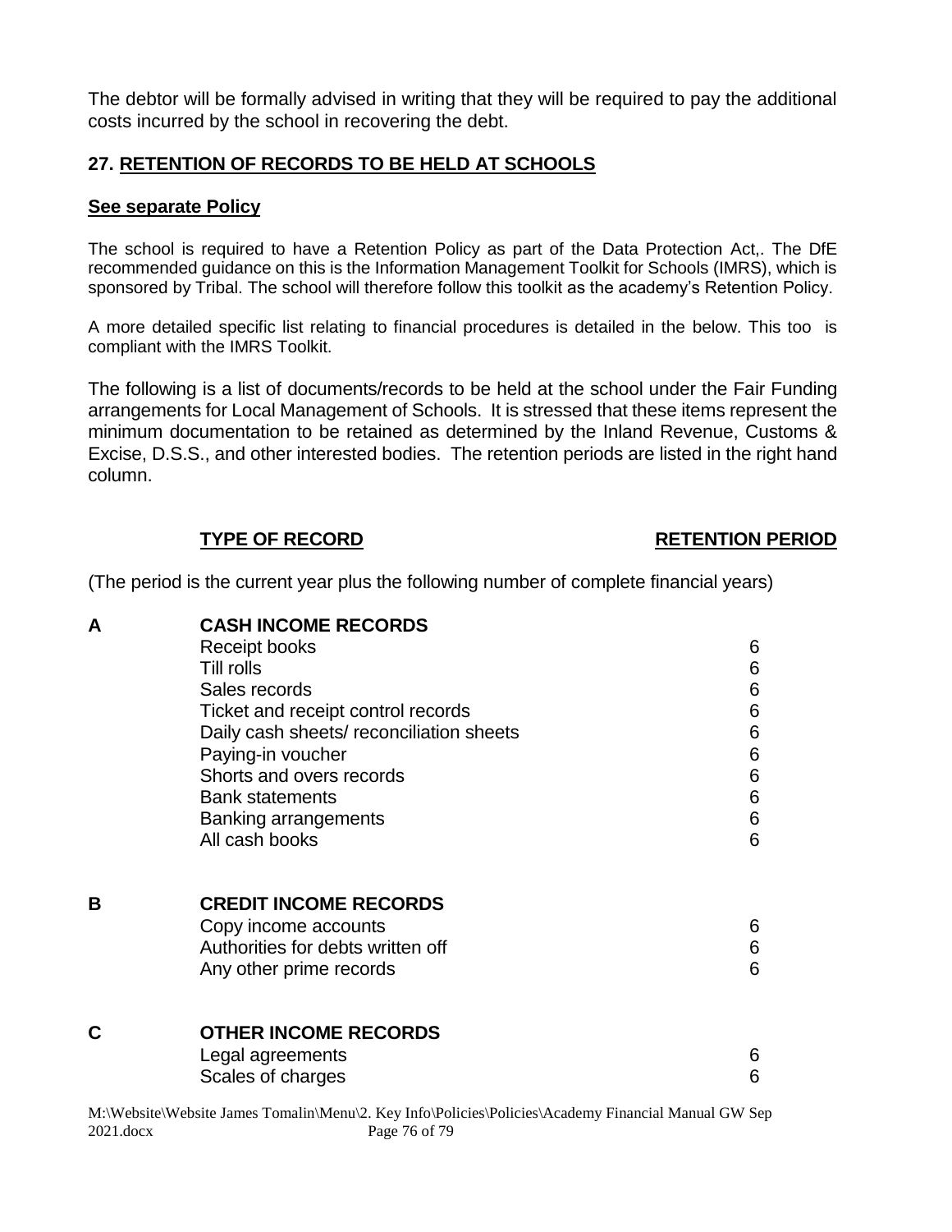The debtor will be formally advised in writing that they will be required to pay the additional costs incurred by the school in recovering the debt.

## 27. RETENTION OF RECORDS TO BE HELD AT SCHOOLS

**See separate Policy**

The school is required to have a Retention Policy as part of the Data Protection Act,. The DfE recommended guidance on this is the Information Management Toolkit for Schools (IMRS), which is sponsored by Tribal. The school will therefore follow this toolkit as the academy's Retention Policy.

A more detailed specific list relating to financial procedures is detailed in the below. This too is compliant with the IMRS Toolkit.

The following is a list of documents/records to be held at the school under the Fair Funding arrangements for Local Management of Schools. It is stressed that these items represent the minimum documentation to be retained as determined by the Inland Revenue, Customs & Excise, D.S.S., and other interested bodies. The retention periods are listed in the right hand column.

(The period is the current year plus the following number of complete financial years)

| | TYPE OF RECORD | RETENTION PERIOD |
|---|---|---|
| **A** | **CASH INCOME RECORDS** | |
| | Receipt books | 6 |
| | Till rolls | 6 |
| | Sales records | 6 |
| | Ticket and receipt control records | 6 |
| | Daily cash sheets/ reconciliation sheets | 6 |
| | Paying-in voucher | 6 |
| | Shorts and overs records | 6 |
| | Bank statements | 6 |
| | Banking arrangements | 6 |
| | All cash books | 6 |
| **B** | **CREDIT INCOME RECORDS** | |
| | Copy income accounts | 6 |
| | Authorities for debts written off | 6 |
| | Any other prime records | 6 |
| **C** | **OTHER INCOME RECORDS** | |
| | Legal agreements | 6 |
| | Scales of charges | 6 |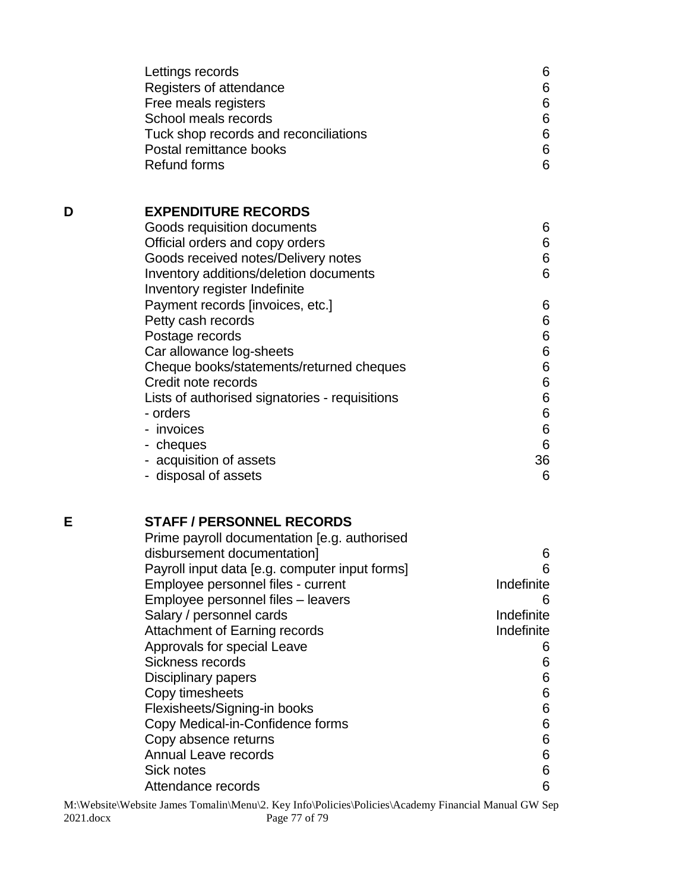| | Record | Retention |
|---|---|---|
| | Lettings records | 6 |
| | Registers of attendance | 6 |
| | Free meals registers | 6 |
| | School meals records | 6 |
| | Tuck shop records and reconciliations | 6 |
| | Postal remittance books | 6 |
| | Refund forms | 6 |
| **D** | **EXPENDITURE RECORDS** | |
| | Goods requisition documents | 6 |
| | Official orders and copy orders | 6 |
| | Goods received notes/Delivery notes | 6 |
| | Inventory additions/deletion documents | 6 |
| | Inventory register Indefinite | |
| | Payment records [invoices, etc.] | 6 |
| | Petty cash records | 6 |
| | Postage records | 6 |
| | Car allowance log-sheets | 6 |
| | Cheque books/statements/returned cheques | 6 |
| | Credit note records | 6 |
| | Lists of authorised signatories - requisitions | 6 |
| | - orders | 6 |
| | - invoices | 6 |
| | - cheques | 6 |
| | - acquisition of assets | 36 |
| | - disposal of assets | 6 |
| **E** | **STAFF / PERSONNEL RECORDS** | |
| | Prime payroll documentation [e.g. authorised disbursement documentation] | 6 |
| | Payroll input data [e.g. computer input forms] | 6 |
| | Employee personnel files - current | Indefinite |
| | Employee personnel files – leavers | 6 |
| | Salary / personnel cards | Indefinite |
| | Attachment of Earning records | Indefinite |
| | Approvals for special Leave | 6 |
| | Sickness records | 6 |
| | Disciplinary papers | 6 |
| | Copy timesheets | 6 |
| | Flexisheets/Signing-in books | 6 |
| | Copy Medical-in-Confidence forms | 6 |
| | Copy absence returns | 6 |
| | Annual Leave records | 6 |
| | Sick notes | 6 |
| | Attendance records | 6 |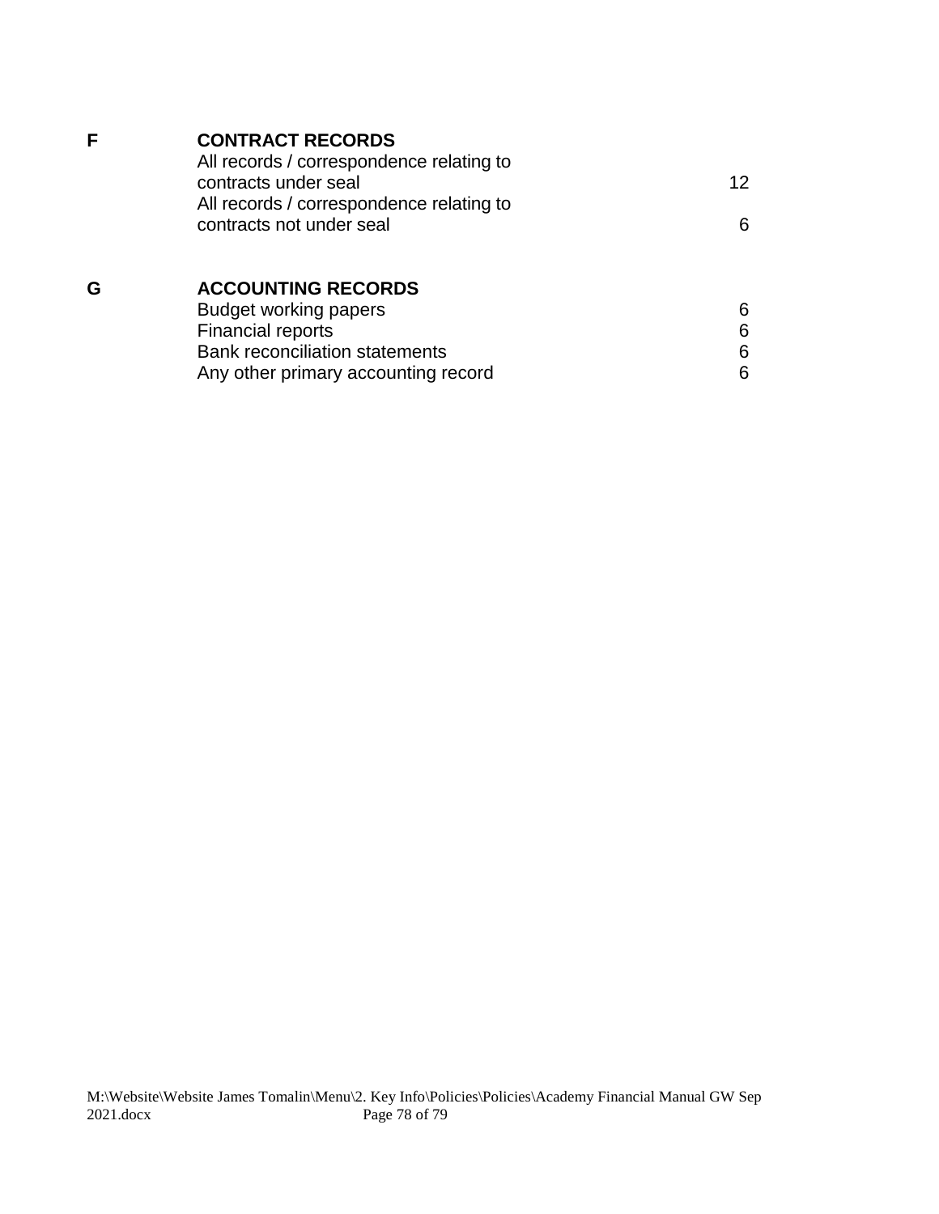## F CONTRACT RECORDS

| | |
|---|---|
| All records / correspondence relating to contracts under seal | 12 |
| All records / correspondence relating to contracts not under seal | 6 |

## G ACCOUNTING RECORDS

| | |
|---|---|
| Budget working papers | 6 |
| Financial reports | 6 |
| Bank reconciliation statements | 6 |
| Any other primary accounting record | 6 |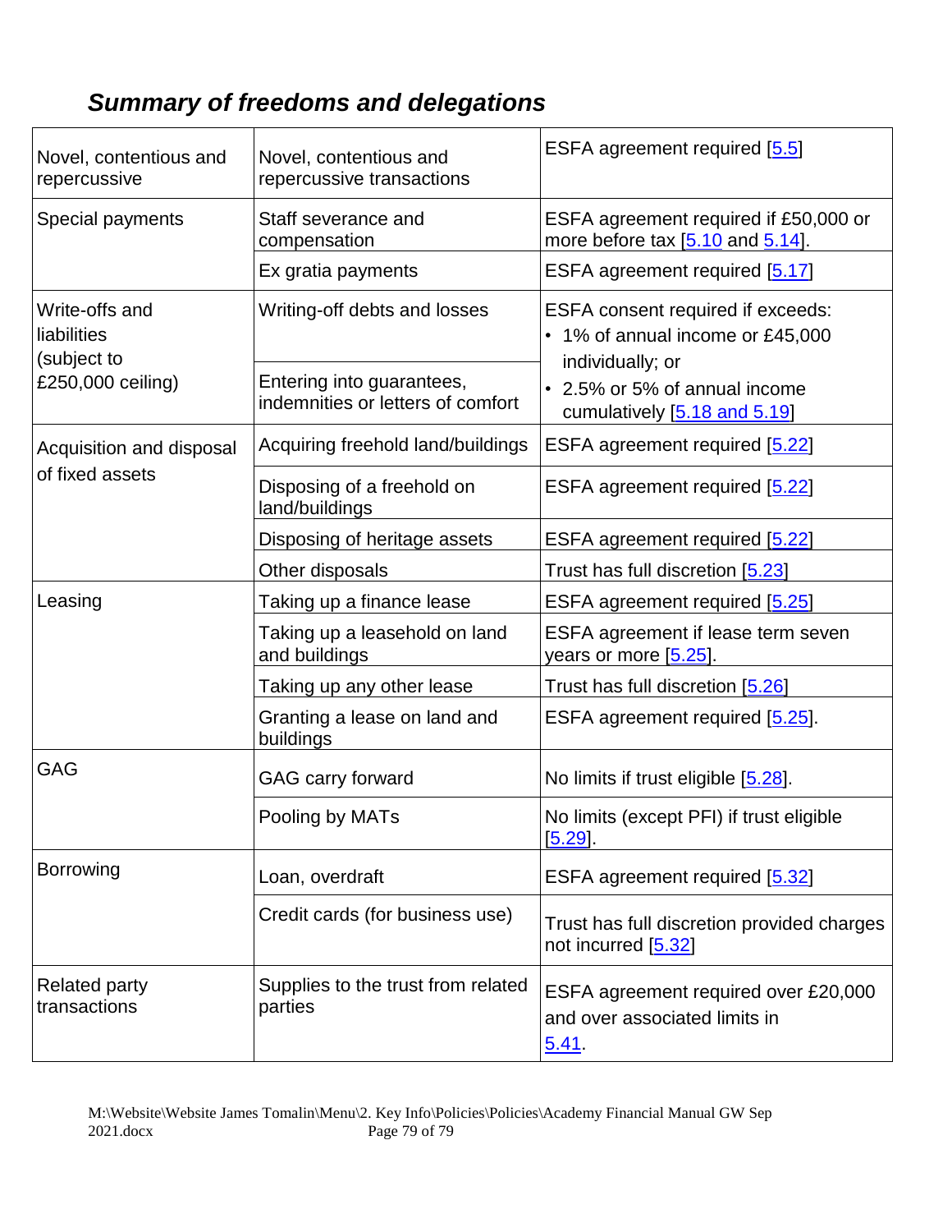## *Summary of freedoms and delegations*

| | | |
|---|---|---|
| Novel, contentious and repercussive | Novel, contentious and repercussive transactions | ESFA agreement required [5.5] |
| Special payments | Staff severance and compensation | ESFA agreement required if £50,000 or more before tax [5.10 and 5.14]. |
| | Ex gratia payments | ESFA agreement required [5.17] |
| Write-offs and liabilities (subject to £250,000 ceiling) | Writing-off debts and losses | ESFA consent required if exceeds:<br>• 1% of annual income or £45,000 individually; or<br>• 2.5% or 5% of annual income cumulatively [5.18 and 5.19] |
| | Entering into guarantees, indemnities or letters of comfort | |
| Acquisition and disposal of fixed assets | Acquiring freehold land/buildings | ESFA agreement required [5.22] |
| | Disposing of a freehold on land/buildings | ESFA agreement required [5.22] |
| | Disposing of heritage assets | ESFA agreement required [5.22] |
| | Other disposals | Trust has full discretion [5.23] |
| Leasing | Taking up a finance lease | ESFA agreement required [5.25] |
| | Taking up a leasehold on land and buildings | ESFA agreement if lease term seven years or more [5.25]. |
| | Taking up any other lease | Trust has full discretion [5.26] |
| | Granting a lease on land and buildings | ESFA agreement required [5.25]. |
| GAG | GAG carry forward | No limits if trust eligible [5.28]. |
| | Pooling by MATs | No limits (except PFI) if trust eligible [5.29]. |
| Borrowing | Loan, overdraft | ESFA agreement required [5.32] |
| | Credit cards (for business use) | Trust has full discretion provided charges not incurred [5.32] |
| Related party transactions | Supplies to the trust from related parties | ESFA agreement required over £20,000 and over associated limits in 5.41. |